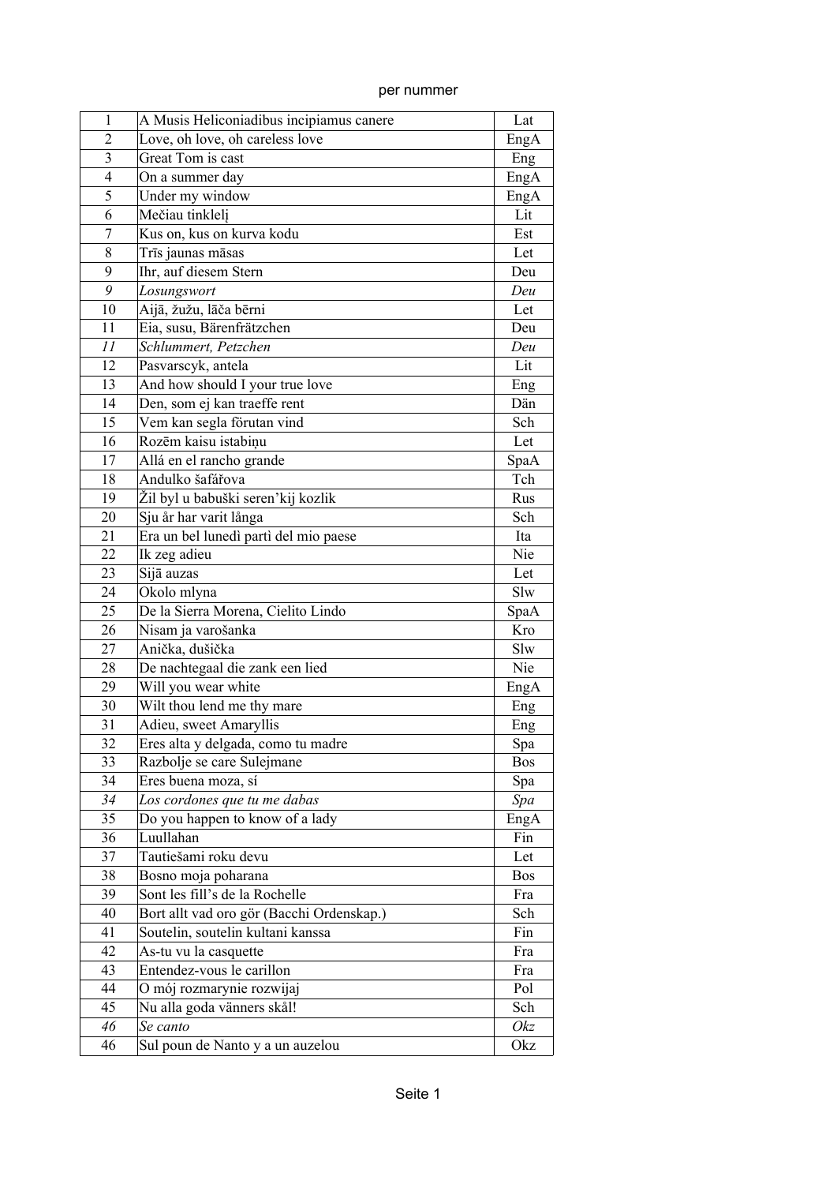per nummer

| | | |
|---|---|---|
| 1 | A Musis Heliconiadibus incipiamus canere | Lat |
| 2 | Love, oh love, oh careless love | EngA |
| 3 | Great Tom is cast | Eng |
| 4 | On a summer day | EngA |
| 5 | Under my window | EngA |
| 6 | Mečiau tinklelį | Lit |
| 7 | Kus on, kus on kurva kodu | Est |
| 8 | Trīs jaunas māsas | Let |
| 9 | Ihr, auf diesem Stern | Deu |
| *9* | *Losungswort* | *Deu* |
| 10 | Aijā, žužu, lāča bērni | Let |
| 11 | Eia, susu, Bärenfrätzchen | Deu |
| *11* | *Schlummert, Petzchen* | *Deu* |
| 12 | Pasvarscyk, antela | Lit |
| 13 | And how should I your true love | Eng |
| 14 | Den, som ej kan traeffe rent | Dän |
| 15 | Vem kan segla förutan vind | Sch |
| 16 | Rozēm kaisu istabiņu | Let |
| 17 | Allá en el rancho grande | SpaA |
| 18 | Andulko šafářova | Tch |
| 19 | Žil byl u babuški seren'kij kozlik | Rus |
| 20 | Sju år har varit långa | Sch |
| 21 | Era un bel lunedì partì del mio paese | Ita |
| 22 | Ik zeg adieu | Nie |
| 23 | Sijā auzas | Let |
| 24 | Okolo mlyna | Slw |
| 25 | De la Sierra Morena, Cielito Lindo | SpaA |
| 26 | Nisam ja varošanka | Kro |
| 27 | Anička, dušička | Slw |
| 28 | De nachtegaal die zank een lied | Nie |
| 29 | Will you wear white | EngA |
| 30 | Wilt thou lend me thy mare | Eng |
| 31 | Adieu, sweet Amaryllis | Eng |
| 32 | Eres alta y delgada, como tu madre | Spa |
| 33 | Razbolje se care Sulejmane | Bos |
| 34 | Eres buena moza, sí | Spa |
| *34* | *Los cordones que tu me dabas* | *Spa* |
| 35 | Do you happen to know of a lady | EngA |
| 36 | Luullahan | Fin |
| 37 | Tautiešami roku devu | Let |
| 38 | Bosno moja poharana | Bos |
| 39 | Sont les fill's de la Rochelle | Fra |
| 40 | Bort allt vad oro gör (Bacchi Ordenskap.) | Sch |
| 41 | Soutelin, soutelin kultani kanssa | Fin |
| 42 | As-tu vu la casquette | Fra |
| 43 | Entendez-vous le carillon | Fra |
| 44 | O mój rozmarynie rozwijaj | Pol |
| 45 | Nu alla goda vänners skål! | Sch |
| *46* | *Se canto* | *Okz* |
| 46 | Sul poun de Nanto y a un auzelou | Okz |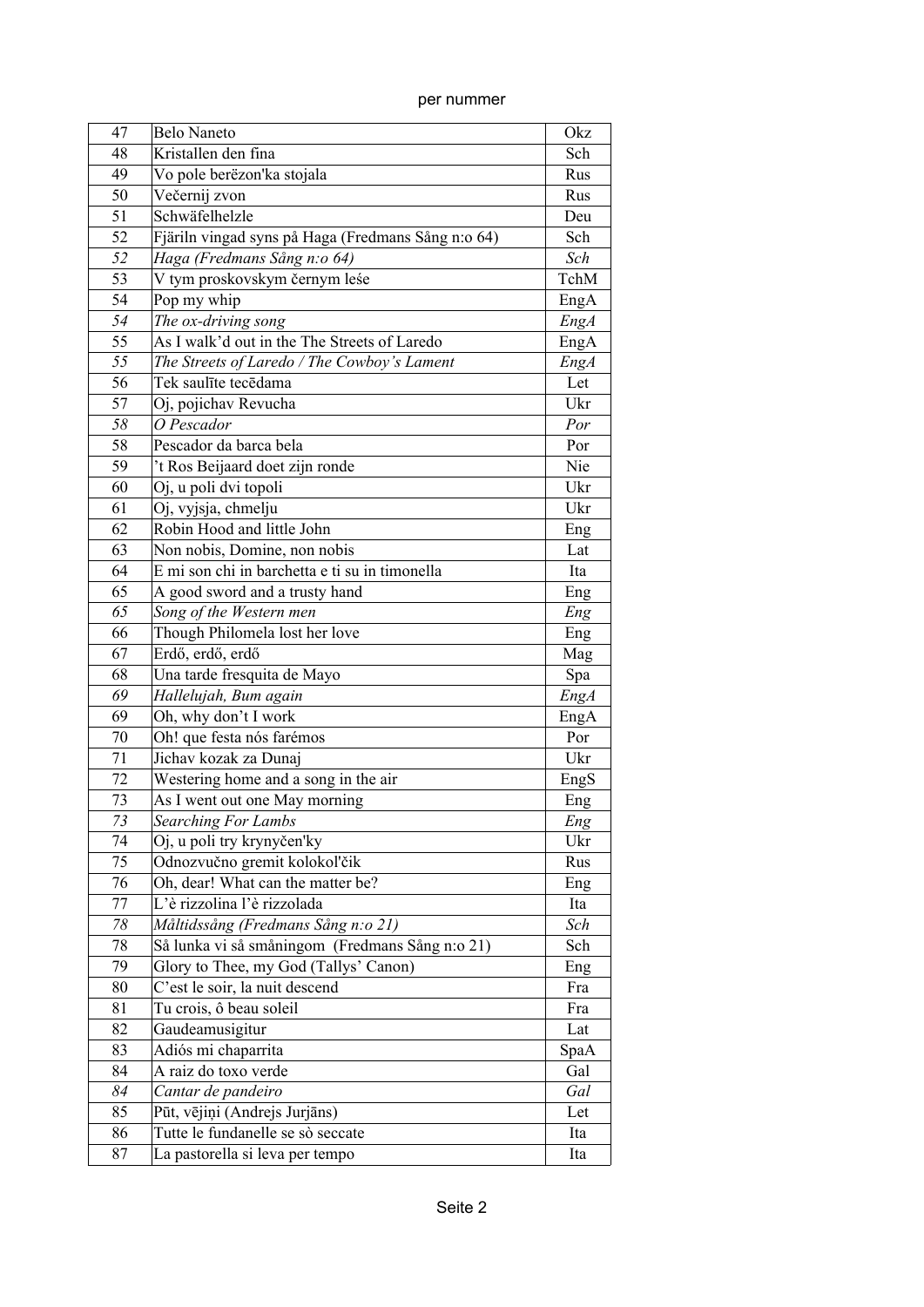per nummer

| | | |
|---|---|---|
| 47 | Belo Naneto | Okz |
| 48 | Kristallen den fina | Sch |
| 49 | Vo pole berëzon'ka stojala | Rus |
| 50 | Večernij zvon | Rus |
| 51 | Schwäfelhelzle | Deu |
| 52 | Fjäriln vingad syns på Haga (Fredmans Sång n:o 64) | Sch |
| *52* | *Haga (Fredmans Sång n:o 64)* | *Sch* |
| 53 | V tym proskovskym černym leśe | TchM |
| 54 | Pop my whip | EngA |
| *54* | *The ox-driving song* | *EngA* |
| 55 | As I walk'd out in the The Streets of Laredo | EngA |
| *55* | *The Streets of Laredo / The Cowboy's Lament* | *EngA* |
| 56 | Tek saulīte tecēdama | Let |
| 57 | Oj, pojichav Revucha | Ukr |
| *58* | *O Pescador* | *Por* |
| 58 | Pescador da barca bela | Por |
| 59 | 't Ros Beijaard doet zijn ronde | Nie |
| 60 | Oj, u poli dvi topoli | Ukr |
| 61 | Oj, vyjsja, chmelju | Ukr |
| 62 | Robin Hood and little John | Eng |
| 63 | Non nobis, Domine, non nobis | Lat |
| 64 | E mi son chi in barchetta e ti su in timonella | Ita |
| 65 | A good sword and a trusty hand | Eng |
| *65* | *Song of the Western men* | *Eng* |
| 66 | Though Philomela lost her love | Eng |
| 67 | Erdő, erdő, erdő | Mag |
| 68 | Una tarde fresquita de Mayo | Spa |
| *69* | *Hallelujah, Bum again* | *EngA* |
| 69 | Oh, why don't I work | EngA |
| 70 | Oh! que festa nós farémos | Por |
| 71 | Jichav kozak za Dunaj | Ukr |
| 72 | Westering home and a song in the air | EngS |
| 73 | As I went out one May morning | Eng |
| *73* | *Searching For Lambs* | *Eng* |
| 74 | Oj, u poli try krynyčen'ky | Ukr |
| 75 | Odnozvučno gremit kolokol'čik | Rus |
| 76 | Oh, dear! What can the matter be? | Eng |
| 77 | L'è rizzolina l'è rizzolada | Ita |
| *78* | *Måltidssång (Fredmans Sång n:o 21)* | *Sch* |
| 78 | Så lunka vi så småningom (Fredmans Sång n:o 21) | Sch |
| 79 | Glory to Thee, my God (Tallys' Canon) | Eng |
| 80 | C'est le soir, la nuit descend | Fra |
| 81 | Tu crois, ô beau soleil | Fra |
| 82 | Gaudeamusigitur | Lat |
| 83 | Adiós mi chaparrita | SpaA |
| 84 | A raiz do toxo verde | Gal |
| *84* | *Cantar de pandeiro* | *Gal* |
| 85 | Pūt, vējiņi (Andrejs Jurjāns) | Let |
| 86 | Tutte le fundanelle se sò seccate | Ita |
| 87 | La pastorella si leva per tempo | Ita |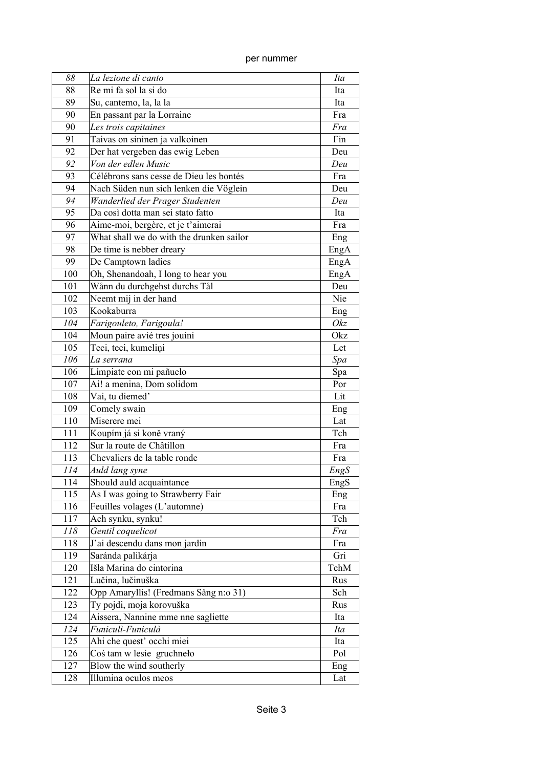per nummer

| | | |
|---|---|---|
| *88* | *La lezione di canto* | *Ita* |
| 88 | Re mi fa sol la si do | Ita |
| 89 | Su, cantemo, la, la la | Ita |
| 90 | En passant par la Lorraine | Fra |
| *90* | *Les trois capitaines* | *Fra* |
| 91 | Taivas on sininen ja valkoinen | Fin |
| 92 | Der hat vergeben das ewig Leben | Deu |
| *92* | *Von der edlen Music* | *Deu* |
| 93 | Célébrons sans cesse de Dieu les bontés | Fra |
| 94 | Nach Süden nun sich lenken die Vöglein | Deu |
| *94* | *Wanderlied der Prager Studenten* | *Deu* |
| 95 | Da così dotta man sei stato fatto | Ita |
| 96 | Aime-moi, bergère, et je t'aimerai | Fra |
| 97 | What shall we do with the drunken sailor | Eng |
| 98 | De time is nebber dreary | EngA |
| 99 | De Camptown ladies | EngA |
| 100 | Oh, Shenandoah, I long to hear you | EngA |
| 101 | Wånn du durchgehst durchs Tål | Deu |
| 102 | Neemt mij in der hand | Nie |
| 103 | Kookaburra | Eng |
| *104* | *Farigouleto, Farigoula!* | *Okz* |
| 104 | Moun paire avié tres jouini | Okz |
| 105 | Teci, teci, kumeliņi | Let |
| *106* | *La serrana* | *Spa* |
| 106 | Límpiate con mi pañuelo | Spa |
| 107 | Ai! a menina, Dom solidom | Por |
| 108 | Vai, tu diemed' | Lit |
| 109 | Comely swain | Eng |
| 110 | Miserere mei | Lat |
| 111 | Koupím já si koně vraný | Tch |
| 112 | Sur la route de Châtillon | Fra |
| 113 | Chevaliers de la table ronde | Fra |
| *114* | *Auld lang syne* | *EngS* |
| 114 | Should auld acquaintance | EngS |
| 115 | As I was going to Strawberry Fair | Eng |
| 116 | Feuilles volages (L'automne) | Fra |
| 117 | Ach synku, synku! | Tch |
| *118* | *Gentil coquelicot* | *Fra* |
| 118 | J'ai descendu dans mon jardin | Fra |
| 119 | Saránda palikárja | Gri |
| 120 | Išla Marina do cintorina | TchM |
| 121 | Lučina, lučinuška | Rus |
| 122 | Opp Amaryllis! (Fredmans Sång n:o 31) | Sch |
| 123 | Ty pojdi, moja korovuška | Rus |
| 124 | Aissera, Nannine mme nne sagliette | Ita |
| *124* | *Funiculì-Funiculà* | *Ita* |
| 125 | Ahi che quest' occhi miei | Ita |
| 126 | Coś tam w lesie gruchneło | Pol |
| 127 | Blow the wind southerly | Eng |
| 128 | Illumina oculos meos | Lat |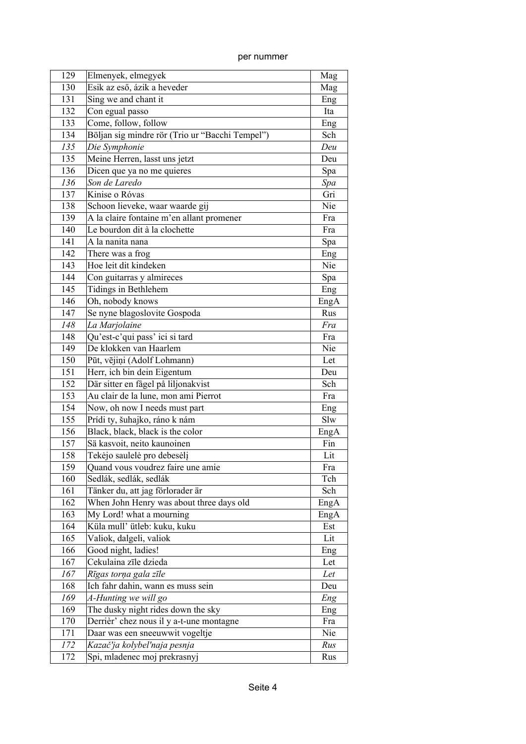per nummer

| | | |
|---|---|---|
| 129 | Elmenyek, elmegyek | Mag |
| 130 | Esik az eső, ázik a heveder | Mag |
| 131 | Sing we and chant it | Eng |
| 132 | Con egual passo | Ita |
| 133 | Come, follow, follow | Eng |
| 134 | Böljan sig mindre rör (Trio ur "Bacchi Tempel") | Sch |
| *135* | *Die Symphonie* | *Deu* |
| 135 | Meine Herren, lasst uns jetzt | Deu |
| 136 | Dicen que ya no me quieres | Spa |
| *136* | *Son de Laredo* | *Spa* |
| 137 | Kinise o Róvas | Gri |
| 138 | Schoon lieveke, waar waarde gij | Nie |
| 139 | A la claire fontaine m'en allant promener | Fra |
| 140 | Le bourdon dit à la clochette | Fra |
| 141 | A la nanita nana | Spa |
| 142 | There was a frog | Eng |
| 143 | Hoe leit dit kindeken | Nie |
| 144 | Con guitarras y almireces | Spa |
| 145 | Tidings in Bethlehem | Eng |
| 146 | Oh, nobody knows | EngA |
| 147 | Se nyne blagoslovite Gospoda | Rus |
| *148* | *La Marjolaine* | *Fra* |
| 148 | Qu'est-c'qui pass' ici si tard | Fra |
| 149 | De klokken van Haarlem | Nie |
| 150 | Pūt, vējiņi (Adolf Lohmann) | Let |
| 151 | Herr, ich bin dein Eigentum | Deu |
| 152 | Där sitter en fågel på liljonakvist | Sch |
| 153 | Au clair de la lune, mon ami Pierrot | Fra |
| 154 | Now, oh now I needs must part | Eng |
| 155 | Prídi ty, šuhajko, ráno k nám | Slw |
| 156 | Black, black, black is the color | EngA |
| 157 | Sä kasvoit, neito kaunoinen | Fin |
| 158 | Tekėjo saulelė pro debesėlį | Lit |
| 159 | Quand vous voudrez faire une amie | Fra |
| 160 | Sedlák, sedlák, sedlák | Tch |
| 161 | Tänker du, att jag förlorader är | Sch |
| 162 | When John Henry was about three days old | EngA |
| 163 | My Lord! what a mourning | EngA |
| 164 | Küla mull' ütleb: kuku, kuku | Est |
| 165 | Valiok, dalgeli, valiok | Lit |
| 166 | Good night, ladies! | Eng |
| 167 | Cekulaina zīle dzieda | Let |
| *167* | *Rīgas torņa gala zīle* | *Let* |
| 168 | Ich fahr dahin, wann es muss sein | Deu |
| *169* | *A-Hunting we will go* | *Eng* |
| 169 | The dusky night rides down the sky | Eng |
| 170 | Derrièr' chez nous il y a-t-une montagne | Fra |
| 171 | Daar was een sneeuwwit vogeltje | Nie |
| *172* | *Kazač'ja kolybel'naja pesnja* | *Rus* |
| 172 | Spi, mladenec moj prekrasnyj | Rus |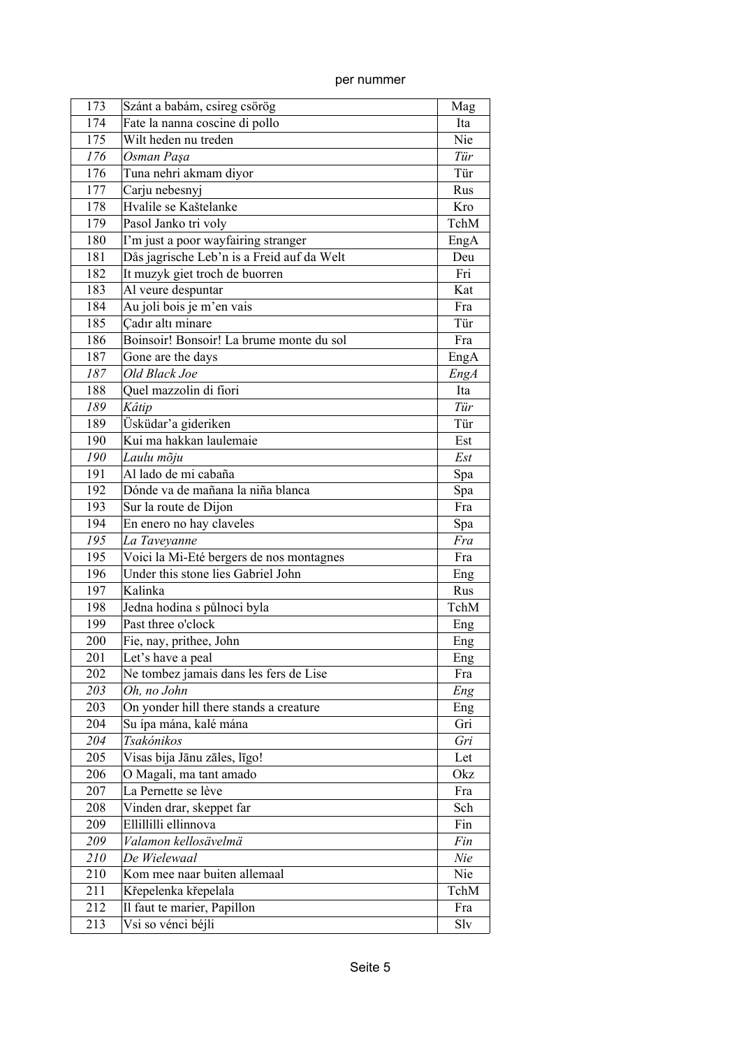| | | |
|---|---|---|
| 173 | Szánt a babám, csireg csörög | Mag |
| 174 | Fate la nanna coscine di pollo | Ita |
| 175 | Wilt heden nu treden | Nie |
| *176* | *Osman Paşa* | *Tür* |
| 176 | Tuna nehri akmam diyor | Tür |
| 177 | Carju nebesnyj | Rus |
| 178 | Hvalile se Kaštelanke | Kro |
| 179 | Pasol Janko tri voly | TchM |
| 180 | I'm just a poor wayfairing stranger | EngA |
| 181 | Dås jagrische Leb'n is a Freid auf da Welt | Deu |
| 182 | It muzyk giet troch de buorren | Fri |
| 183 | Al veure despuntar | Kat |
| 184 | Au joli bois je m'en vais | Fra |
| 185 | Çadır altı minare | Tür |
| 186 | Boinsoir! Bonsoir! La brume monte du sol | Fra |
| 187 | Gone are the days | EngA |
| *187* | *Old Black Joe* | *EngA* |
| 188 | Quel mazzolin di fiori | Ita |
| *189* | *Kâtip* | *Tür* |
| 189 | Üsküdar'a gideriken | Tür |
| 190 | Kui ma hakkan laulemaie | Est |
| *190* | *Laulu mõju* | *Est* |
| 191 | Al lado de mi cabaña | Spa |
| 192 | Dónde va de mañana la niña blanca | Spa |
| 193 | Sur la route de Dijon | Fra |
| 194 | En enero no hay claveles | Spa |
| *195* | *La Taveyanne* | *Fra* |
| 195 | Voici la Mi-Eté bergers de nos montagnes | Fra |
| 196 | Under this stone lies Gabriel John | Eng |
| 197 | Kalinka | Rus |
| 198 | Jedna hodina s půlnoci byla | TchM |
| 199 | Past three o'clock | Eng |
| 200 | Fie, nay, prithee, John | Eng |
| 201 | Let's have a peal | Eng |
| 202 | Ne tombez jamais dans les fers de Lise | Fra |
| *203* | *Oh, no John* | *Eng* |
| 203 | On yonder hill there stands a creature | Eng |
| 204 | Su ípa mána, kalé mána | Gri |
| *204* | *Tsakónikos* | *Gri* |
| 205 | Visas bija Jānu zāles, līgo! | Let |
| 206 | O Magali, ma tant amado | Okz |
| 207 | La Pernette se lève | Fra |
| 208 | Vinden drar, skeppet far | Sch |
| 209 | Ellillilli ellinnova | Fin |
| *209* | *Valamon kellosävelmä* | *Fin* |
| *210* | *De Wielewaal* | *Nie* |
| 210 | Kom mee naar buiten allemaal | Nie |
| 211 | Křepelenka křepelala | TchM |
| 212 | Il faut te marier, Papillon | Fra |
| 213 | Vsi so vénci béjli | Slv |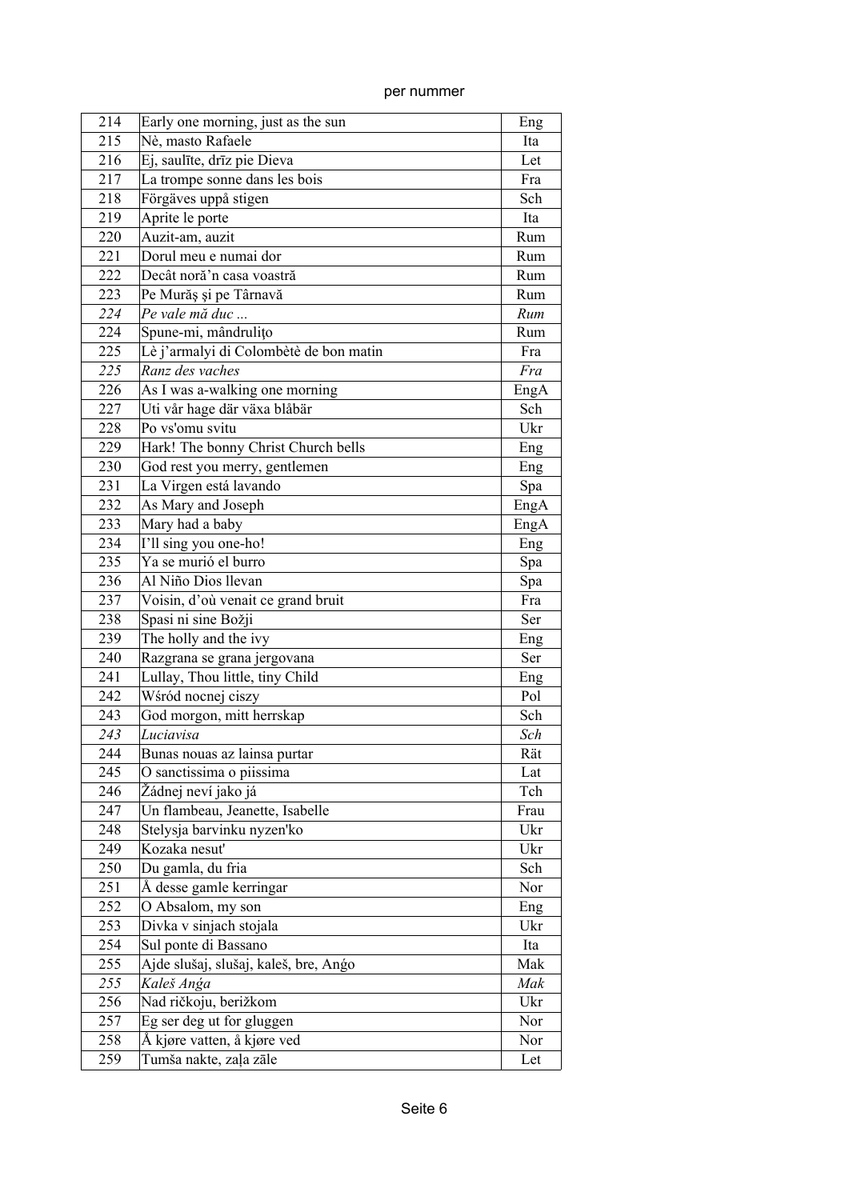per nummer

| | | |
|---|---|---|
| 214 | Early one morning, just as the sun | Eng |
| 215 | Nè, masto Rafaele | Ita |
| 216 | Ej, saulīte, drīz pie Dieva | Let |
| 217 | La trompe sonne dans les bois | Fra |
| 218 | Förgäves uppå stigen | Sch |
| 219 | Aprite le porte | Ita |
| 220 | Auzit-am, auzit | Rum |
| 221 | Dorul meu e numai dor | Rum |
| 222 | Decât noră'n casa voastră | Rum |
| 223 | Pe Murăş şi pe Târnavă | Rum |
| *224* | *Pe vale mă duc ...* | *Rum* |
| 224 | Spune-mi, mândruliţo | Rum |
| 225 | Lè j'armalyi di Colombètè de bon matin | Fra |
| *225* | *Ranz des vaches* | *Fra* |
| 226 | As I was a-walking one morning | EngA |
| 227 | Uti vår hage där växa blåbär | Sch |
| 228 | Po vs'omu svitu | Ukr |
| 229 | Hark! The bonny Christ Church bells | Eng |
| 230 | God rest you merry, gentlemen | Eng |
| 231 | La Virgen está lavando | Spa |
| 232 | As Mary and Joseph | EngA |
| 233 | Mary had a baby | EngA |
| 234 | I'll sing you one-ho! | Eng |
| 235 | Ya se murió el burro | Spa |
| 236 | Al Niño Dios llevan | Spa |
| 237 | Voisin, d'où venait ce grand bruit | Fra |
| 238 | Spasi ni sine Božji | Ser |
| 239 | The holly and the ivy | Eng |
| 240 | Razgrana se grana jergovana | Ser |
| 241 | Lullay, Thou little, tiny Child | Eng |
| 242 | Wśród nocnej ciszy | Pol |
| 243 | God morgon, mitt herrskap | Sch |
| *243* | *Luciavisa* | *Sch* |
| 244 | Bunas nouas az lainsa purtar | Rät |
| 245 | O sanctissima o piissima | Lat |
| 246 | Žádnej neví jako já | Tch |
| 247 | Un flambeau, Jeanette, Isabelle | Frau |
| 248 | Stelysja barvinku nyzen'ko | Ukr |
| 249 | Kozaka nesut' | Ukr |
| 250 | Du gamla, du fria | Sch |
| 251 | Å desse gamle kerringar | Nor |
| 252 | O Absalom, my son | Eng |
| 253 | Divka v sinjach stojala | Ukr |
| 254 | Sul ponte di Bassano | Ita |
| 255 | Ajde slušaj, slušaj, kaleš, bre, Anģo | Mak |
| *255* | *Kaleš Anģa* | *Mak* |
| 256 | Nad ričkoju, berižkom | Ukr |
| 257 | Eg ser deg ut for gluggen | Nor |
| 258 | Å kjøre vatten, å kjøre ved | Nor |
| 259 | Tumša nakte, zaļa zāle | Let |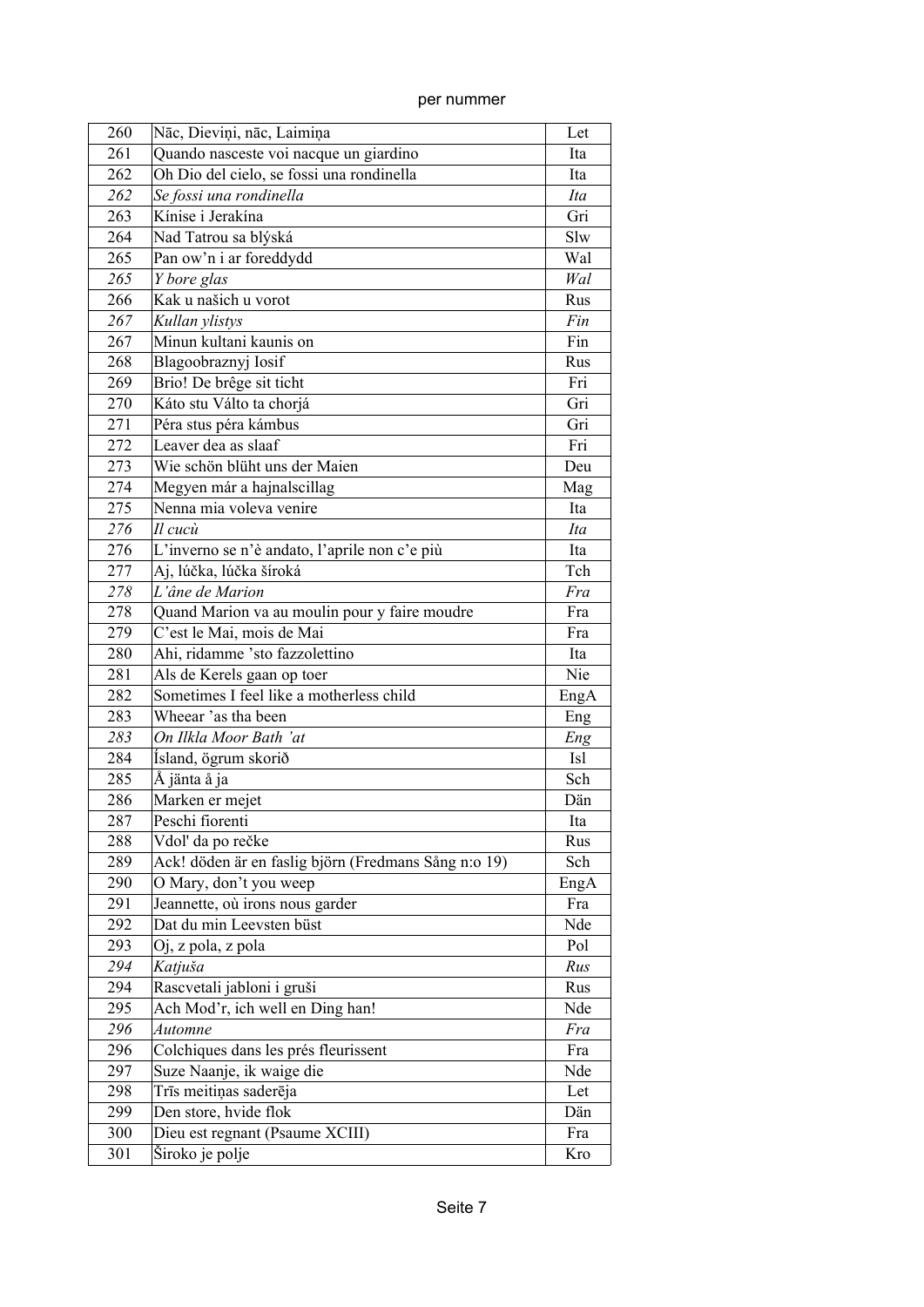per nummer

| | | |
|---|---|---|
| 260 | Nāc, Dieviņi, nāc, Laimiņa | Let |
| 261 | Quando nasceste voi nacque un giardino | Ita |
| 262 | Oh Dio del cielo, se fossi una rondinella | Ita |
| *262* | *Se fossi una rondinella* | *Ita* |
| 263 | Kínise i Jerakína | Gri |
| 264 | Nad Tatrou sa blýská | Slw |
| 265 | Pan ow'n i ar foreddydd | Wal |
| *265* | *Y bore glas* | *Wal* |
| 266 | Kak u našich u vorot | Rus |
| *267* | *Kullan ylistys* | *Fin* |
| 267 | Minun kultani kaunis on | Fin |
| 268 | Blagoobraznyj Iosif | Rus |
| 269 | Brio! De brêge sit ticht | Fri |
| 270 | Káto stu Válto ta chorjá | Gri |
| 271 | Péra stus péra kámbus | Gri |
| 272 | Leaver dea as slaaf | Fri |
| 273 | Wie schön blüht uns der Maien | Deu |
| 274 | Megyen már a hajnalscillag | Mag |
| 275 | Nenna mia voleva venire | Ita |
| *276* | *Il cucù* | *Ita* |
| 276 | L'inverno se n'è andato, l'aprile non c'e più | Ita |
| 277 | Aj, lúčka, lúčka široká | Tch |
| *278* | *L'âne de Marion* | *Fra* |
| 278 | Quand Marion va au moulin pour y faire moudre | Fra |
| 279 | C'est le Mai, mois de Mai | Fra |
| 280 | Ahi, ridamme 'sto fazzolettino | Ita |
| 281 | Als de Kerels gaan op toer | Nie |
| 282 | Sometimes I feel like a motherless child | EngA |
| 283 | Wheear 'as tha been | Eng |
| *283* | *On Ilkla Moor Bath 'at* | *Eng* |
| 284 | Ísland, ögrum skorið | Isl |
| 285 | Å jänta å ja | Sch |
| 286 | Marken er mejet | Dän |
| 287 | Peschi fiorenti | Ita |
| 288 | Vdol' da po rečke | Rus |
| 289 | Ack! döden är en faslig björn (Fredmans Sång n:o 19) | Sch |
| 290 | O Mary, don't you weep | EngA |
| 291 | Jeannette, où irons nous garder | Fra |
| 292 | Dat du min Leevsten büst | Nde |
| 293 | Oj, z pola, z pola | Pol |
| *294* | *Katjuša* | *Rus* |
| 294 | Rascvetali jabloni i gruši | Rus |
| 295 | Ach Mod'r, ich well en Ding han! | Nde |
| *296* | *Automne* | *Fra* |
| 296 | Colchiques dans les prés fleurissent | Fra |
| 297 | Suze Naanje, ik waige die | Nde |
| 298 | Trīs meitiņas saderēja | Let |
| 299 | Den store, hvide flok | Dän |
| 300 | Dieu est regnant (Psaume XCIII) | Fra |
| 301 | Široko je polje | Kro |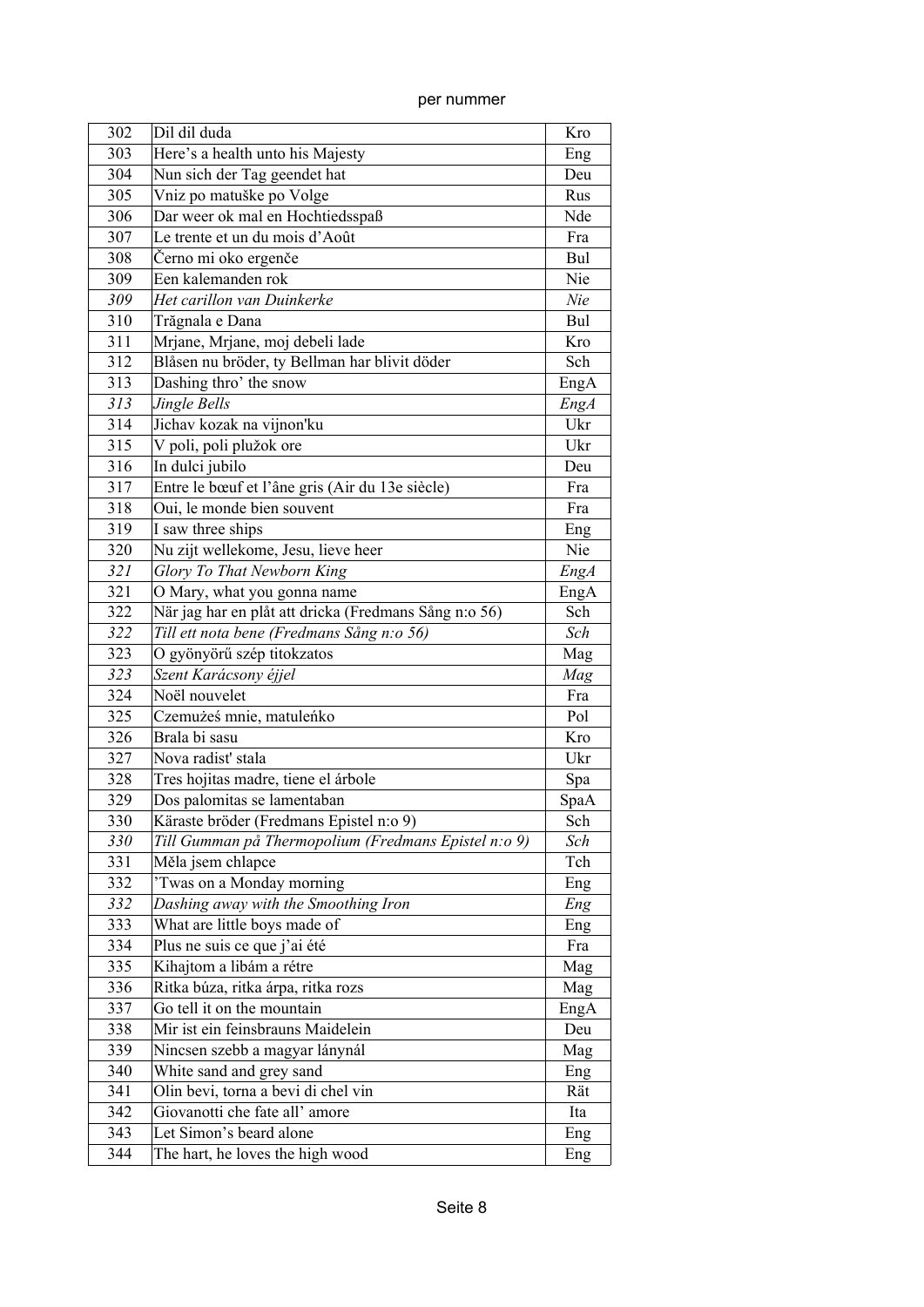per nummer

| | | |
|---|---|---|
| 302 | Dil dil duda | Kro |
| 303 | Here’s a health unto his Majesty | Eng |
| 304 | Nun sich der Tag geendet hat | Deu |
| 305 | Vniz po matuške po Volge | Rus |
| 306 | Dar weer ok mal en Hochtiedsspaß | Nde |
| 307 | Le trente et un du mois d’Août | Fra |
| 308 | Černo mi oko ergenče | Bul |
| 309 | Een kalemanden rok | Nie |
| *309* | *Het carillon van Duinkerke* | *Nie* |
| 310 | Trăgnala e Dana | Bul |
| 311 | Mrjane, Mrjane, moj debeli lade | Kro |
| 312 | Blåsen nu bröder, ty Bellman har blivit döder | Sch |
| 313 | Dashing thro’ the snow | EngA |
| *313* | *Jingle Bells* | *EngA* |
| 314 | Jichav kozak na vijnon'ku | Ukr |
| 315 | V poli, poli plužok ore | Ukr |
| 316 | In dulci jubilo | Deu |
| 317 | Entre le bœuf et l’âne gris (Air du 13e siècle) | Fra |
| 318 | Oui, le monde bien souvent | Fra |
| 319 | I saw three ships | Eng |
| 320 | Nu zijt wellekome, Jesu, lieve heer | Nie |
| *321* | *Glory To That Newborn King* | *EngA* |
| 321 | O Mary, what you gonna name | EngA |
| 322 | När jag har en plåt att dricka (Fredmans Sång n:o 56) | Sch |
| *322* | *Till ett nota bene (Fredmans Sång n:o 56)* | *Sch* |
| 323 | O gyönyörű szép titokzatos | Mag |
| *323* | *Szent Karácsony éjjel* | *Mag* |
| 324 | Noël nouvelet | Fra |
| 325 | Czemużeś mnie, matuleńko | Pol |
| 326 | Brala bi sasu | Kro |
| 327 | Nova radist' stala | Ukr |
| 328 | Tres hojitas madre, tiene el árbole | Spa |
| 329 | Dos palomitas se lamentaban | SpaA |
| 330 | Käraste bröder (Fredmans Epistel n:o 9) | Sch |
| *330* | *Till Gumman på Thermopolium (Fredmans Epistel n:o 9)* | *Sch* |
| 331 | Měla jsem chlapce | Tch |
| 332 | ’Twas on a Monday morning | Eng |
| *332* | *Dashing away with the Smoothing Iron* | *Eng* |
| 333 | What are little boys made of | Eng |
| 334 | Plus ne suis ce que j’ai été | Fra |
| 335 | Kihajtom a libám a rétre | Mag |
| 336 | Ritka búza, ritka árpa, ritka rozs | Mag |
| 337 | Go tell it on the mountain | EngA |
| 338 | Mir ist ein feinsbrauns Maidelein | Deu |
| 339 | Nincsen szebb a magyar lánynál | Mag |
| 340 | White sand and grey sand | Eng |
| 341 | Olin bevi, torna a bevi di chel vin | Rät |
| 342 | Giovanotti che fate all’ amore | Ita |
| 343 | Let Simon’s beard alone | Eng |
| 344 | The hart, he loves the high wood | Eng |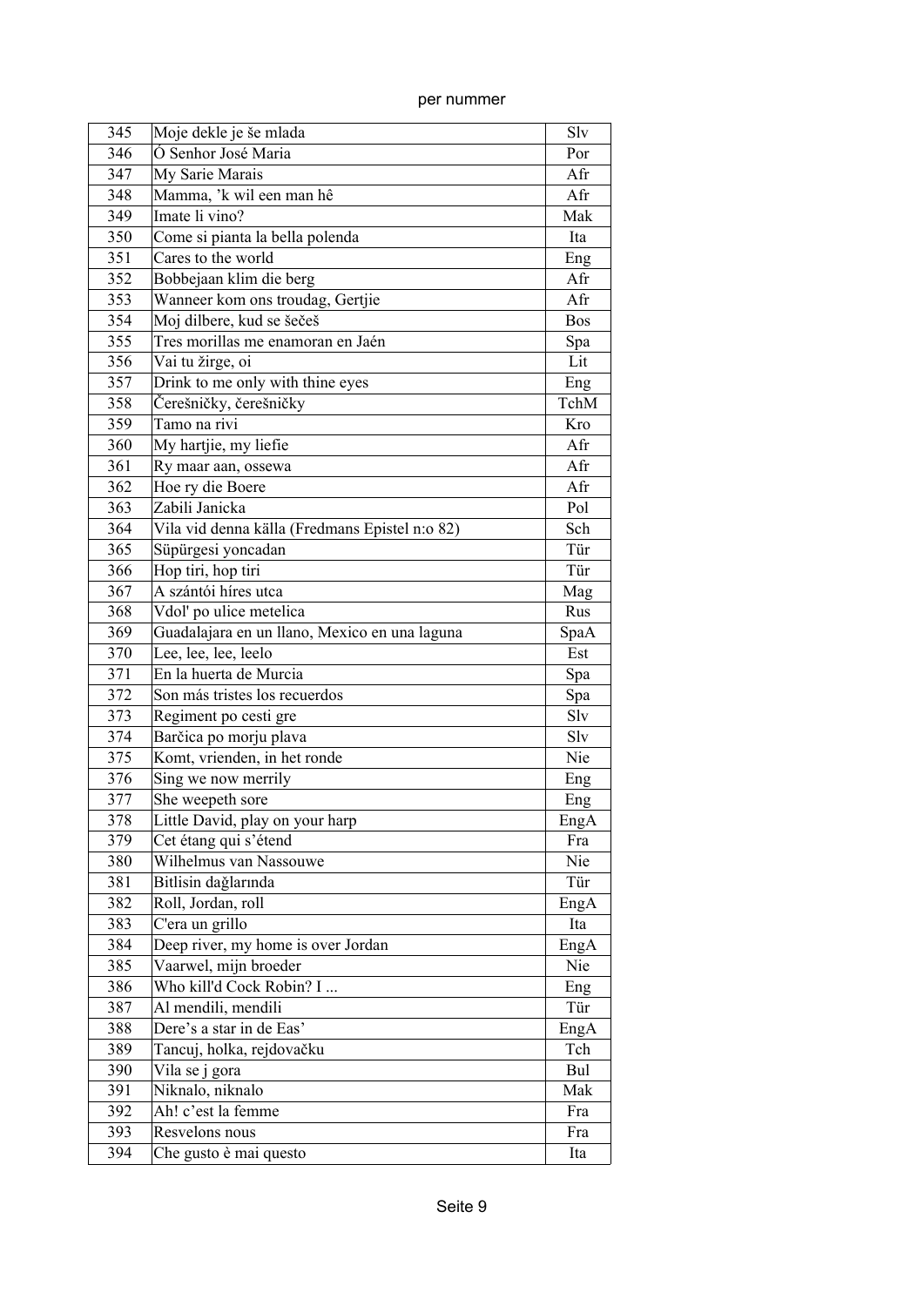| 345 | Moje dekle je še mlada | Slv |
|---|---|---|
| 346 | Ó Senhor José Maria | Por |
| 347 | My Sarie Marais | Afr |
| 348 | Mamma, ’k wil een man hê | Afr |
| 349 | Imate li vino? | Mak |
| 350 | Come si pianta la bella polenda | Ita |
| 351 | Cares to the world | Eng |
| 352 | Bobbejaan klim die berg | Afr |
| 353 | Wanneer kom ons troudag, Gertjie | Afr |
| 354 | Moj dilbere, kud se šečeš | Bos |
| 355 | Tres morillas me enamoran en Jaén | Spa |
| 356 | Vai tu žirge, oi | Lit |
| 357 | Drink to me only with thine eyes | Eng |
| 358 | Čerešničky, čerešničky | TchM |
| 359 | Tamo na rivi | Kro |
| 360 | My hartjie, my liefie | Afr |
| 361 | Ry maar aan, ossewa | Afr |
| 362 | Hoe ry die Boere | Afr |
| 363 | Zabili Janicka | Pol |
| 364 | Vila vid denna källa (Fredmans Epistel n:o 82) | Sch |
| 365 | Süpürgesi yoncadan | Tür |
| 366 | Hop tiri, hop tiri | Tür |
| 367 | A szántói híres utca | Mag |
| 368 | Vdol' po ulice metelica | Rus |
| 369 | Guadalajara en un llano, Mexico en una laguna | SpaA |
| 370 | Lee, lee, lee, leelo | Est |
| 371 | En la huerta de Murcia | Spa |
| 372 | Son más tristes los recuerdos | Spa |
| 373 | Regiment po cesti gre | Slv |
| 374 | Barčica po morju plava | Slv |
| 375 | Komt, vrienden, in het ronde | Nie |
| 376 | Sing we now merrily | Eng |
| 377 | She weepeth sore | Eng |
| 378 | Little David, play on your harp | EngA |
| 379 | Cet étang qui s’étend | Fra |
| 380 | Wilhelmus van Nassouwe | Nie |
| 381 | Bitlisin dağlarında | Tür |
| 382 | Roll, Jordan, roll | EngA |
| 383 | C'era un grillo | Ita |
| 384 | Deep river, my home is over Jordan | EngA |
| 385 | Vaarwel, mijn broeder | Nie |
| 386 | Who kill'd Cock Robin? I ... | Eng |
| 387 | Al mendili, mendili | Tür |
| 388 | Dere’s a star in de Eas’ | EngA |
| 389 | Tancuj, holka, rejdovačku | Tch |
| 390 | Vila se j gora | Bul |
| 391 | Niknalo, niknalo | Mak |
| 392 | Ah! c’est la femme | Fra |
| 393 | Resvelons nous | Fra |
| 394 | Che gusto è mai questo | Ita |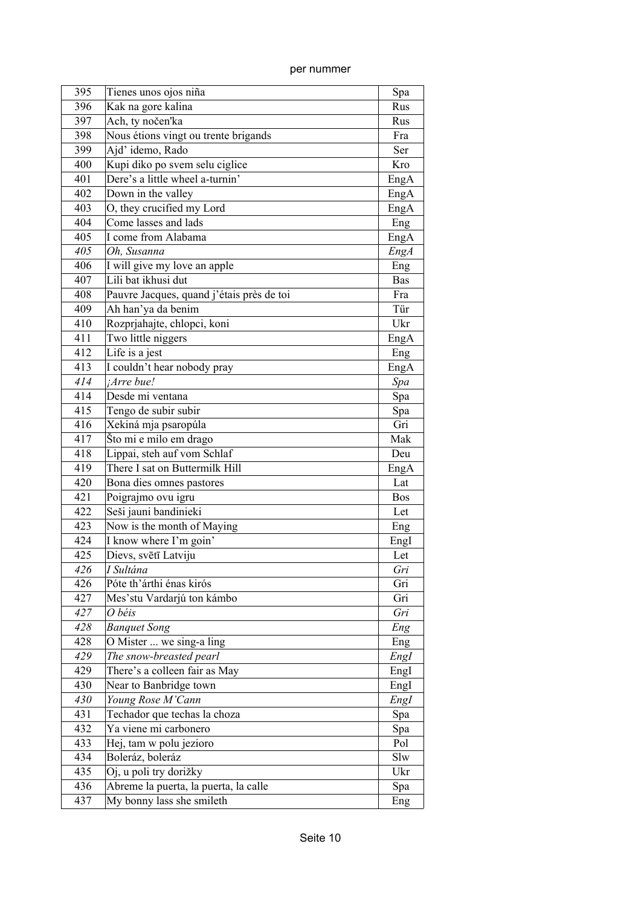per nummer

| | | |
|---|---|---|
| 395 | Tienes unos ojos niña | Spa |
| 396 | Kak na gore kalina | Rus |
| 397 | Ach, ty nočen'ka | Rus |
| 398 | Nous étions vingt ou trente brigands | Fra |
| 399 | Ajd' idemo, Rado | Ser |
| 400 | Kupi diko po svem selu ciglice | Kro |
| 401 | Dere's a little wheel a-turnin' | EngA |
| 402 | Down in the valley | EngA |
| 403 | O, they crucified my Lord | EngA |
| 404 | Come lasses and lads | Eng |
| 405 | I come from Alabama | EngA |
| *405* | *Oh, Susanna* | *EngA* |
| 406 | I will give my love an apple | Eng |
| 407 | Lili bat ikhusi dut | Bas |
| 408 | Pauvre Jacques, quand j'étais près de toi | Fra |
| 409 | Ah han'ya da benim | Tür |
| 410 | Rozprjahajte, chlopci, koni | Ukr |
| 411 | Two little niggers | EngA |
| 412 | Life is a jest | Eng |
| 413 | I couldn't hear nobody pray | EngA |
| *414* | *¡Arre bue!* | *Spa* |
| 414 | Desde mi ventana | Spa |
| 415 | Tengo de subir subir | Spa |
| 416 | Xekiná mja psaropúla | Gri |
| 417 | Što mi e milo em drago | Mak |
| 418 | Lippai, steh auf vom Schlaf | Deu |
| 419 | There I sat on Buttermilk Hill | EngA |
| 420 | Bona dies omnes pastores | Lat |
| 421 | Poigrajmo ovu igru | Bos |
| 422 | Seši jauni bandinieki | Let |
| 423 | Now is the month of Maying | Eng |
| 424 | I know where I'm goin' | EngI |
| 425 | Dievs, svētī Latviju | Let |
| *426* | *I Sultána* | *Gri* |
| 426 | Póte th'árthi énas kirós | Gri |
| 427 | Mes'stu Vardarjú ton kámbo | Gri |
| *427* | *O béis* | *Gri* |
| *428* | *Banquet Song* | *Eng* |
| 428 | O Mister ... we sing-a ling | Eng |
| *429* | *The snow-breasted pearl* | *EngI* |
| 429 | There's a colleen fair as May | EngI |
| 430 | Near to Banbridge town | EngI |
| *430* | *Young Rose M'Cann* | *EngI* |
| 431 | Techador que techas la choza | Spa |
| 432 | Ya viene mi carbonero | Spa |
| 433 | Hej, tam w polu jezioro | Pol |
| 434 | Boleráz, boleráz | Slw |
| 435 | Oj, u poli try dorižky | Ukr |
| 436 | Abreme la puerta, la puerta, la calle | Spa |
| 437 | My bonny lass she smileth | Eng |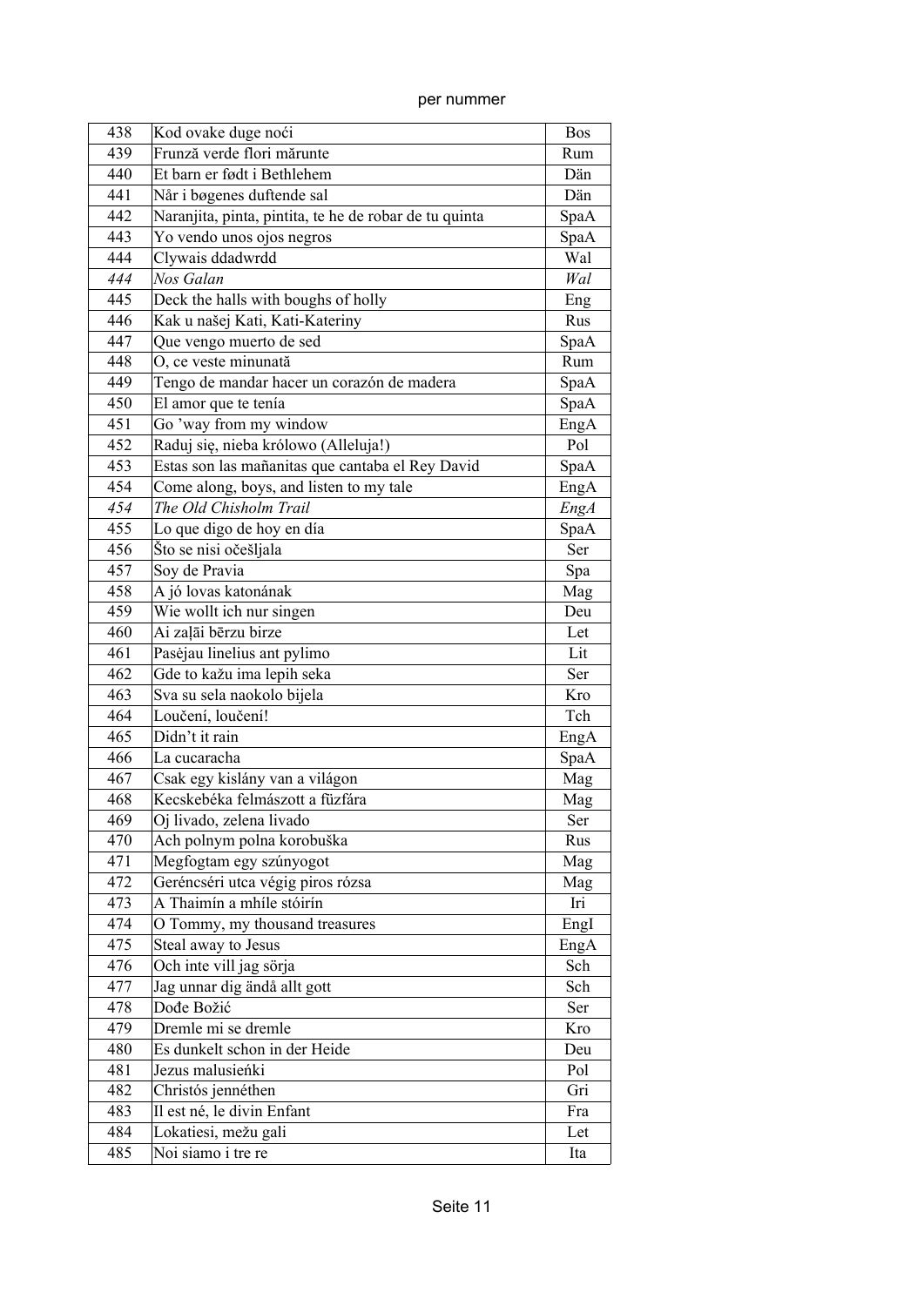per nummer

| | | |
|---|---|---|
| 438 | Kod ovake duge noći | Bos |
| 439 | Frunză verde flori mărunte | Rum |
| 440 | Et barn er født i Bethlehem | Dän |
| 441 | Når i bøgenes duftende sal | Dän |
| 442 | Naranjita, pinta, pintita, te he de robar de tu quinta | SpaA |
| 443 | Yo vendo unos ojos negros | SpaA |
| 444 | Clywais ddadwrdd | Wal |
| *444* | *Nos Galan* | *Wal* |
| 445 | Deck the halls with boughs of holly | Eng |
| 446 | Kak u našej Kati, Kati-Kateriny | Rus |
| 447 | Que vengo muerto de sed | SpaA |
| 448 | O, ce veste minunată | Rum |
| 449 | Tengo de mandar hacer un corazón de madera | SpaA |
| 450 | El amor que te tenía | SpaA |
| 451 | Go 'way from my window | EngA |
| 452 | Raduj się, nieba królowo (Alleluja!) | Pol |
| 453 | Estas son las mañanitas que cantaba el Rey David | SpaA |
| 454 | Come along, boys, and listen to my tale | EngA |
| *454* | *The Old Chisholm Trail* | *EngA* |
| 455 | Lo que digo de hoy en día | SpaA |
| 456 | Što se nisi očešljala | Ser |
| 457 | Soy de Pravia | Spa |
| 458 | A jó lovas katonának | Mag |
| 459 | Wie wollt ich nur singen | Deu |
| 460 | Ai zaļāi bērzu birze | Let |
| 461 | Pasėjau linelius ant pylimo | Lit |
| 462 | Gde to kažu ima lepih seka | Ser |
| 463 | Sva su sela naokolo bijela | Kro |
| 464 | Loučení, loučení! | Tch |
| 465 | Didn't it rain | EngA |
| 466 | La cucaracha | SpaA |
| 467 | Csak egy kislány van a világon | Mag |
| 468 | Kecskebéka felmászott a fűzfára | Mag |
| 469 | Oj livado, zelena livado | Ser |
| 470 | Ach polnym polna korobuška | Rus |
| 471 | Megfogtam egy szúnyogot | Mag |
| 472 | Geréncséri utca végig piros rózsa | Mag |
| 473 | A Thaimín a mhíle stóirín | Iri |
| 474 | O Tommy, my thousand treasures | EngI |
| 475 | Steal away to Jesus | EngA |
| 476 | Och inte vill jag sörja | Sch |
| 477 | Jag unnar dig ändå allt gott | Sch |
| 478 | Dođe Božić | Ser |
| 479 | Dremle mi se dremle | Kro |
| 480 | Es dunkelt schon in der Heide | Deu |
| 481 | Jezus malusieńki | Pol |
| 482 | Christós jennéthen | Gri |
| 483 | Il est né, le divin Enfant | Fra |
| 484 | Lokatiesi, mežu gali | Let |
| 485 | Noi siamo i tre re | Ita |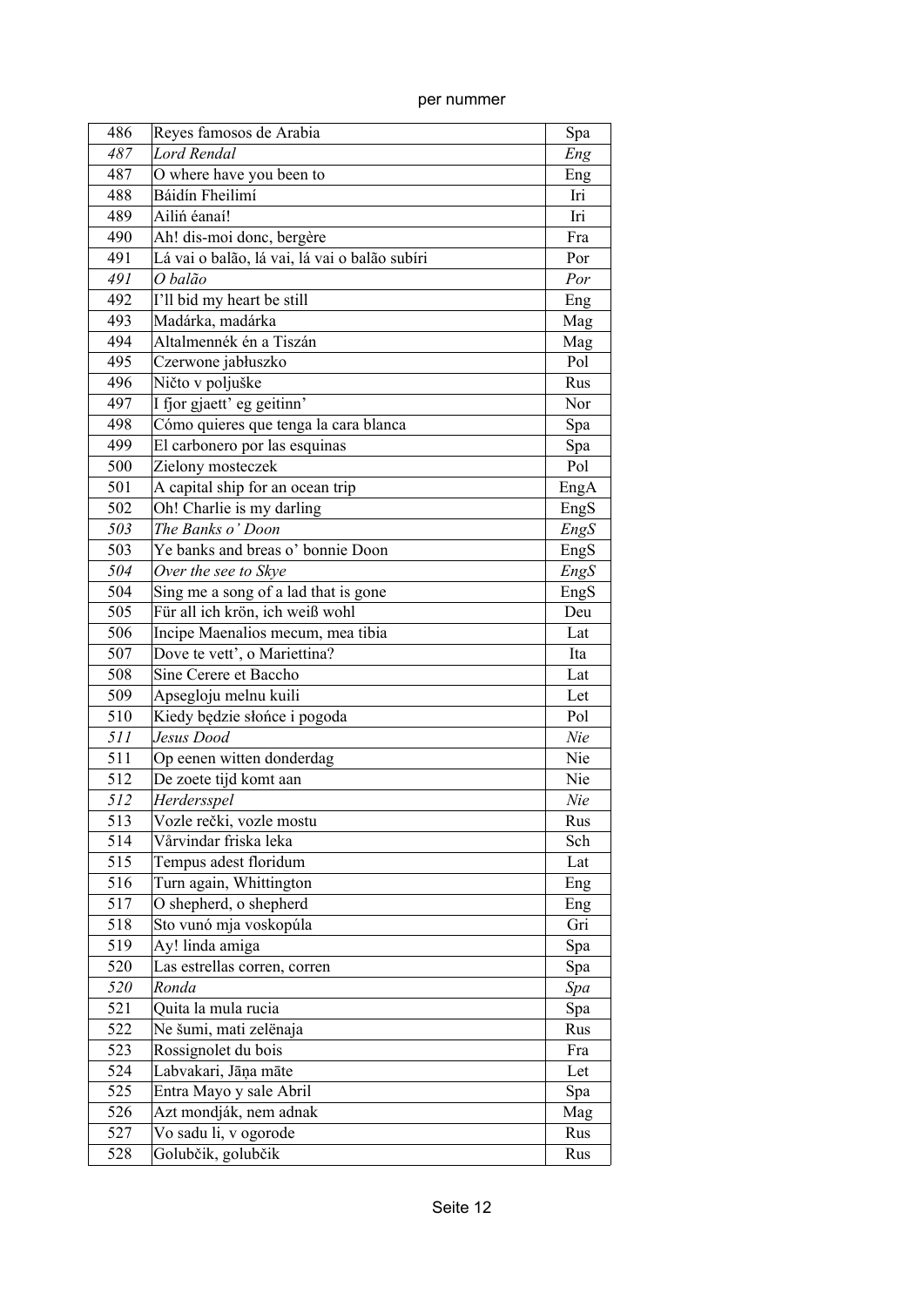per nummer

| | | |
|---|---|---|
| 486 | Reyes famosos de Arabia | Spa |
| *487* | *Lord Rendal* | *Eng* |
| 487 | O where have you been to | Eng |
| 488 | Báidín Fheilimí | Iri |
| 489 | Ailiń éanaí! | Iri |
| 490 | Ah! dis-moi donc, bergère | Fra |
| 491 | Lá vai o balão, lá vai, lá vai o balão subíri | Por |
| *491* | *O balão* | *Por* |
| 492 | I'll bid my heart be still | Eng |
| 493 | Madárka, madárka | Mag |
| 494 | Altalmennék én a Tiszán | Mag |
| 495 | Czerwone jabłuszko | Pol |
| 496 | Ničto v poljuške | Rus |
| 497 | I fjor gjaett' eg geitinn' | Nor |
| 498 | Cómo quieres que tenga la cara blanca | Spa |
| 499 | El carbonero por las esquinas | Spa |
| 500 | Zielony mosteczek | Pol |
| 501 | A capital ship for an ocean trip | EngA |
| 502 | Oh! Charlie is my darling | EngS |
| *503* | *The Banks o' Doon* | *EngS* |
| 503 | Ye banks and breas o' bonnie Doon | EngS |
| *504* | *Over the see to Skye* | *EngS* |
| 504 | Sing me a song of a lad that is gone | EngS |
| 505 | Für all ich krön, ich weiß wohl | Deu |
| 506 | Incipe Maenalios mecum, mea tibia | Lat |
| 507 | Dove te vett', o Mariettina? | Ita |
| 508 | Sine Cerere et Baccho | Lat |
| 509 | Apsegloju melnu kuili | Let |
| 510 | Kiedy będzie słońce i pogoda | Pol |
| *511* | *Jesus Dood* | *Nie* |
| 511 | Op eenen witten donderdag | Nie |
| 512 | De zoete tijd komt aan | Nie |
| *512* | *Herdersspel* | *Nie* |
| 513 | Vozle rečki, vozle mostu | Rus |
| 514 | Vårvindar friska leka | Sch |
| 515 | Tempus adest floridum | Lat |
| 516 | Turn again, Whittington | Eng |
| 517 | O shepherd, o shepherd | Eng |
| 518 | Sto vunó mja voskopúla | Gri |
| 519 | Ay! linda amiga | Spa |
| 520 | Las estrellas corren, corren | Spa |
| *520* | *Ronda* | *Spa* |
| 521 | Quita la mula rucia | Spa |
| 522 | Ne šumi, mati zelënaja | Rus |
| 523 | Rossignolet du bois | Fra |
| 524 | Labvakari, Jāņa māte | Let |
| 525 | Entra Mayo y sale Abril | Spa |
| 526 | Azt mondják, nem adnak | Mag |
| 527 | Vo sadu li, v ogorode | Rus |
| 528 | Golubčik, golubčik | Rus |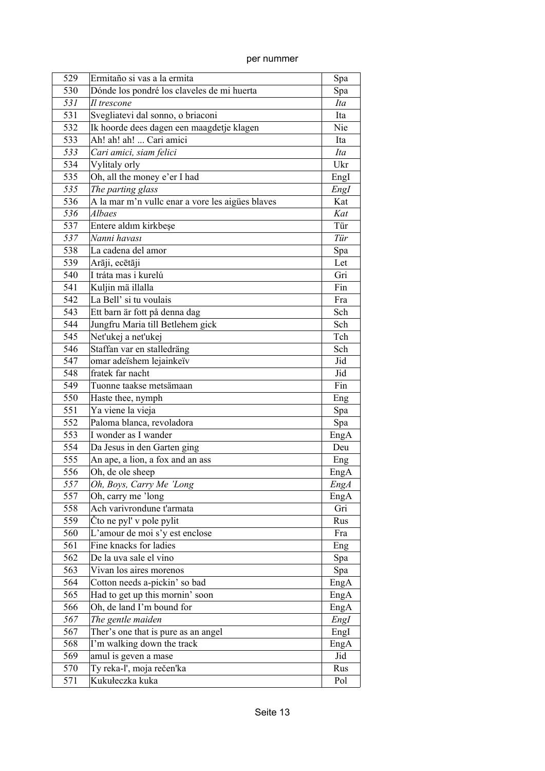per nummer

| | | |
|---|---|---|
| 529 | Ermitaño si vas a la ermita | Spa |
| 530 | Dónde los pondré los claveles de mi huerta | Spa |
| *531* | *Il trescone* | *Ita* |
| 531 | Svegliatevi dal sonno, o briaconi | Ita |
| 532 | Ik hoorde dees dagen een maagdetje klagen | Nie |
| 533 | Ah! ah! ah! ... Cari amici | Ita |
| *533* | *Cari amici, siam felici* | *Ita* |
| 534 | Vylitaly orly | Ukr |
| 535 | Oh, all the money e'er I had | EngI |
| *535* | *The parting glass* | *EngI* |
| 536 | A la mar m'n vullc enar a vore les aigües blaves | Kat |
| *536* | *Albaes* | *Kat* |
| 537 | Entere aldım kirkbeşe | Tür |
| *537* | *Nanni havası* | *Tür* |
| 538 | La cadena del amor | Spa |
| 539 | Arāji, ecētāji | Let |
| 540 | I tráta mas i kurelú | Gri |
| 541 | Kuljin mä illalla | Fin |
| 542 | La Bell' si tu voulais | Fra |
| 543 | Ett barn är fott på denna dag | Sch |
| 544 | Jungfru Maria till Betlehem gick | Sch |
| 545 | Net'ukej a net'ukej | Tch |
| 546 | Staffan var en stalledräng | Sch |
| 547 | omar adeïshem lejainkeïv | Jid |
| 548 | fratek far nacht | Jid |
| 549 | Tuonne taakse metsämaan | Fin |
| 550 | Haste thee, nymph | Eng |
| 551 | Ya viene la vieja | Spa |
| 552 | Paloma blanca, revoladora | Spa |
| 553 | I wonder as I wander | EngA |
| 554 | Da Jesus in den Garten ging | Deu |
| 555 | An ape, a lion, a fox and an ass | Eng |
| 556 | Oh, de ole sheep | EngA |
| *557* | *Oh, Boys, Carry Me 'Long* | *EngA* |
| 557 | Oh, carry me 'long | EngA |
| 558 | Ach varivrondune t'armata | Gri |
| 559 | Čto ne pyl' v pole pylit | Rus |
| 560 | L'amour de moi s'y est enclose | Fra |
| 561 | Fine knacks for ladies | Eng |
| 562 | De la uva sale el vino | Spa |
| 563 | Vivan los aires morenos | Spa |
| 564 | Cotton needs a-pickin' so bad | EngA |
| 565 | Had to get up this mornin' soon | EngA |
| 566 | Oh, de land I'm bound for | EngA |
| *567* | *The gentle maiden* | *EngI* |
| 567 | Ther's one that is pure as an angel | EngI |
| 568 | I'm walking down the track | EngA |
| 569 | amul is geven a mase | Jid |
| 570 | Ty reka-l', moja rečen'ka | Rus |
| 571 | Kukułeczka kuka | Pol |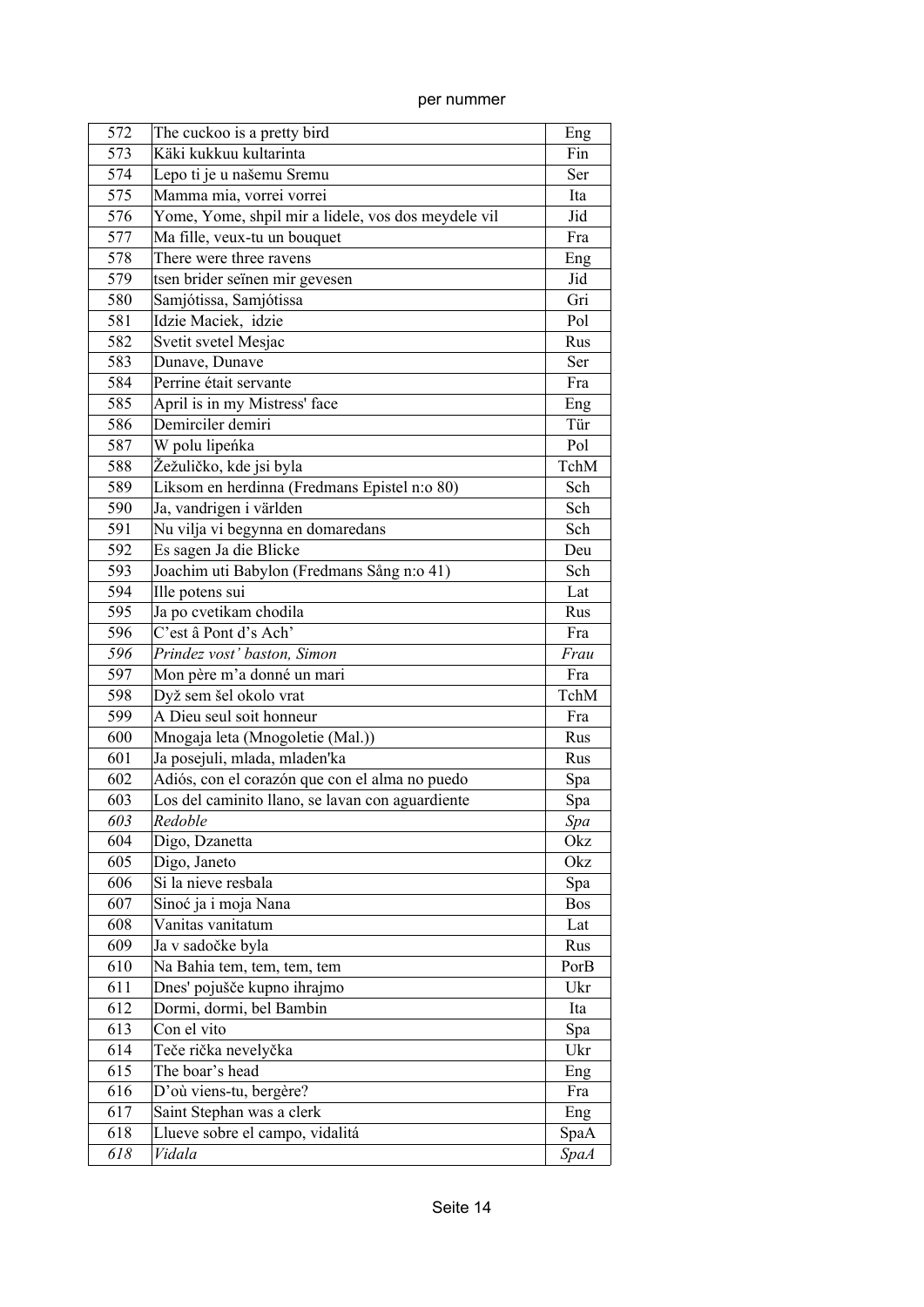| 572 | The cuckoo is a pretty bird | Eng |
|---|---|---|
| 573 | Käki kukkuu kultarinta | Fin |
| 574 | Lepo ti je u našemu Sremu | Ser |
| 575 | Mamma mia, vorrei vorrei | Ita |
| 576 | Yome, Yome, shpil mir a lidele, vos dos meydele vil | Jid |
| 577 | Ma fille, veux-tu un bouquet | Fra |
| 578 | There were three ravens | Eng |
| 579 | tsen brider seïnen mir gevesen | Jid |
| 580 | Samjótissa, Samjótissa | Gri |
| 581 | Idzie Maciek, idzie | Pol |
| 582 | Svetit svetel Mesjac | Rus |
| 583 | Dunave, Dunave | Ser |
| 584 | Perrine était servante | Fra |
| 585 | April is in my Mistress' face | Eng |
| 586 | Demirciler demiri | Tür |
| 587 | W polu lipeńka | Pol |
| 588 | Žežuličko, kde jsi byla | TchM |
| 589 | Liksom en herdinna (Fredmans Epistel n:o 80) | Sch |
| 590 | Ja, vandrigen i världen | Sch |
| 591 | Nu vilja vi begynna en domaredans | Sch |
| 592 | Es sagen Ja die Blicke | Deu |
| 593 | Joachim uti Babylon (Fredmans Sång n:o 41) | Sch |
| 594 | Ille potens sui | Lat |
| 595 | Ja po cvetikam chodila | Rus |
| 596 | C'est â Pont d's Ach' | Fra |
| *596* | *Prindez vost' baston, Simon* | *Frau* |
| 597 | Mon père m'a donné un mari | Fra |
| 598 | Dyž sem šel okolo vrat | TchM |
| 599 | A Dieu seul soit honneur | Fra |
| 600 | Mnogaja leta (Mnogoletie (Mal.)) | Rus |
| 601 | Ja posejuli, mlada, mladen'ka | Rus |
| 602 | Adiós, con el corazón que con el alma no puedo | Spa |
| 603 | Los del caminito llano, se lavan con aguardiente | Spa |
| *603* | *Redoble* | *Spa* |
| 604 | Digo, Dzanetta | Okz |
| 605 | Digo, Janeto | Okz |
| 606 | Si la nieve resbala | Spa |
| 607 | Sinoć ja i moja Nana | Bos |
| 608 | Vanitas vanitatum | Lat |
| 609 | Ja v sadočke byla | Rus |
| 610 | Na Bahia tem, tem, tem, tem | PorB |
| 611 | Dnes' pojušče kupno ihrajmo | Ukr |
| 612 | Dormi, dormi, bel Bambin | Ita |
| 613 | Con el vito | Spa |
| 614 | Teče rička nevelyčka | Ukr |
| 615 | The boar's head | Eng |
| 616 | D'où viens-tu, bergère? | Fra |
| 617 | Saint Stephan was a clerk | Eng |
| 618 | Llueve sobre el campo, vidalitá | SpaA |
| *618* | *Vidala* | *SpaA* |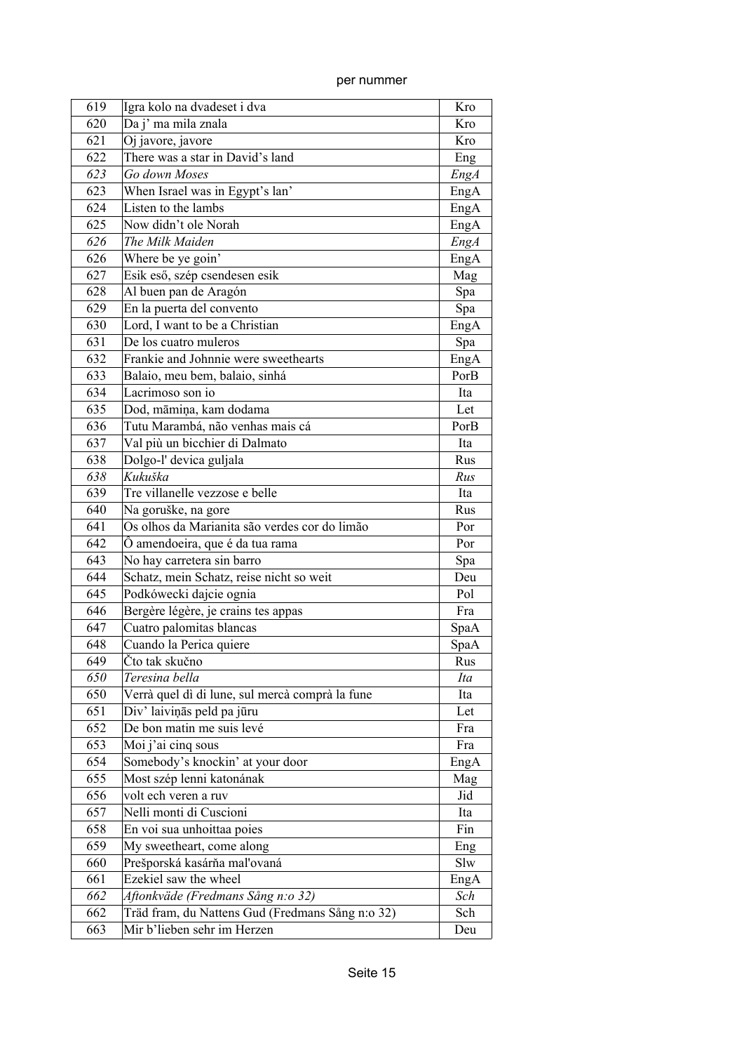per nummer

| 619 | Igra kolo na dvadeset i dva | Kro |
|---|---|---|
| 620 | Da j' ma mila znala | Kro |
| 621 | Oj javore, javore | Kro |
| 622 | There was a star in David's land | Eng |
| *623* | *Go down Moses* | *EngA* |
| 623 | When Israel was in Egypt's lan' | EngA |
| 624 | Listen to the lambs | EngA |
| 625 | Now didn't ole Norah | EngA |
| *626* | *The Milk Maiden* | *EngA* |
| 626 | Where be ye goin' | EngA |
| 627 | Esik eső, szép csendesen esik | Mag |
| 628 | Al buen pan de Aragón | Spa |
| 629 | En la puerta del convento | Spa |
| 630 | Lord, I want to be a Christian | EngA |
| 631 | De los cuatro muleros | Spa |
| 632 | Frankie and Johnnie were sweethearts | EngA |
| 633 | Balaio, meu bem, balaio, sinhá | PorB |
| 634 | Lacrimoso son io | Ita |
| 635 | Dod, māmiņa, kam dodama | Let |
| 636 | Tutu Marambá, não venhas mais cá | PorB |
| 637 | Val più un bicchier di Dalmato | Ita |
| 638 | Dolgo-l' devica guljala | Rus |
| *638* | *Kukuška* | *Rus* |
| 639 | Tre villanelle vezzose e belle | Ita |
| 640 | Na goruške, na gore | Rus |
| 641 | Os olhos da Marianita são verdes cor do limão | Por |
| 642 | Ô amendoeira, que é da tua rama | Por |
| 643 | No hay carretera sin barro | Spa |
| 644 | Schatz, mein Schatz, reise nicht so weit | Deu |
| 645 | Podkówecki dajcie ognia | Pol |
| 646 | Bergère légère, je crains tes appas | Fra |
| 647 | Cuatro palomitas blancas | SpaA |
| 648 | Cuando la Perica quiere | SpaA |
| 649 | Čto tak skučno | Rus |
| *650* | *Teresina bella* | *Ita* |
| 650 | Verrà quel dì di lune, sul mercà comprà la fune | Ita |
| 651 | Div' laiviņās peld pa jūru | Let |
| 652 | De bon matin me suis levé | Fra |
| 653 | Moi j'ai cinq sous | Fra |
| 654 | Somebody's knockin' at your door | EngA |
| 655 | Most szép lenni katonának | Mag |
| 656 | volt ech veren a ruv | Jid |
| 657 | Nelli monti di Cuscioni | Ita |
| 658 | En voi sua unhoittaa poies | Fin |
| 659 | My sweetheart, come along | Eng |
| 660 | Prešporská kasárňa mal'ovaná | Slw |
| 661 | Ezekiel saw the wheel | EngA |
| *662* | *Aftonkväde (Fredmans Sång n:o 32)* | *Sch* |
| 662 | Träd fram, du Nattens Gud (Fredmans Sång n:o 32) | Sch |
| 663 | Mir b'lieben sehr im Herzen | Deu |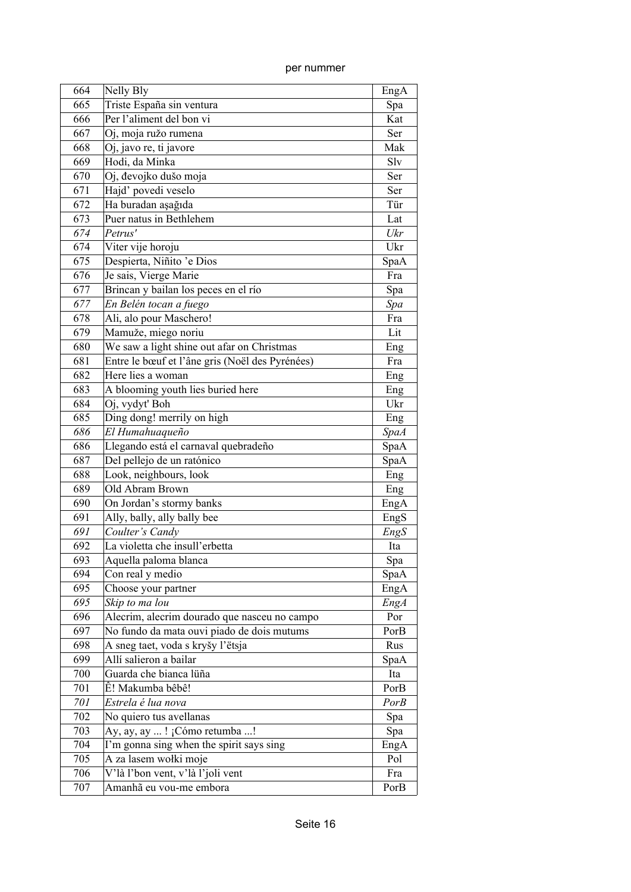| 664 | Nelly Bly | EngA |
|---|---|---|
| 665 | Triste España sin ventura | Spa |
| 666 | Per l'aliment del bon vi | Kat |
| 667 | Oj, moja ružo rumena | Ser |
| 668 | Oj, javo re, ti javore | Mak |
| 669 | Hodi, da Minka | Slv |
| 670 | Oj, đevojko dušo moja | Ser |
| 671 | Hajd' povedi veselo | Ser |
| 672 | Ha buradan aşağıda | Tür |
| 673 | Puer natus in Bethlehem | Lat |
| *674* | *Petrus'* | *Ukr* |
| 674 | Viter vije horoju | Ukr |
| 675 | Despierta, Niñito 'e Dios | SpaA |
| 676 | Je sais, Vierge Marie | Fra |
| 677 | Brincan y bailan los peces en el río | Spa |
| *677* | *En Belén tocan a fuego* | *Spa* |
| 678 | Ali, alo pour Maschero! | Fra |
| 679 | Mamuže, miego noriu | Lit |
| 680 | We saw a light shine out afar on Christmas | Eng |
| 681 | Entre le bœuf et l'âne gris (Noël des Pyrénées) | Fra |
| 682 | Here lies a woman | Eng |
| 683 | A blooming youth lies buried here | Eng |
| 684 | Oj, vydyt' Boh | Ukr |
| 685 | Ding dong! merrily on high | Eng |
| *686* | *El Humahuaqueño* | *SpaA* |
| 686 | Llegando está el carnaval quebradeño | SpaA |
| 687 | Del pellejo de un ratónico | SpaA |
| 688 | Look, neighbours, look | Eng |
| 689 | Old Abram Brown | Eng |
| 690 | On Jordan's stormy banks | EngA |
| 691 | Ally, bally, ally bally bee | EngS |
| *691* | *Coulter's Candy* | *EngS* |
| 692 | La violetta che insull'erbetta | Ita |
| 693 | Aquella paloma blanca | Spa |
| 694 | Con real y medio | SpaA |
| 695 | Choose your partner | EngA |
| *695* | *Skip to ma lou* | *EngA* |
| 696 | Alecrim, alecrim dourado que nasceu no campo | Por |
| 697 | No fundo da mata ouvi piado de dois mutums | PorB |
| 698 | A sneg taet, voda s kryšy l'ëtsja | Rus |
| 699 | Allí salieron a bailar | SpaA |
| 700 | Guarda che bianca lüña | Ita |
| 701 | Ê! Makumba bêbê! | PorB |
| *701* | *Estrela é lua nova* | *PorB* |
| 702 | No quiero tus avellanas | Spa |
| 703 | Ay, ay, ay ... ! ¡Cómo retumba ...! | Spa |
| 704 | I'm gonna sing when the spirit says sing | EngA |
| 705 | A za lasem wołki moje | Pol |
| 706 | V'là l'bon vent, v'là l'joli vent | Fra |
| 707 | Amanhã eu vou-me embora | PorB |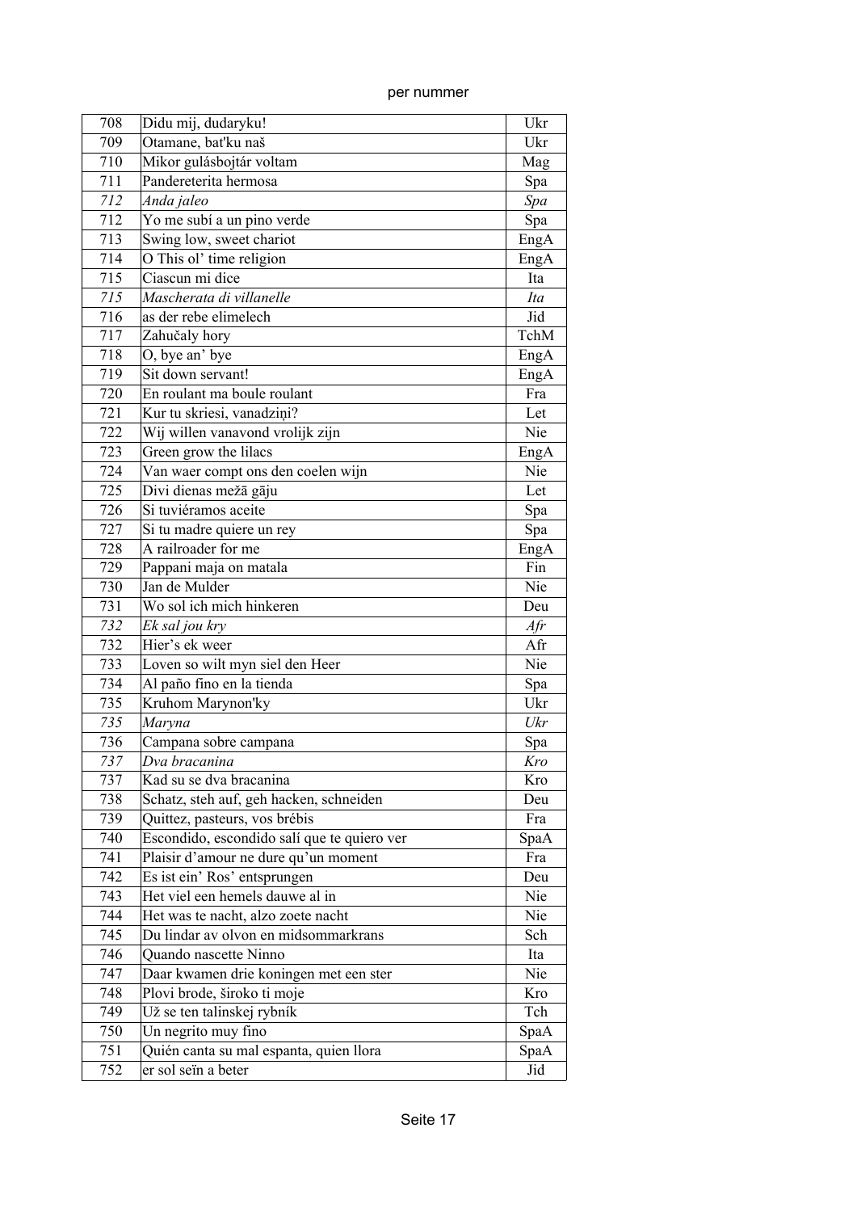| 708 | Didu mij, dudaryku! | Ukr |
|---|---|---|
| 709 | Otamane, bat'ku naš | Ukr |
| 710 | Mikor gulásbojtár voltam | Mag |
| 711 | Pandereterita hermosa | Spa |
| *712* | *Anda jaleo* | *Spa* |
| 712 | Yo me subí a un pino verde | Spa |
| 713 | Swing low, sweet chariot | EngA |
| 714 | O This ol' time religion | EngA |
| 715 | Ciascun mi dice | Ita |
| *715* | *Mascherata di villanelle* | *Ita* |
| 716 | as der rebe elimelech | Jid |
| 717 | Zahučaly hory | TchM |
| 718 | O, bye an' bye | EngA |
| 719 | Sit down servant! | EngA |
| 720 | En roulant ma boule roulant | Fra |
| 721 | Kur tu skriesi, vanadziņi? | Let |
| 722 | Wij willen vanavond vrolijk zijn | Nie |
| 723 | Green grow the lilacs | EngA |
| 724 | Van waer compt ons den coelen wijn | Nie |
| 725 | Divi dienas mežā gāju | Let |
| 726 | Si tuviéramos aceite | Spa |
| 727 | Si tu madre quiere un rey | Spa |
| 728 | A railroader for me | EngA |
| 729 | Pappani maja on matala | Fin |
| 730 | Jan de Mulder | Nie |
| 731 | Wo sol ich mich hinkeren | Deu |
| *732* | *Ek sal jou kry* | *Afr* |
| 732 | Hier's ek weer | Afr |
| 733 | Loven so wilt myn siel den Heer | Nie |
| 734 | Al paño fino en la tienda | Spa |
| 735 | Kruhom Marynon'ky | Ukr |
| *735* | *Maryna* | *Ukr* |
| 736 | Campana sobre campana | Spa |
| *737* | *Dva bracanina* | *Kro* |
| 737 | Kad su se dva bracanina | Kro |
| 738 | Schatz, steh auf, geh hacken, schneiden | Deu |
| 739 | Quittez, pasteurs, vos brébis | Fra |
| 740 | Escondido, escondido salí que te quiero ver | SpaA |
| 741 | Plaisir d'amour ne dure qu'un moment | Fra |
| 742 | Es ist ein' Ros' entsprungen | Deu |
| 743 | Het viel een hemels dauwe al in | Nie |
| 744 | Het was te nacht, alzo zoete nacht | Nie |
| 745 | Du lindar av olvon en midsommarkrans | Sch |
| 746 | Quando nascette Ninno | Ita |
| 747 | Daar kwamen drie koningen met een ster | Nie |
| 748 | Plovi brode, široko ti moje | Kro |
| 749 | Už se ten talinskej rybník | Tch |
| 750 | Un negrito muy fino | SpaA |
| 751 | Quién canta su mal espanta, quien llora | SpaA |
| 752 | er sol seïn a beter | Jid |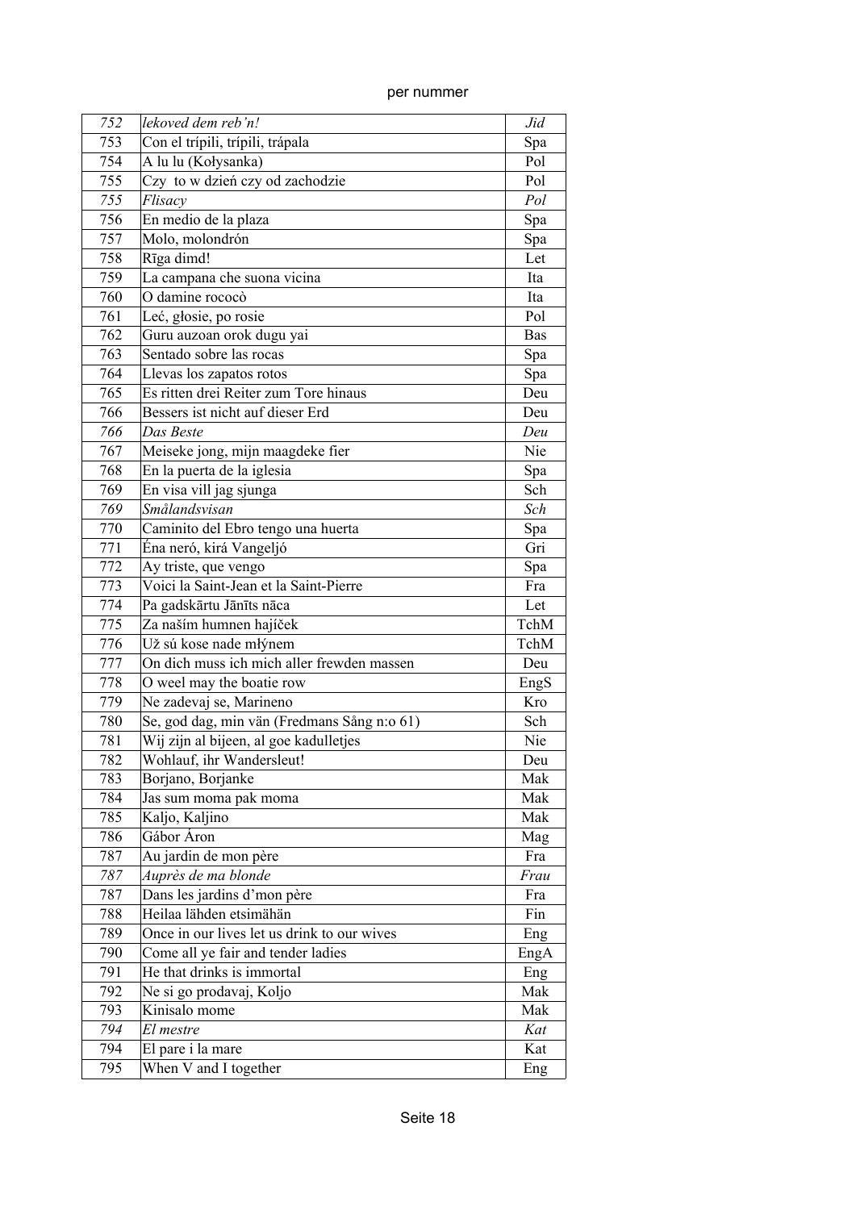| | | |
|---|---|---|
| *752* | *lekoved dem reb'n!* | *Jid* |
| 753 | Con el trípili, trípili, trápala | Spa |
| 754 | A lu lu (Kołysanka) | Pol |
| 755 | Czy to w dzień czy od zachodzie | Pol |
| *755* | *Flisacy* | *Pol* |
| 756 | En medio de la plaza | Spa |
| 757 | Molo, molondrón | Spa |
| 758 | Rīga dimd! | Let |
| 759 | La campana che suona vicina | Ita |
| 760 | O damine rococò | Ita |
| 761 | Leć, głosie, po rosie | Pol |
| 762 | Guru auzoan orok dugu yai | Bas |
| 763 | Sentado sobre las rocas | Spa |
| 764 | Llevas los zapatos rotos | Spa |
| 765 | Es ritten drei Reiter zum Tore hinaus | Deu |
| 766 | Bessers ist nicht auf dieser Erd | Deu |
| *766* | *Das Beste* | *Deu* |
| 767 | Meiseke jong, mijn maagdeke fier | Nie |
| 768 | En la puerta de la iglesia | Spa |
| 769 | En visa vill jag sjunga | Sch |
| *769* | *Smålandsvisan* | *Sch* |
| 770 | Caminito del Ebro tengo una huerta | Spa |
| 771 | Éna neró, kirá Vangeljó | Gri |
| 772 | Ay triste, que vengo | Spa |
| 773 | Voici la Saint-Jean et la Saint-Pierre | Fra |
| 774 | Pa gadskārtu Jānīts nāca | Let |
| 775 | Za naším humnen hajíček | TchM |
| 776 | Už sú kose nade mlýnem | TchM |
| 777 | On dich muss ich mich aller frewden massen | Deu |
| 778 | O weel may the boatie row | EngS |
| 779 | Ne zadevaj se, Marineno | Kro |
| 780 | Se, god dag, min vän (Fredmans Sång n:o 61) | Sch |
| 781 | Wij zijn al bijeen, al goe kadulletjes | Nie |
| 782 | Wohlauf, ihr Wandersleut! | Deu |
| 783 | Borjano, Borjanke | Mak |
| 784 | Jas sum moma pak moma | Mak |
| 785 | Kaljo, Kaljino | Mak |
| 786 | Gábor Áron | Mag |
| 787 | Au jardin de mon père | Fra |
| *787* | *Auprès de ma blonde* | *Frau* |
| 787 | Dans les jardins d'mon père | Fra |
| 788 | Heilaa lähden etsimähän | Fin |
| 789 | Once in our lives let us drink to our wives | Eng |
| 790 | Come all ye fair and tender ladies | EngA |
| 791 | He that drinks is immortal | Eng |
| 792 | Ne si go prodavaj, Koljo | Mak |
| 793 | Kinisalo mome | Mak |
| *794* | *El mestre* | *Kat* |
| 794 | El pare i la mare | Kat |
| 795 | When V and I together | Eng |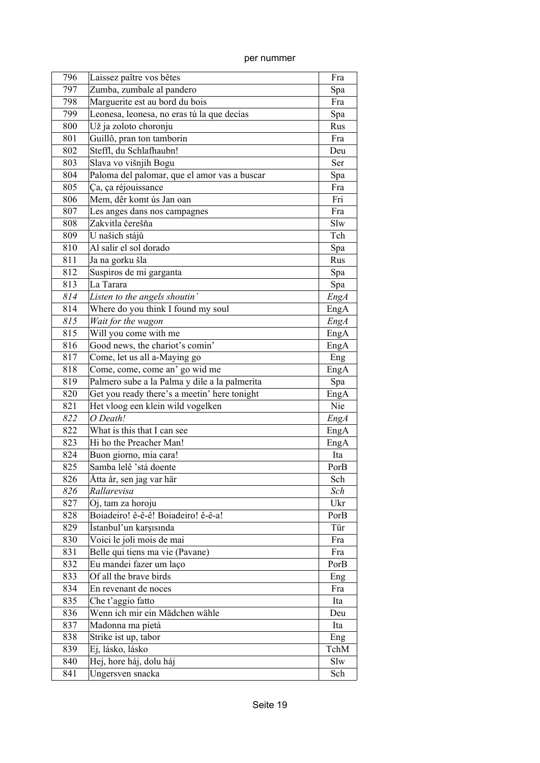per nummer

| | | |
|---|---|---|
| 796 | Laissez paître vos bêtes | Fra |
| 797 | Zumba, zumbale al pandero | Spa |
| 798 | Marguerite est au bord du bois | Fra |
| 799 | Leonesa, leonesa, no eras tú la que decías | Spa |
| 800 | Už ja zoloto choronju | Rus |
| 801 | Guillô, pran ton tamborin | Fra |
| 802 | Steffl, du Schlafhaubn! | Deu |
| 803 | Slava vo višnjih Bogu | Ser |
| 804 | Paloma del palomar, que el amor vas a buscar | Spa |
| 805 | Ça, ça réjouissance | Fra |
| 806 | Mem, dêr komt ús Jan oan | Fri |
| 807 | Les anges dans nos campagnes | Fra |
| 808 | Zakvitla čerešňa | Slw |
| 809 | U našich stájů | Tch |
| 810 | Al salir el sol dorado | Spa |
| 811 | Ja na gorku šla | Rus |
| 812 | Suspiros de mi garganta | Spa |
| 813 | La Tarara | Spa |
| *814* | *Listen to the angels shoutin'* | *EngA* |
| 814 | Where do you think I found my soul | EngA |
| *815* | *Wait for the wagon* | *EngA* |
| 815 | Will you come with me | EngA |
| 816 | Good news, the chariot's comin' | EngA |
| 817 | Come, let us all a-Maying go | Eng |
| 818 | Come, come, come an' go wid me | EngA |
| 819 | Palmero sube a la Palma y dile a la palmerita | Spa |
| 820 | Get you ready there's a meetin' here tonight | EngA |
| 821 | Het vloog een klein wild vogelken | Nie |
| *822* | *O Death!* | *EngA* |
| 822 | What is this that I can see | EngA |
| 823 | Hi ho the Preacher Man! | EngA |
| 824 | Buon giorno, mia cara! | Ita |
| 825 | Samba lelê 'stá doente | PorB |
| 826 | Åtta år, sen jag var här | Sch |
| *826* | *Rallarevisa* | *Sch* |
| 827 | Oj, tam za horoju | Ukr |
| 828 | Boiadeiro! ê-ê-ê! Boiadeiro! ê-ê-a! | PorB |
| 829 | İstanbul'un karşısında | Tür |
| 830 | Voici le joli mois de mai | Fra |
| 831 | Belle qui tiens ma vie (Pavane) | Fra |
| 832 | Eu mandei fazer um laço | PorB |
| 833 | Of all the brave birds | Eng |
| 834 | En revenant de noces | Fra |
| 835 | Che t'aggio fatto | Ita |
| 836 | Wenn ich mir ein Mädchen wähle | Deu |
| 837 | Madonna ma pietà | Ita |
| 838 | Strike ist up, tabor | Eng |
| 839 | Ej, lásko, lásko | TchM |
| 840 | Hej, hore háj, dolu háj | Slw |
| 841 | Ungersven snacka | Sch |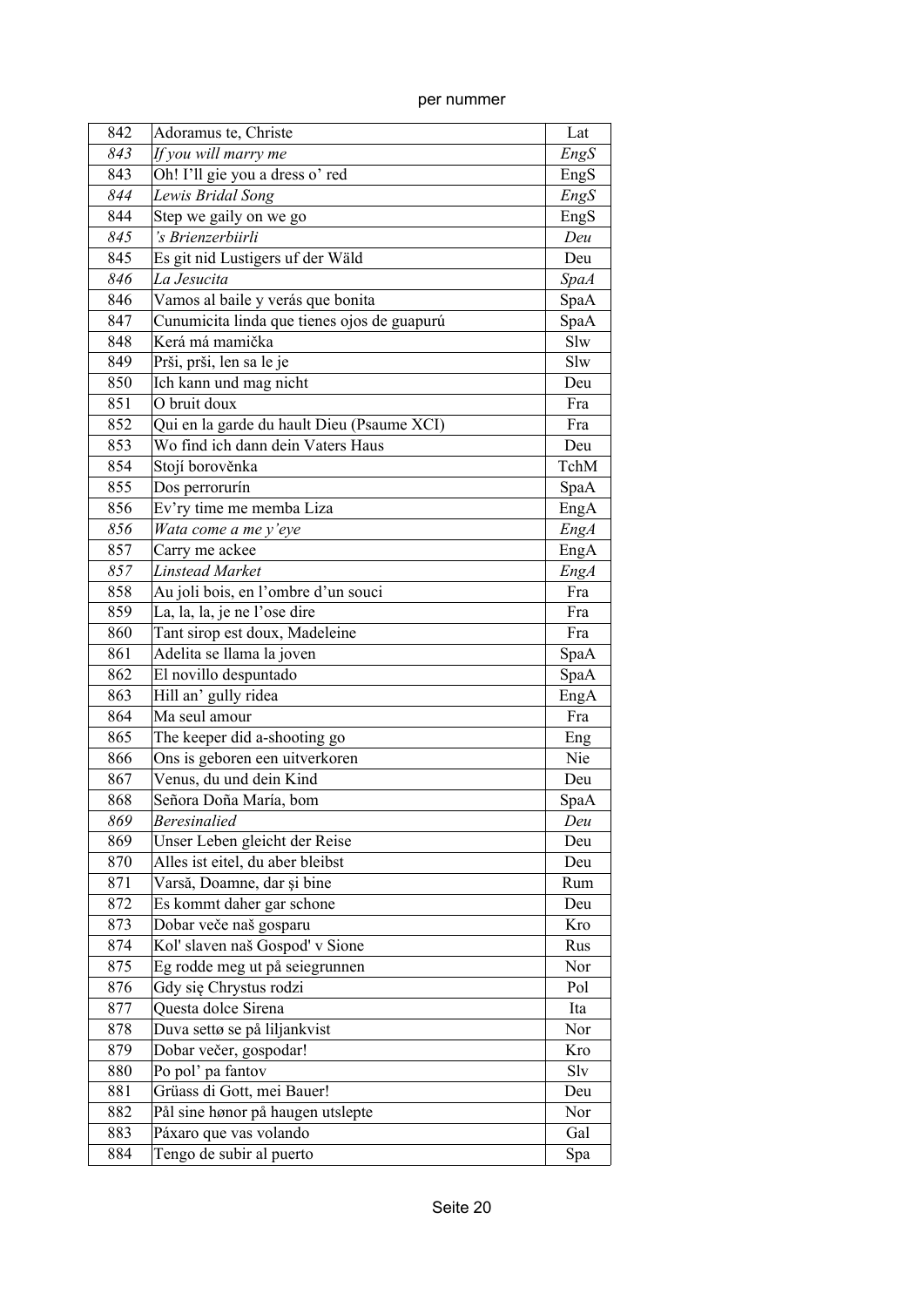per nummer

| | | |
|---|---|---|
| 842 | Adoramus te, Christe | Lat |
| *843* | *If you will marry me* | *EngS* |
| 843 | Oh! I'll gie you a dress o' red | EngS |
| *844* | *Lewis Bridal Song* | *EngS* |
| 844 | Step we gaily on we go | EngS |
| *845* | *'s Brienzerbiirli* | *Deu* |
| 845 | Es git nid Lustigers uf der Wäld | Deu |
| *846* | *La Jesucita* | *SpaA* |
| 846 | Vamos al baile y verás que bonita | SpaA |
| 847 | Cunumicita linda que tienes ojos de guapurú | SpaA |
| 848 | Kerá má mamička | Slw |
| 849 | Prši, prši, len sa le je | Slw |
| 850 | Ich kann und mag nicht | Deu |
| 851 | O bruit doux | Fra |
| 852 | Qui en la garde du hault Dieu (Psaume XCI) | Fra |
| 853 | Wo find ich dann dein Vaters Haus | Deu |
| 854 | Stojí borověnka | TchM |
| 855 | Dos perrorurín | SpaA |
| 856 | Ev'ry time me memba Liza | EngA |
| *856* | *Wata come a me y'eye* | *EngA* |
| 857 | Carry me ackee | EngA |
| *857* | *Linstead Market* | *EngA* |
| 858 | Au joli bois, en l'ombre d'un souci | Fra |
| 859 | La, la, la, je ne l'ose dire | Fra |
| 860 | Tant sirop est doux, Madeleine | Fra |
| 861 | Adelita se llama la joven | SpaA |
| 862 | El novillo despuntado | SpaA |
| 863 | Hill an' gully ridea | EngA |
| 864 | Ma seul amour | Fra |
| 865 | The keeper did a-shooting go | Eng |
| 866 | Ons is geboren een uitverkoren | Nie |
| 867 | Venus, du und dein Kind | Deu |
| 868 | Señora Doña María, bom | SpaA |
| *869* | *Beresinalied* | *Deu* |
| 869 | Unser Leben gleicht der Reise | Deu |
| 870 | Alles ist eitel, du aber bleibst | Deu |
| 871 | Varsă, Doamne, dar şi bine | Rum |
| 872 | Es kommt daher gar schone | Deu |
| 873 | Dobar veče naš gosparu | Kro |
| 874 | Kol' slaven naš Gospod' v Sione | Rus |
| 875 | Eg rodde meg ut på seiegrunnen | Nor |
| 876 | Gdy się Chrystus rodzi | Pol |
| 877 | Questa dolce Sirena | Ita |
| 878 | Duva settø se på liljankvist | Nor |
| 879 | Dobar večer, gospodar! | Kro |
| 880 | Po pol' pa fantov | Slv |
| 881 | Grüass di Gott, mei Bauer! | Deu |
| 882 | Pål sine hønor på haugen utslepte | Nor |
| 883 | Páxaro que vas volando | Gal |
| 884 | Tengo de subir al puerto | Spa |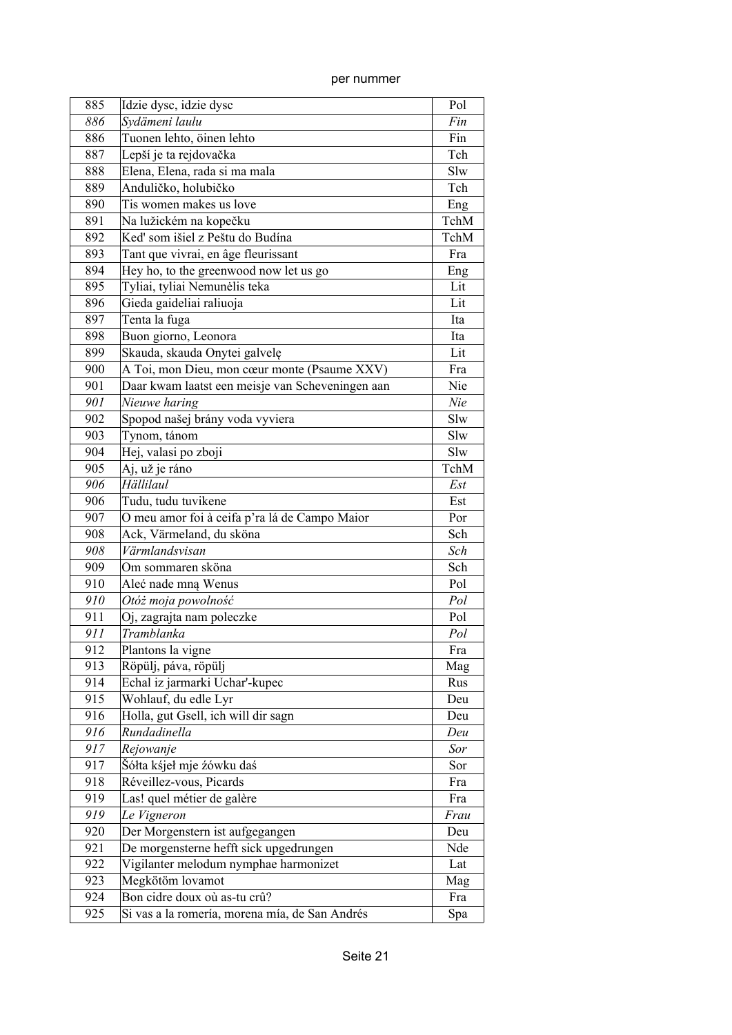per nummer

| | | |
|---|---|---|
| 885 | Idzie dysc, idzie dysc | Pol |
| *886* | *Sydämeni laulu* | *Fin* |
| 886 | Tuonen lehto, öinen lehto | Fin |
| 887 | Lepší je ta rejdovačka | Tch |
| 888 | Elena, Elena, rada si ma mala | Slw |
| 889 | Andulíčko, holubičko | Tch |
| 890 | Tis women makes us love | Eng |
| 891 | Na lužickém na kopečku | TchM |
| 892 | Ked' som išiel z Peštu do Budína | TchM |
| 893 | Tant que vivrai, en âge fleurissant | Fra |
| 894 | Hey ho, to the greenwood now let us go | Eng |
| 895 | Tyliai, tyliai Nemunėlis teka | Lit |
| 896 | Gieda gaideliai raliuoja | Lit |
| 897 | Tenta la fuga | Ita |
| 898 | Buon giorno, Leonora | Ita |
| 899 | Skauda, skauda Onytei galvelę | Lit |
| 900 | A Toi, mon Dieu, mon cœur monte (Psaume XXV) | Fra |
| 901 | Daar kwam laatst een meisje van Scheveningen aan | Nie |
| *901* | *Nieuwe haring* | *Nie* |
| 902 | Spopod našej brány voda vyviera | Slw |
| 903 | Tynom, tánom | Slw |
| 904 | Hej, valasi po zboji | Slw |
| 905 | Aj, už je ráno | TchM |
| *906* | *Hällilaul* | *Est* |
| 906 | Tudu, tudu tuvikene | Est |
| 907 | O meu amor foi à ceifa p'ra lá de Campo Maior | Por |
| 908 | Ack, Värmeland, du sköna | Sch |
| *908* | *Värmlandsvisan* | *Sch* |
| 909 | Om sommaren sköna | Sch |
| 910 | Aleć nade mną Wenus | Pol |
| *910* | *Otóż moja powolność* | *Pol* |
| 911 | Oj, zagrajta nam poleczke | Pol |
| *911* | *Tramblanka* | *Pol* |
| 912 | Plantons la vigne | Fra |
| 913 | Röpülj, páva, röpülj | Mag |
| 914 | Echal iz jarmarki Uchar'-kupec | Rus |
| 915 | Wohlauf, du edle Lyr | Deu |
| 916 | Holla, gut Gsell, ich will dir sagn | Deu |
| *916* | *Rundadinella* | *Deu* |
| *917* | *Rejowanje* | *Sor* |
| 917 | Šółta kśjeł mje źówku daś | Sor |
| 918 | Réveillez-vous, Picards | Fra |
| 919 | Las! quel métier de galère | Fra |
| *919* | *Le Vigneron* | *Frau* |
| 920 | Der Morgenstern ist aufgegangen | Deu |
| 921 | De morgensterne hefft sick upgedrungen | Nde |
| 922 | Vigilanter melodum nymphae harmonizet | Lat |
| 923 | Megkötöm lovamot | Mag |
| 924 | Bon cidre doux où as-tu crû? | Fra |
| 925 | Si vas a la romería, morena mía, de San Andrés | Spa |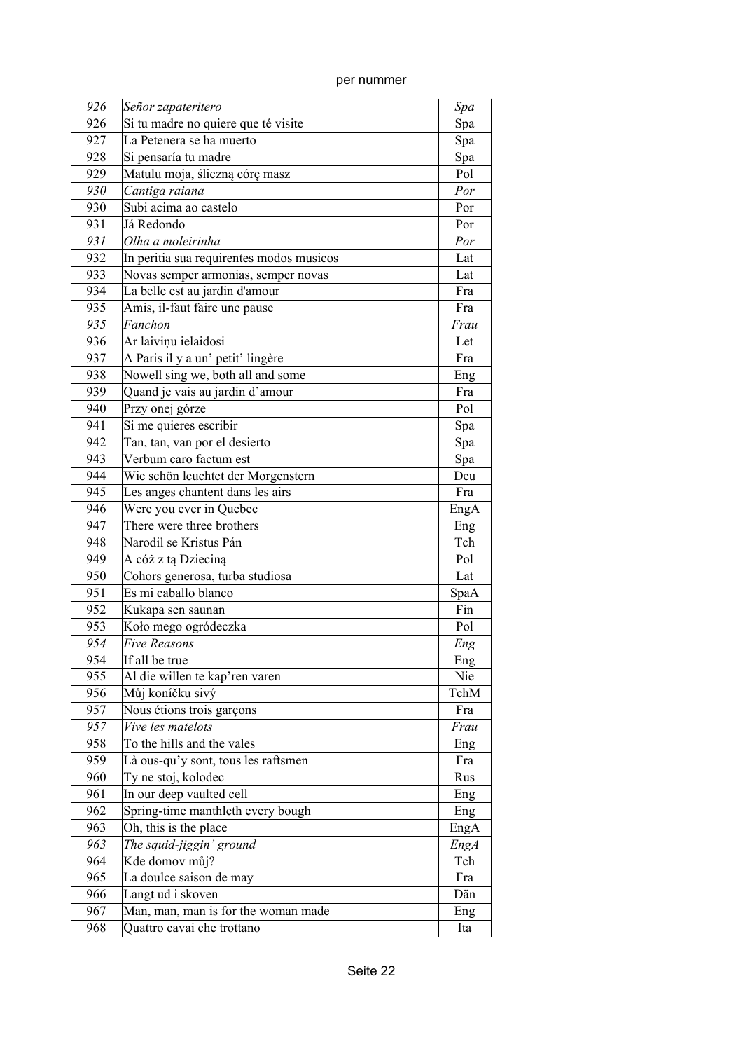per nummer

| | | |
|---|---|---|
| *926* | *Señor zapateritero* | *Spa* |
| 926 | Si tu madre no quiere que té visite | Spa |
| 927 | La Petenera se ha muerto | Spa |
| 928 | Si pensaría tu madre | Spa |
| 929 | Matulu moja, śliczną córę masz | Pol |
| *930* | *Cantiga raiana* | *Por* |
| 930 | Subi acima ao castelo | Por |
| 931 | Já Redondo | Por |
| *931* | *Olha a moleirinha* | *Por* |
| 932 | In peritia sua requirentes modos musicos | Lat |
| 933 | Novas semper armonias, semper novas | Lat |
| 934 | La belle est au jardin d'amour | Fra |
| 935 | Amis, il-faut faire une pause | Fra |
| *935* | *Fanchon* | *Frau* |
| 936 | Ar laiviņu ielaidosi | Let |
| 937 | A Paris il y a un' petit' lingère | Fra |
| 938 | Nowell sing we, both all and some | Eng |
| 939 | Quand je vais au jardin d'amour | Fra |
| 940 | Przy onej górze | Pol |
| 941 | Si me quieres escribir | Spa |
| 942 | Tan, tan, van por el desierto | Spa |
| 943 | Verbum caro factum est | Spa |
| 944 | Wie schön leuchtet der Morgenstern | Deu |
| 945 | Les anges chantent dans les airs | Fra |
| 946 | Were you ever in Quebec | EngA |
| 947 | There were three brothers | Eng |
| 948 | Narodil se Kristus Pán | Tch |
| 949 | A cóż z tą Dziecіną | Pol |
| 950 | Cohors generosa, turba studiosa | Lat |
| 951 | Es mi caballo blanco | SpaA |
| 952 | Kukapa sen saunan | Fin |
| 953 | Koło mego ogródeczka | Pol |
| *954* | *Five Reasons* | *Eng* |
| 954 | If all be true | Eng |
| 955 | Al die willen te kap'ren varen | Nie |
| 956 | Můj koníčku sivý | TchM |
| 957 | Nous étions trois garçons | Fra |
| *957* | *Vive les matelots* | *Frau* |
| 958 | To the hills and the vales | Eng |
| 959 | Là ous-qu'y sont, tous les raftsmen | Fra |
| 960 | Ty ne stoj, kolodec | Rus |
| 961 | In our deep vaulted cell | Eng |
| 962 | Spring-time manthleth every bough | Eng |
| 963 | Oh, this is the place | EngA |
| *963* | *The squid-jiggin' ground* | *EngA* |
| 964 | Kde domov můj? | Tch |
| 965 | La doulce saison de may | Fra |
| 966 | Langt ud i skoven | Dän |
| 967 | Man, man, man is for the woman made | Eng |
| 968 | Quattro cavai che trottano | Ita |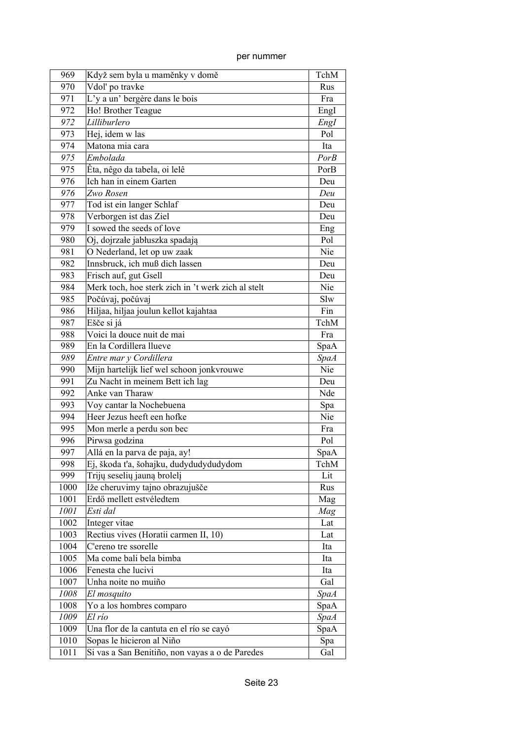| | | |
|---|---|---|
| 969 | Když sem byla u maměnky v domě | TchM |
| 970 | Vdol' po travke | Rus |
| 971 | L'y a un' bergère dans le bois | Fra |
| 972 | Ho! Brother Teague | EngI |
| *972* | *Lilliburlero* | *EngI* |
| 973 | Hej, idem w las | Pol |
| 974 | Matona mia cara | Ita |
| *975* | *Embolada* | *PorB* |
| 975 | Êta, nêgo da tabela, oi lelê | PorB |
| 976 | Ich han in einem Garten | Deu |
| *976* | *Zwo Rosen* | *Deu* |
| 977 | Tod ist ein langer Schlaf | Deu |
| 978 | Verborgen ist das Ziel | Deu |
| 979 | I sowed the seeds of love | Eng |
| 980 | Oj, dojrzałe jabłuszka spadają | Pol |
| 981 | O Nederland, let op uw zaak | Nie |
| 982 | Innsbruck, ich muß dich lassen | Deu |
| 983 | Frisch auf, gut Gsell | Deu |
| 984 | Merk toch, hoe sterk zich in 't werk zich al stelt | Nie |
| 985 | Počúvaj, počúvaj | Slw |
| 986 | Hiljaa, hiljaa joulun kellot kajahtaa | Fin |
| 987 | Ešče si já | TchM |
| 988 | Voici la douce nuit de mai | Fra |
| 989 | En la Cordillera llueve | SpaA |
| *989* | *Entre mar y Cordillera* | *SpaA* |
| 990 | Mijn hartelijk lief wel schoon jonkvrouwe | Nie |
| 991 | Zu Nacht in meinem Bett ich lag | Deu |
| 992 | Anke van Tharaw | Nde |
| 993 | Voy cantar la Nochebuena | Spa |
| 994 | Heer Jezus heeft een hofke | Nie |
| 995 | Mon merle a perdu son bec | Fra |
| 996 | Pirwsa godzina | Pol |
| 997 | Allá en la parva de paja, ay! | SpaA |
| 998 | Ej, škoda t'a, šohajku, dudydudydudydom | TchM |
| 999 | Trijų seselių jauną brolelį | Lit |
| 1000 | Iže cheruvimy tajno obrazujušče | Rus |
| 1001 | Erdő mellett estvéledtem | Mag |
| *1001* | *Esti dal* | *Mag* |
| 1002 | Integer vitae | Lat |
| 1003 | Rectius vives (Horatii carmen II, 10) | Lat |
| 1004 | C'ereno tre ssorelle | Ita |
| 1005 | Ma come bali bela bimba | Ita |
| 1006 | Fenesta che lucivi | Ita |
| 1007 | Unha noite no muiño | Gal |
| *1008* | *El mosquito* | *SpaA* |
| 1008 | Yo a los hombres comparo | SpaA |
| *1009* | *El río* | *SpaA* |
| 1009 | Una flor de la cantuta en el río se cayó | SpaA |
| 1010 | Sopas le hicieron al Niño | Spa |
| 1011 | Si vas a San Benitiño, non vayas a o de Paredes | Gal |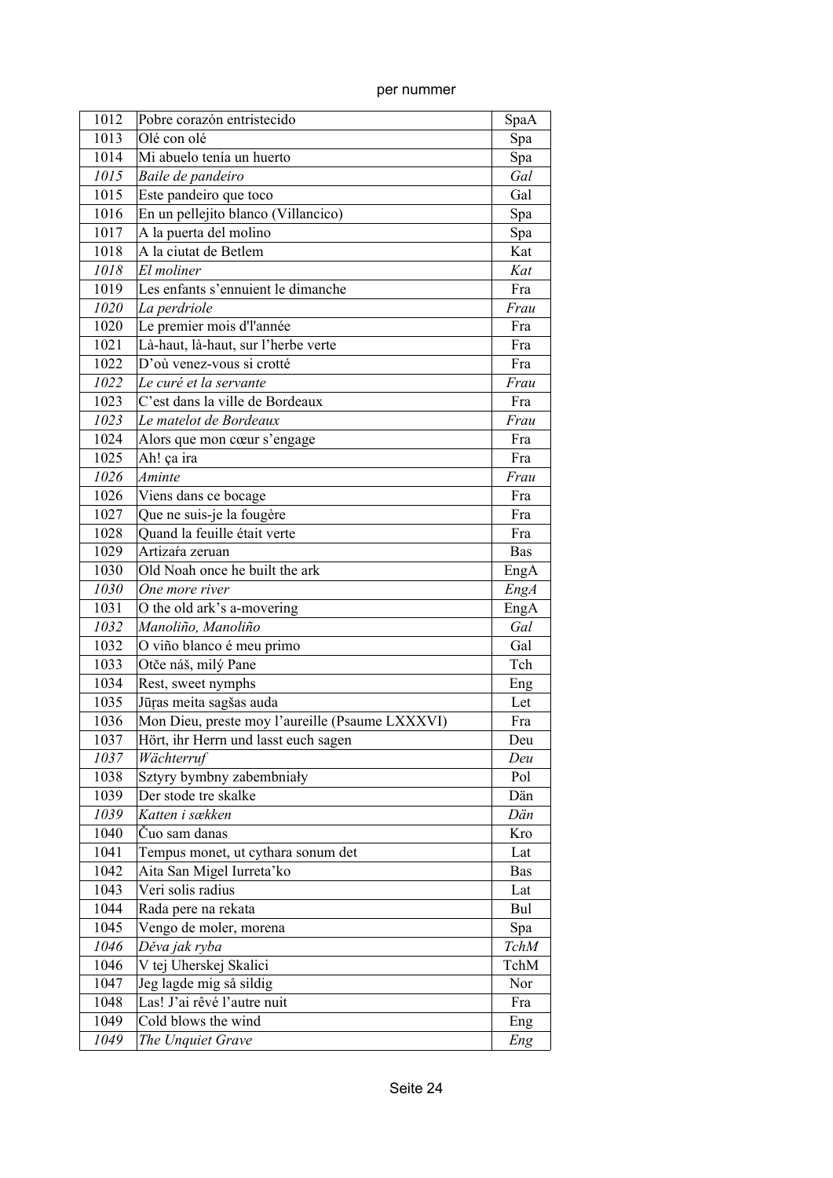per nummer

| | | |
|---|---|---|
| 1012 | Pobre corazón entristecido | SpaA |
| 1013 | Olé con olé | Spa |
| 1014 | Mi abuelo tenía un huerto | Spa |
| *1015* | *Baile de pandeiro* | *Gal* |
| 1015 | Este pandeiro que toco | Gal |
| 1016 | En un pellejito blanco (Villancico) | Spa |
| 1017 | A la puerta del molino | Spa |
| 1018 | A la ciutat de Betlem | Kat |
| *1018* | *El moliner* | *Kat* |
| 1019 | Les enfants s'ennuient le dimanche | Fra |
| *1020* | *La perdriole* | *Frau* |
| 1020 | Le premier mois d'l'année | Fra |
| 1021 | Là-haut, là-haut, sur l'herbe verte | Fra |
| 1022 | D'où venez-vous si crotté | Fra |
| *1022* | *Le curé et la servante* | *Frau* |
| 1023 | C'est dans la ville de Bordeaux | Fra |
| *1023* | *Le matelot de Bordeaux* | *Frau* |
| 1024 | Alors que mon cœur s'engage | Fra |
| 1025 | Ah! ça ira | Fra |
| *1026* | *Aminte* | *Frau* |
| 1026 | Viens dans ce bocage | Fra |
| 1027 | Que ne suis-je la fougère | Fra |
| 1028 | Quand la feuille était verte | Fra |
| 1029 | Artizaŕa zeruan | Bas |
| 1030 | Old Noah once he built the ark | EngA |
| *1030* | *One more river* | *EngA* |
| 1031 | O the old ark's a-movering | EngA |
| *1032* | *Manoliño, Manoliño* | *Gal* |
| 1032 | O viño blanco é meu primo | Gal |
| 1033 | Otče náš, milý Pane | Tch |
| 1034 | Rest, sweet nymphs | Eng |
| 1035 | Jūŗas meita sagšas auda | Let |
| 1036 | Mon Dieu, preste moy l'aureille (Psaume LXXXVI) | Fra |
| 1037 | Hört, ihr Herrn und lasst euch sagen | Deu |
| *1037* | *Wächterruf* | *Deu* |
| 1038 | Sztyry bymbny zabembniały | Pol |
| 1039 | Der stode tre skalke | Dän |
| *1039* | *Katten i sækken* | *Dän* |
| 1040 | Čuo sam danas | Kro |
| 1041 | Tempus monet, ut cythara sonum det | Lat |
| 1042 | Aita San Migel Iurreta'ko | Bas |
| 1043 | Veri solis radius | Lat |
| 1044 | Rada pere na rekata | Bul |
| 1045 | Vengo de moler, morena | Spa |
| *1046* | *Děva jak ryba* | *TchM* |
| 1046 | V tej Uherskej Skalici | TchM |
| 1047 | Jeg lagde mig så sildig | Nor |
| 1048 | Las! J'ai rêvé l'autre nuit | Fra |
| 1049 | Cold blows the wind | Eng |
| *1049* | *The Unquiet Grave* | *Eng* |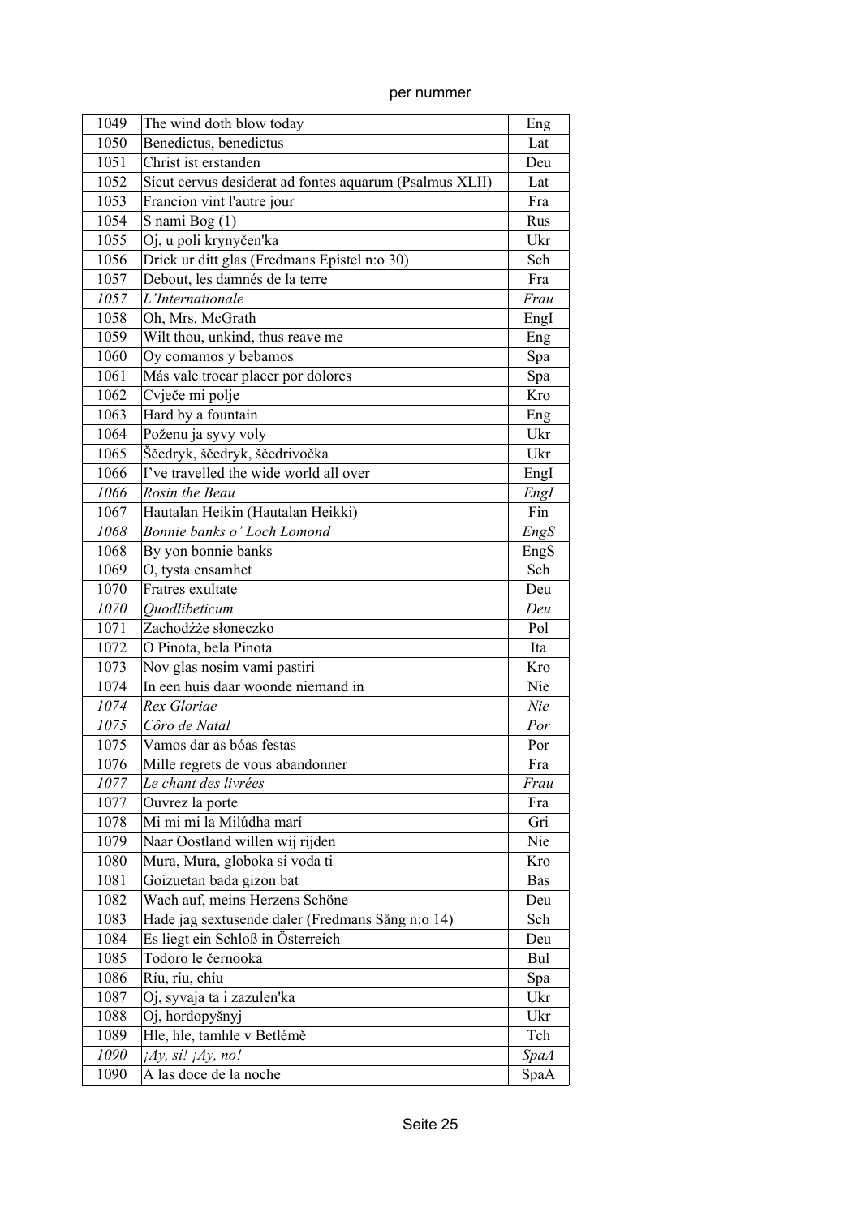per nummer

| | | |
|---|---|---|
| 1049 | The wind doth blow today | Eng |
| 1050 | Benedictus, benedictus | Lat |
| 1051 | Christ ist erstanden | Deu |
| 1052 | Sicut cervus desiderat ad fontes aquarum (Psalmus XLII) | Lat |
| 1053 | Francion vint l'autre jour | Fra |
| 1054 | S nami Bog (1) | Rus |
| 1055 | Oj, u poli krynyčen'ka | Ukr |
| 1056 | Drick ur ditt glas (Fredmans Epistel n:o 30) | Sch |
| 1057 | Debout, les damnés de la terre | Fra |
| *1057* | *L'Internationale* | *Frau* |
| 1058 | Oh, Mrs. McGrath | EngI |
| 1059 | Wilt thou, unkind, thus reave me | Eng |
| 1060 | Oy comamos y bebamos | Spa |
| 1061 | Más vale trocar placer por dolores | Spa |
| 1062 | Cvječe mi polje | Kro |
| 1063 | Hard by a fountain | Eng |
| 1064 | Poženu ja syvy voly | Ukr |
| 1065 | Ščedryk, ščedryk, ščedrivočka | Ukr |
| 1066 | I've travelled the wide world all over | EngI |
| *1066* | *Rosin the Beau* | *EngI* |
| 1067 | Hautalan Heikin (Hautalan Heikki) | Fin |
| *1068* | *Bonnie banks o' Loch Lomond* | *EngS* |
| 1068 | By yon bonnie banks | EngS |
| 1069 | O, tysta ensamhet | Sch |
| 1070 | Fratres exultate | Deu |
| *1070* | *Quodlibeticum* | *Deu* |
| 1071 | Zachodźże słoneczko | Pol |
| 1072 | O Pinota, bela Pinota | Ita |
| 1073 | Nov glas nosim vami pastiri | Kro |
| 1074 | In een huis daar woonde niemand in | Nie |
| *1074* | *Rex Gloriae* | *Nie* |
| *1075* | *Côro de Natal* | *Por* |
| 1075 | Vamos dar as bóas festas | Por |
| 1076 | Mille regrets de vous abandonner | Fra |
| *1077* | *Le chant des livrées* | *Frau* |
| 1077 | Ouvrez la porte | Fra |
| 1078 | Mi mi mi la Milúdha marí | Gri |
| 1079 | Naar Oostland willen wij rijden | Nie |
| 1080 | Mura, Mura, globoka si voda ti | Kro |
| 1081 | Goizuetan bada gizon bat | Bas |
| 1082 | Wach auf, meins Herzens Schöne | Deu |
| 1083 | Hade jag sextusende daler (Fredmans Sång n:o 14) | Sch |
| 1084 | Es liegt ein Schloß in Österreich | Deu |
| 1085 | Todoro le černooka | Bul |
| 1086 | Ríu, ríu, chíu | Spa |
| 1087 | Oj, syvaja ta i zazulen'ka | Ukr |
| 1088 | Oj, hordopyšnyj | Ukr |
| 1089 | Hle, hle, tamhle v Betlémě | Tch |
| *1090* | *¡Ay, sí! ¡Ay, no!* | *SpaA* |
| 1090 | A las doce de la noche | SpaA |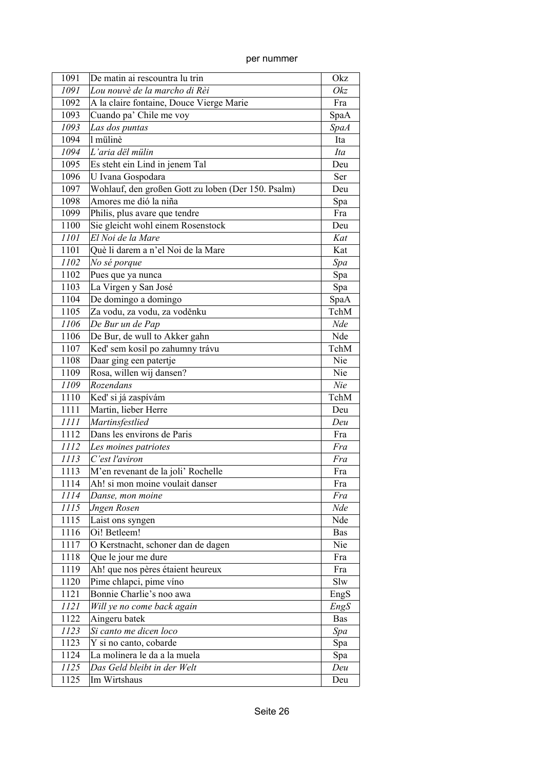per nummer

| 1091 | De matin ai rescountra lu trin | Okz |
|---|---|---|
| *1091* | *Lou nouvè de la marcho di Rèi* | *Okz* |
| 1092 | A la claire fontaine, Douce Vierge Marie | Fra |
| 1093 | Cuando pa' Chile me voy | SpaA |
| *1093* | *Las dos puntas* | *SpaA* |
| 1094 | l mülinè | Ita |
| *1094* | *L'aria dël mülin* | *Ita* |
| 1095 | Es steht ein Lind in jenem Tal | Deu |
| 1096 | U Ivana Gospodara | Ser |
| 1097 | Wohlauf, den großen Gott zu loben (Der 150. Psalm) | Deu |
| 1098 | Amores me dió la niña | Spa |
| 1099 | Philis, plus avare que tendre | Fra |
| 1100 | Sie gleicht wohl einem Rosenstock | Deu |
| *1101* | *El Noi de la Mare* | *Kat* |
| 1101 | Què li darem a n'el Noi de la Mare | Kat |
| *1102* | *No sé porque* | *Spa* |
| 1102 | Pues que ya nunca | Spa |
| 1103 | La Virgen y San José | Spa |
| 1104 | De domingo a domingo | SpaA |
| 1105 | Za vodu, za vodu, za voděnku | TchM |
| *1106* | *De Bur un de Pap* | *Nde* |
| 1106 | De Bur, de wull to Akker gahn | Nde |
| 1107 | Ked' sem kosil po zahumny trávu | TchM |
| 1108 | Daar ging een patertje | Nie |
| 1109 | Rosa, willen wij dansen? | Nie |
| *1109* | *Rozendans* | *Nie* |
| 1110 | Ked' si já zaspívám | TchM |
| 1111 | Martin, lieber Herre | Deu |
| *1111* | *Martinsfestlied* | *Deu* |
| 1112 | Dans les environs de Paris | Fra |
| *1112* | *Les moines patriotes* | *Fra* |
| *1113* | *C'est l'aviron* | *Fra* |
| 1113 | M'en revenant de la joli' Rochelle | Fra |
| 1114 | Ah! si mon moine voulait danser | Fra |
| *1114* | *Danse, mon moine* | *Fra* |
| *1115* | *Jngen Rosen* | *Nde* |
| 1115 | Laist ons syngen | Nde |
| 1116 | Oi! Betleem! | Bas |
| 1117 | O Kerstnacht, schoner dan de dagen | Nie |
| 1118 | Que le jour me dure | Fra |
| 1119 | Ah! que nos pères étaient heureux | Fra |
| 1120 | Pime chlapci, pime víno | Slw |
| 1121 | Bonnie Charlie's noo awa | EngS |
| *1121* | *Will ye no come back again* | *EngS* |
| 1122 | Aingeru batek | Bas |
| *1123* | *Si canto me dicen loco* | *Spa* |
| 1123 | Y si no canto, cobarde | Spa |
| 1124 | La molinera le da a la muela | Spa |
| *1125* | *Das Geld bleibt in der Welt* | *Deu* |
| 1125 | Im Wirtshaus | Deu |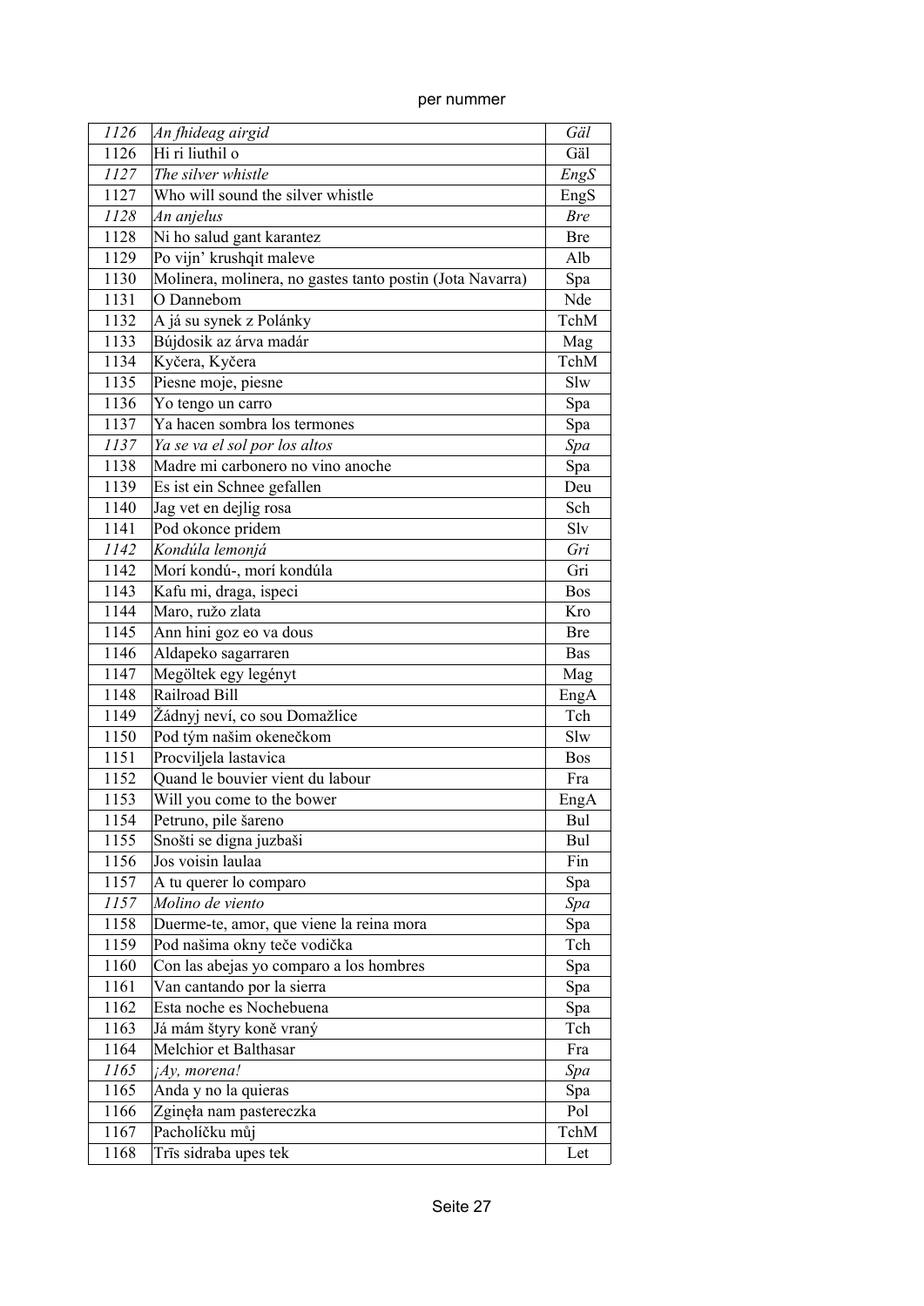| | | |
|---|---|---|
| *1126* | *An fhideag airgid* | *Gäl* |
| 1126 | Hi ri liuthil o | Gäl |
| *1127* | *The silver whistle* | *EngS* |
| 1127 | Who will sound the silver whistle | EngS |
| *1128* | *An anjelus* | *Bre* |
| 1128 | Ni ho salud gant karantez | Bre |
| 1129 | Po vijn' krushqit maleve | Alb |
| 1130 | Molinera, molinera, no gastes tanto postin (Jota Navarra) | Spa |
| 1131 | O Dannebom | Nde |
| 1132 | A já su synek z Polánky | TchM |
| 1133 | Bújdosik az árva madár | Mag |
| 1134 | Kyčera, Kyčera | TchM |
| 1135 | Piesne moje, piesne | Slw |
| 1136 | Yo tengo un carro | Spa |
| 1137 | Ya hacen sombra los termones | Spa |
| *1137* | *Ya se va el sol por los altos* | *Spa* |
| 1138 | Madre mi carbonero no vino anoche | Spa |
| 1139 | Es ist ein Schnee gefallen | Deu |
| 1140 | Jag vet en dejlig rosa | Sch |
| 1141 | Pod okonce pridem | Slv |
| *1142* | *Kondúla lemonjá* | *Gri* |
| 1142 | Morí kondú-, morí kondúla | Gri |
| 1143 | Kafu mi, draga, ispeci | Bos |
| 1144 | Maro, ružo zlata | Kro |
| 1145 | Ann hini goz eo va dous | Bre |
| 1146 | Aldapeko sagarraren | Bas |
| 1147 | Megöltek egy legényt | Mag |
| 1148 | Railroad Bill | EngA |
| 1149 | Žádnyj neví, co sou Domažlice | Tch |
| 1150 | Pod tým našim okenečkom | Slw |
| 1151 | Procviljela lastavica | Bos |
| 1152 | Quand le bouvier vient du labour | Fra |
| 1153 | Will you come to the bower | EngA |
| 1154 | Petruno, pile šareno | Bul |
| 1155 | Snošti se digna juzbaši | Bul |
| 1156 | Jos voisin laulaa | Fin |
| 1157 | A tu querer lo comparo | Spa |
| *1157* | *Molino de viento* | *Spa* |
| 1158 | Duerme-te, amor, que viene la reina mora | Spa |
| 1159 | Pod našima okny teče vodička | Tch |
| 1160 | Con las abejas yo comparo a los hombres | Spa |
| 1161 | Van cantando por la sierra | Spa |
| 1162 | Esta noche es Nochebuena | Spa |
| 1163 | Já mám štyry koně vraný | Tch |
| 1164 | Melchior et Balthasar | Fra |
| *1165* | *¡Ay, morena!* | *Spa* |
| 1165 | Anda y no la quieras | Spa |
| 1166 | Zginęła nam pastereczka | Pol |
| 1167 | Pacholíčku můj | TchM |
| 1168 | Trīs sidraba upes tek | Let |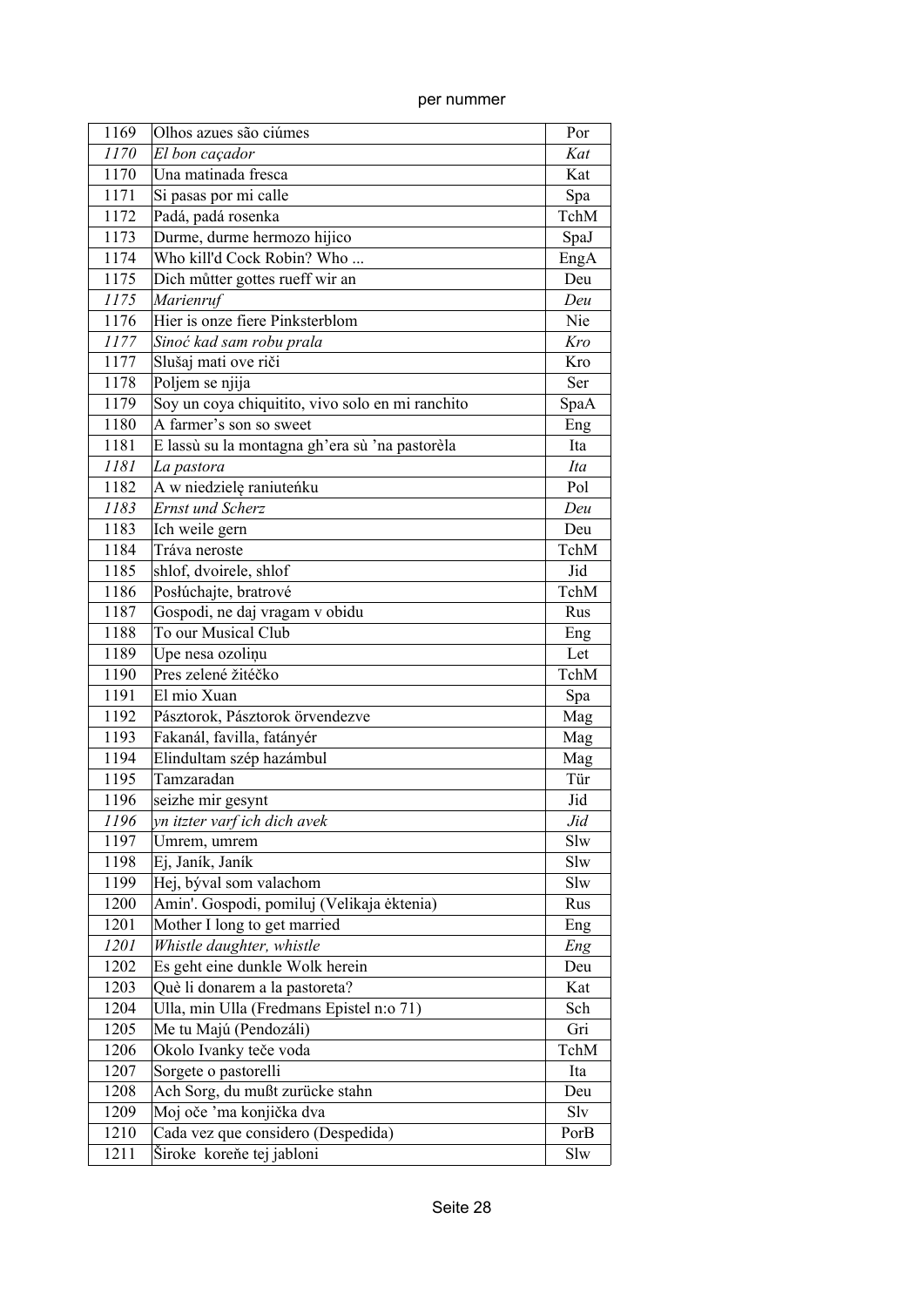per nummer

| | | |
|---|---|---|
| 1169 | Olhos azues são ciúmes | Por |
| *1170* | *El bon caçador* | *Kat* |
| 1170 | Una matinada fresca | Kat |
| 1171 | Si pasas por mi calle | Spa |
| 1172 | Padá, padá rosenka | TchM |
| 1173 | Durme, durme hermozo hijico | SpaJ |
| 1174 | Who kill'd Cock Robin? Who ... | EngA |
| 1175 | Dich můtter gottes rueff wir an | Deu |
| *1175* | *Marienruf* | *Deu* |
| 1176 | Hier is onze fiere Pinksterblom | Nie |
| *1177* | *Sinoć kad sam robu prala* | *Kro* |
| 1177 | Slušaj mati ove riči | Kro |
| 1178 | Poljem se njija | Ser |
| 1179 | Soy un coya chiquitito, vivo solo en mi ranchito | SpaA |
| 1180 | A farmer's son so sweet | Eng |
| 1181 | E lassù su la montagna gh'era sù 'na pastorèla | Ita |
| *1181* | *La pastora* | *Ita* |
| 1182 | A w niedzielę raniuteńku | Pol |
| *1183* | *Ernst und Scherz* | *Deu* |
| 1183 | Ich weile gern | Deu |
| 1184 | Tráva neroste | TchM |
| 1185 | shlof, dvoirele, shlof | Jid |
| 1186 | Posłúchajte, bratrové | TchM |
| 1187 | Gospodi, ne daj vragam v obidu | Rus |
| 1188 | To our Musical Club | Eng |
| 1189 | Upe nesa ozoliņu | Let |
| 1190 | Pres zelené žitéčko | TchM |
| 1191 | El mio Xuan | Spa |
| 1192 | Pásztorok, Pásztorok örvendezve | Mag |
| 1193 | Fakanál, favilla, fatányér | Mag |
| 1194 | Elindultam szép hazámbul | Mag |
| 1195 | Tamzaradan | Tür |
| 1196 | seizhe mir gesynt | Jid |
| *1196* | *yn itzter varf ich dich avek* | *Jid* |
| 1197 | Umrem, umrem | Slw |
| 1198 | Ej, Janík, Janík | Slw |
| 1199 | Hej, býval som valachom | Slw |
| 1200 | Amin'. Gospodi, pomiluj (Velikaja ėktenia) | Rus |
| 1201 | Mother I long to get married | Eng |
| *1201* | *Whistle daughter, whistle* | *Eng* |
| 1202 | Es geht eine dunkle Wolk herein | Deu |
| 1203 | Què li donarem a la pastoreta? | Kat |
| 1204 | Ulla, min Ulla (Fredmans Epistel n:o 71) | Sch |
| 1205 | Me tu Majú (Pendozáli) | Gri |
| 1206 | Okolo Ivanky teče voda | TchM |
| 1207 | Sorgete o pastorelli | Ita |
| 1208 | Ach Sorg, du mußt zurücke stahn | Deu |
| 1209 | Moj oče 'ma konjička dva | Slv |
| 1210 | Cada vez que considero (Despedida) | PorB |
| 1211 | Široke koreňe tej jabloni | Slw |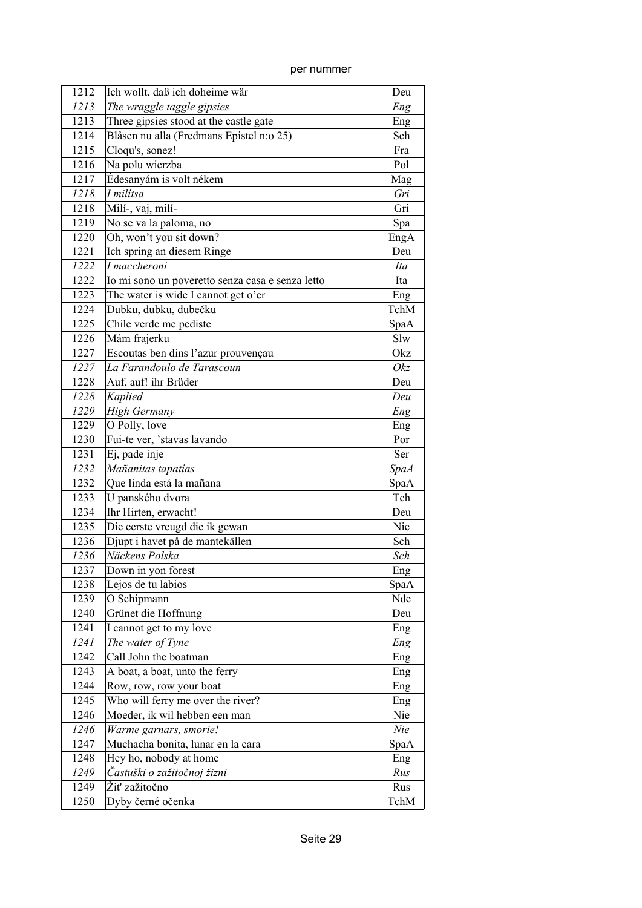| | | |
|---|---|---|
| 1212 | Ich wollt, daß ich doheime wär | Deu |
| *1213* | *The wraggle taggle gipsies* | *Eng* |
| 1213 | Three gipsies stood at the castle gate | Eng |
| 1214 | Blåsen nu alla (Fredmans Epistel n:o 25) | Sch |
| 1215 | Cloqu's, sonez! | Fra |
| 1216 | Na polu wierzba | Pol |
| 1217 | Édesanyám is volt nékem | Mag |
| *1218* | *I milítsa* | *Gri* |
| 1218 | Milí-, vaj, milí- | Gri |
| 1219 | No se va la paloma, no | Spa |
| 1220 | Oh, won't you sit down? | EngA |
| 1221 | Ich spring an diesem Ringe | Deu |
| *1222* | *I maccheroni* | *Ita* |
| 1222 | Io mi sono un poveretto senza casa e senza letto | Ita |
| 1223 | The water is wide I cannot get o'er | Eng |
| 1224 | Dubku, dubku, dubečku | TchM |
| 1225 | Chile verde me pediste | SpaA |
| 1226 | Mám frajerku | Slw |
| 1227 | Escoutas ben dins l'azur prouvençau | Okz |
| *1227* | *La Farandoulo de Tarascoun* | *Okz* |
| 1228 | Auf, auf! ihr Brüder | Deu |
| *1228* | *Kaplied* | *Deu* |
| *1229* | *High Germany* | *Eng* |
| 1229 | O Polly, love | Eng |
| 1230 | Fui-te ver, 'stavas lavando | Por |
| 1231 | Ej, pade inje | Ser |
| *1232* | *Mañanitas tapatías* | *SpaA* |
| 1232 | Que linda está la mañana | SpaA |
| 1233 | U panského dvora | Tch |
| 1234 | Ihr Hirten, erwacht! | Deu |
| 1235 | Die eerste vreugd die ik gewan | Nie |
| 1236 | Djupt i havet på de mantekällen | Sch |
| *1236* | *Näckens Polska* | *Sch* |
| 1237 | Down in yon forest | Eng |
| 1238 | Lejos de tu labios | SpaA |
| 1239 | O Schipmann | Nde |
| 1240 | Grünet die Hoffnung | Deu |
| 1241 | I cannot get to my love | Eng |
| *1241* | *The water of Tyne* | *Eng* |
| 1242 | Call John the boatman | Eng |
| 1243 | A boat, a boat, unto the ferry | Eng |
| 1244 | Row, row, row your boat | Eng |
| 1245 | Who will ferry me over the river? | Eng |
| 1246 | Moeder, ik wil hebben een man | Nie |
| *1246* | *Warme garnars, smorie!* | *Nie* |
| 1247 | Muchacha bonita, lunar en la cara | SpaA |
| 1248 | Hey ho, nobody at home | Eng |
| *1249* | *Častuški o zažitočnoj žizni* | *Rus* |
| 1249 | Žit' zažitočno | Rus |
| 1250 | Dyby černé očenka | TchM |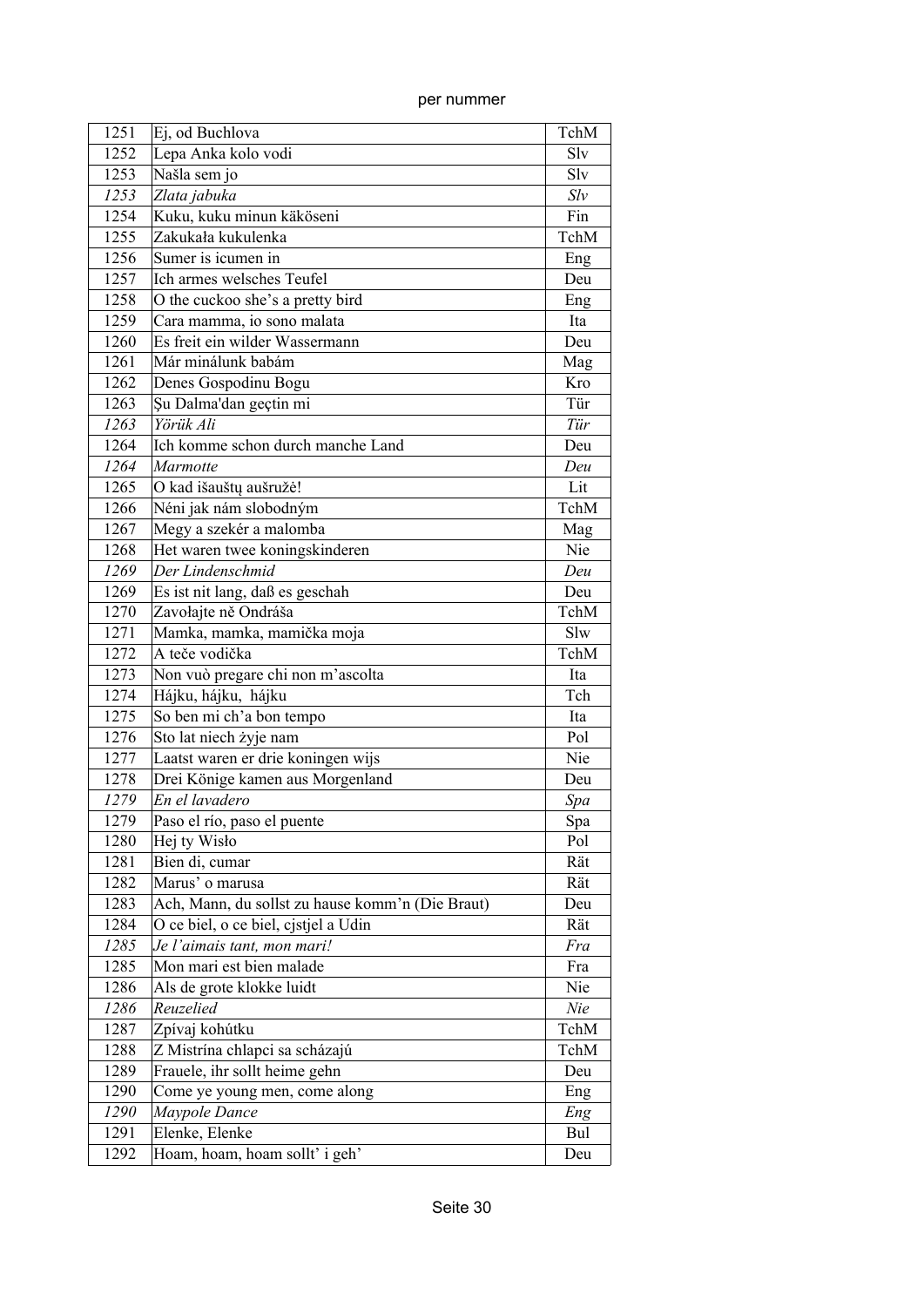per nummer

| | | |
|---|---|---|
| 1251 | Ej, od Buchlova | TchM |
| 1252 | Lepa Anka kolo vodi | Slv |
| 1253 | Našla sem jo | Slv |
| *1253* | *Zlata jabuka* | *Slv* |
| 1254 | Kuku, kuku minun käköseni | Fin |
| 1255 | Zakukała kukulenka | TchM |
| 1256 | Sumer is icumen in | Eng |
| 1257 | Ich armes welsches Teufel | Deu |
| 1258 | O the cuckoo she's a pretty bird | Eng |
| 1259 | Cara mamma, io sono malata | Ita |
| 1260 | Es freit ein wilder Wassermann | Deu |
| 1261 | Már minálunk babám | Mag |
| 1262 | Denes Gospodinu Bogu | Kro |
| 1263 | Şu Dalma'dan geçtin mi | Tür |
| *1263* | *Yörük Ali* | *Tür* |
| 1264 | Ich komme schon durch manche Land | Deu |
| *1264* | *Marmotte* | *Deu* |
| 1265 | O kad išauštų aušružė! | Lit |
| 1266 | Néni jak nám slobodným | TchM |
| 1267 | Megy a szekér a malomba | Mag |
| 1268 | Het waren twee koningskinderen | Nie |
| *1269* | *Der Lindenschmid* | *Deu* |
| 1269 | Es ist nit lang, daß es geschah | Deu |
| 1270 | Zavołajte ně Ondráša | TchM |
| 1271 | Mamka, mamka, mamička moja | Slw |
| 1272 | A teče vodička | TchM |
| 1273 | Non vuò pregare chi non m'ascolta | Ita |
| 1274 | Hájku, hájku, hájku | Tch |
| 1275 | So ben mi ch'a bon tempo | Ita |
| 1276 | Sto lat niech żyje nam | Pol |
| 1277 | Laatst waren er drie koningen wijs | Nie |
| 1278 | Drei Könige kamen aus Morgenland | Deu |
| *1279* | *En el lavadero* | *Spa* |
| 1279 | Paso el río, paso el puente | Spa |
| 1280 | Hej ty Wisło | Pol |
| 1281 | Bien di, cumar | Rät |
| 1282 | Marus' o marusa | Rät |
| 1283 | Ach, Mann, du sollst zu hause komm'n (Die Braut) | Deu |
| 1284 | O ce biel, o ce biel, cjstjel a Udin | Rät |
| *1285* | *Je l'aimais tant, mon mari!* | *Fra* |
| 1285 | Mon mari est bien malade | Fra |
| 1286 | Als de grote klokke luidt | Nie |
| *1286* | *Reuzelied* | *Nie* |
| 1287 | Zpívaj kohútku | TchM |
| 1288 | Z Mistrína chlapci sa scházajú | TchM |
| 1289 | Frauele, ihr sollt heime gehn | Deu |
| 1290 | Come ye young men, come along | Eng |
| *1290* | *Maypole Dance* | *Eng* |
| 1291 | Elenke, Elenke | Bul |
| 1292 | Hoam, hoam, hoam sollt' i geh' | Deu |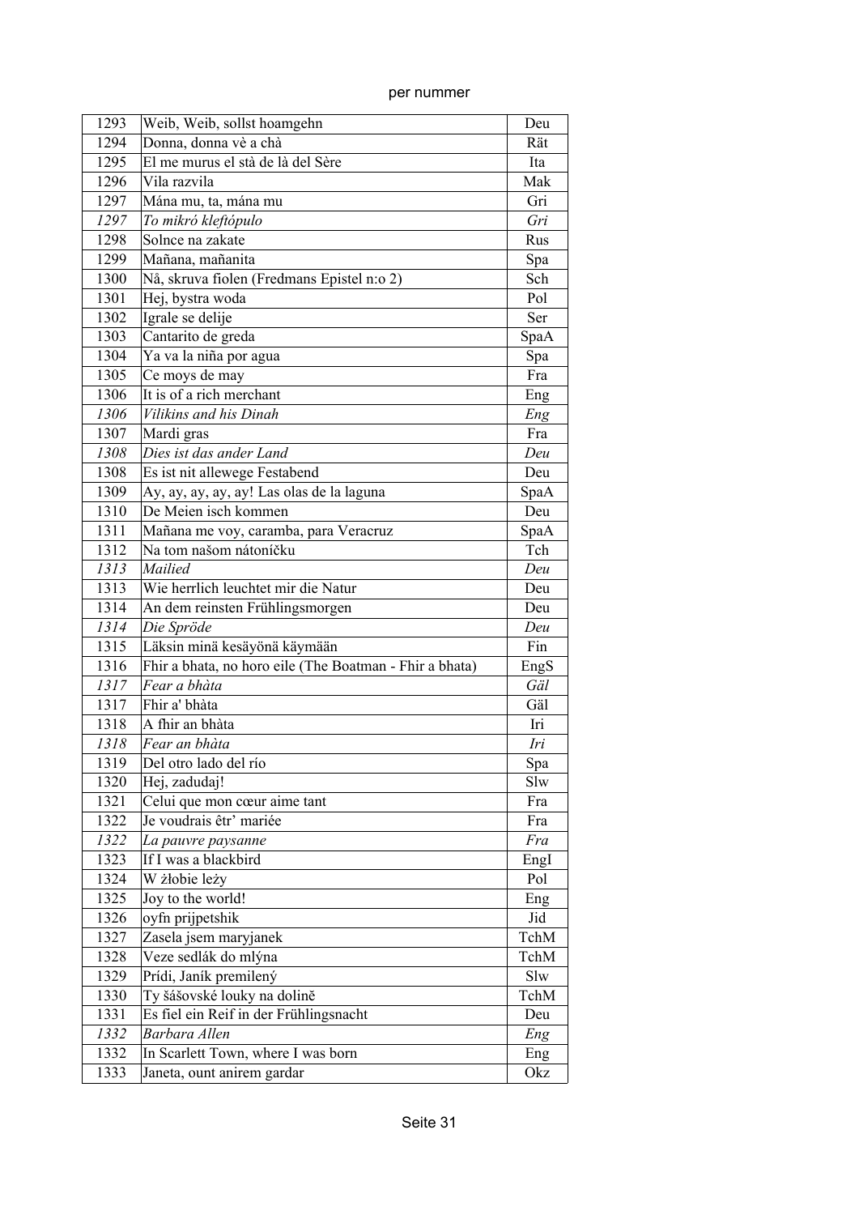| | | |
|---|---|---|
| 1293 | Weib, Weib, sollst hoamgehn | Deu |
| 1294 | Donna, donna vè a chà | Rät |
| 1295 | El me murus el stà de là del Sère | Ita |
| 1296 | Vila razvila | Mak |
| 1297 | Mána mu, ta, mána mu | Gri |
| *1297* | *To mikró kleftópulo* | *Gri* |
| 1298 | Solnce na zakate | Rus |
| 1299 | Mañana, mañanita | Spa |
| 1300 | Nå, skruva fiolen (Fredmans Epistel n:o 2) | Sch |
| 1301 | Hej, bystra woda | Pol |
| 1302 | Igrale se delije | Ser |
| 1303 | Cantarito de greda | SpaA |
| 1304 | Ya va la niña por agua | Spa |
| 1305 | Ce moys de may | Fra |
| 1306 | It is of a rich merchant | Eng |
| *1306* | *Vilikins and his Dinah* | *Eng* |
| 1307 | Mardi gras | Fra |
| *1308* | *Dies ist das ander Land* | *Deu* |
| 1308 | Es ist nit allewege Festabend | Deu |
| 1309 | Ay, ay, ay, ay, ay! Las olas de la laguna | SpaA |
| 1310 | De Meien isch kommen | Deu |
| 1311 | Mañana me voy, caramba, para Veracruz | SpaA |
| 1312 | Na tom našom nátoníčku | Tch |
| *1313* | *Mailied* | *Deu* |
| 1313 | Wie herrlich leuchtet mir die Natur | Deu |
| 1314 | An dem reinsten Frühlingsmorgen | Deu |
| *1314* | *Die Spröde* | *Deu* |
| 1315 | Läksin minä kesäyönä käymään | Fin |
| 1316 | Fhir a bhata, no horo eile (The Boatman - Fhir a bhata) | EngS |
| *1317* | *Fear a bhàta* | *Gäl* |
| 1317 | Fhir a' bhàta | Gäl |
| 1318 | A fhir an bhàta | Iri |
| *1318* | *Fear an bhàta* | *Iri* |
| 1319 | Del otro lado del río | Spa |
| 1320 | Hej, zadudaj! | Slw |
| 1321 | Celui que mon cœur aime tant | Fra |
| 1322 | Je voudrais êtr' mariée | Fra |
| *1322* | *La pauvre paysanne* | *Fra* |
| 1323 | If I was a blackbird | EngI |
| 1324 | W żłobie leży | Pol |
| 1325 | Joy to the world! | Eng |
| 1326 | oyfn prijpetshik | Jid |
| 1327 | Zasela jsem maryjanek | TchM |
| 1328 | Veze sedlák do mlýna | TchM |
| 1329 | Prídi, Janík premilený | Slw |
| 1330 | Ty šášovské louky na dolině | TchM |
| 1331 | Es fiel ein Reif in der Frühlingsnacht | Deu |
| *1332* | *Barbara Allen* | *Eng* |
| 1332 | In Scarlett Town, where I was born | Eng |
| 1333 | Janeta, ount anirem gardar | Okz |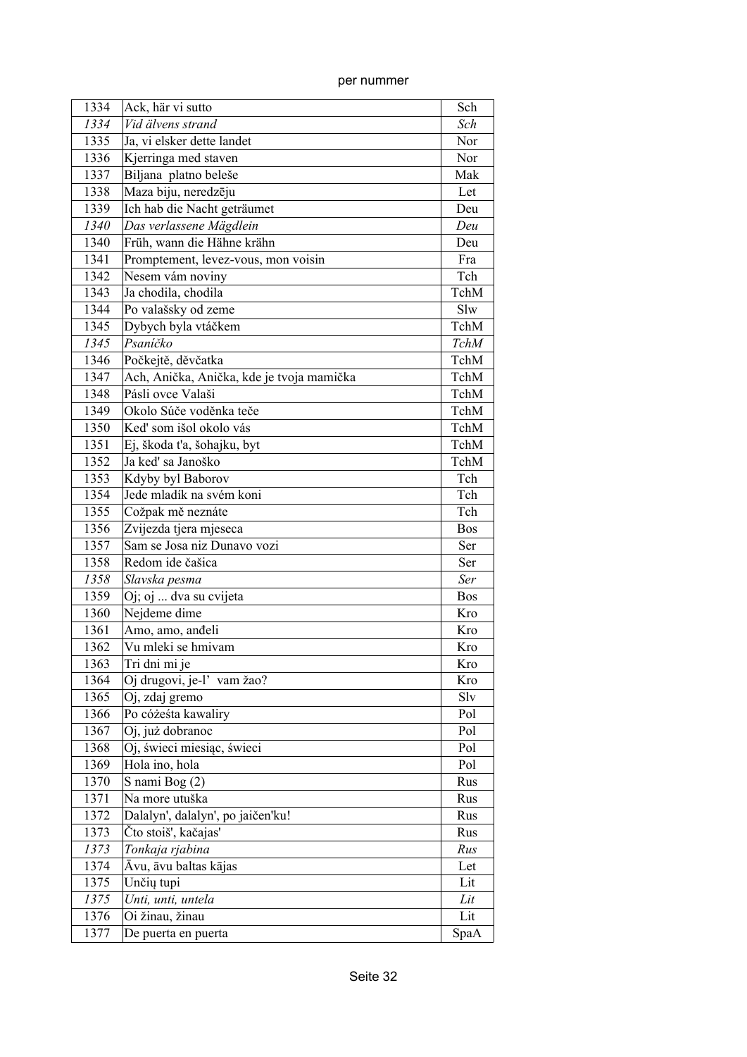| 1334 | Ack, här vi sutto | Sch |
|---|---|---|
| *1334* | *Vid älvens strand* | *Sch* |
| 1335 | Ja, vi elsker dette landet | Nor |
| 1336 | Kjerringa med staven | Nor |
| 1337 | Biljana platno beleše | Mak |
| 1338 | Maza biju, neredzēju | Let |
| 1339 | Ich hab die Nacht geträumet | Deu |
| *1340* | *Das verlassene Mägdlein* | *Deu* |
| 1340 | Früh, wann die Hähne krähn | Deu |
| 1341 | Promptement, levez-vous, mon voisin | Fra |
| 1342 | Nesem vám noviny | Tch |
| 1343 | Ja chodila, chodila | TchM |
| 1344 | Po valašsky od zeme | Slw |
| 1345 | Dybych byla vtáčkem | TchM |
| *1345* | *Psaníčko* | *TchM* |
| 1346 | Počkejtě, děvčatka | TchM |
| 1347 | Ach, Anička, Anička, kde je tvoja mamička | TchM |
| 1348 | Pásli ovce Valaši | TchM |
| 1349 | Okolo Súče voděnka teče | TchM |
| 1350 | Ked' som išol okolo vás | TchM |
| 1351 | Ej, škoda t'a, šohajku, byt | TchM |
| 1352 | Ja ked' sa Janoško | TchM |
| 1353 | Kdyby byl Baborov | Tch |
| 1354 | Jede mladík na svém koni | Tch |
| 1355 | Cožpak mě neznáte | Tch |
| 1356 | Zvijezda tjera mjeseca | Bos |
| 1357 | Sam se Josa niz Dunavo vozi | Ser |
| 1358 | Redom ide čašica | Ser |
| *1358* | *Slavska pesma* | *Ser* |
| 1359 | Oj; oj ... dva su cvijeta | Bos |
| 1360 | Nejdeme dime | Kro |
| 1361 | Amo, amo, anđeli | Kro |
| 1362 | Vu mleki se hmivam | Kro |
| 1363 | Tri dni mi je | Kro |
| 1364 | Oj drugovi, je-l' vam žao? | Kro |
| 1365 | Oj, zdaj gremo | Slv |
| 1366 | Po cóżeśta kawaliry | Pol |
| 1367 | Oj, już dobranoc | Pol |
| 1368 | Oj, świeci miesiąc, świeci | Pol |
| 1369 | Hola ino, hola | Pol |
| 1370 | S nami Bog (2) | Rus |
| 1371 | Na more utuška | Rus |
| 1372 | Dalalyn', dalalyn', po jaičen'ku! | Rus |
| 1373 | Čto stoiš', kačajas' | Rus |
| *1373* | *Tonkaja rjabina* | *Rus* |
| 1374 | Āvu, āvu baltas kājas | Let |
| 1375 | Unčių tupi | Lit |
| *1375* | *Unti, unti, untela* | *Lit* |
| 1376 | Oi žinau, žinau | Lit |
| 1377 | De puerta en puerta | SpaA |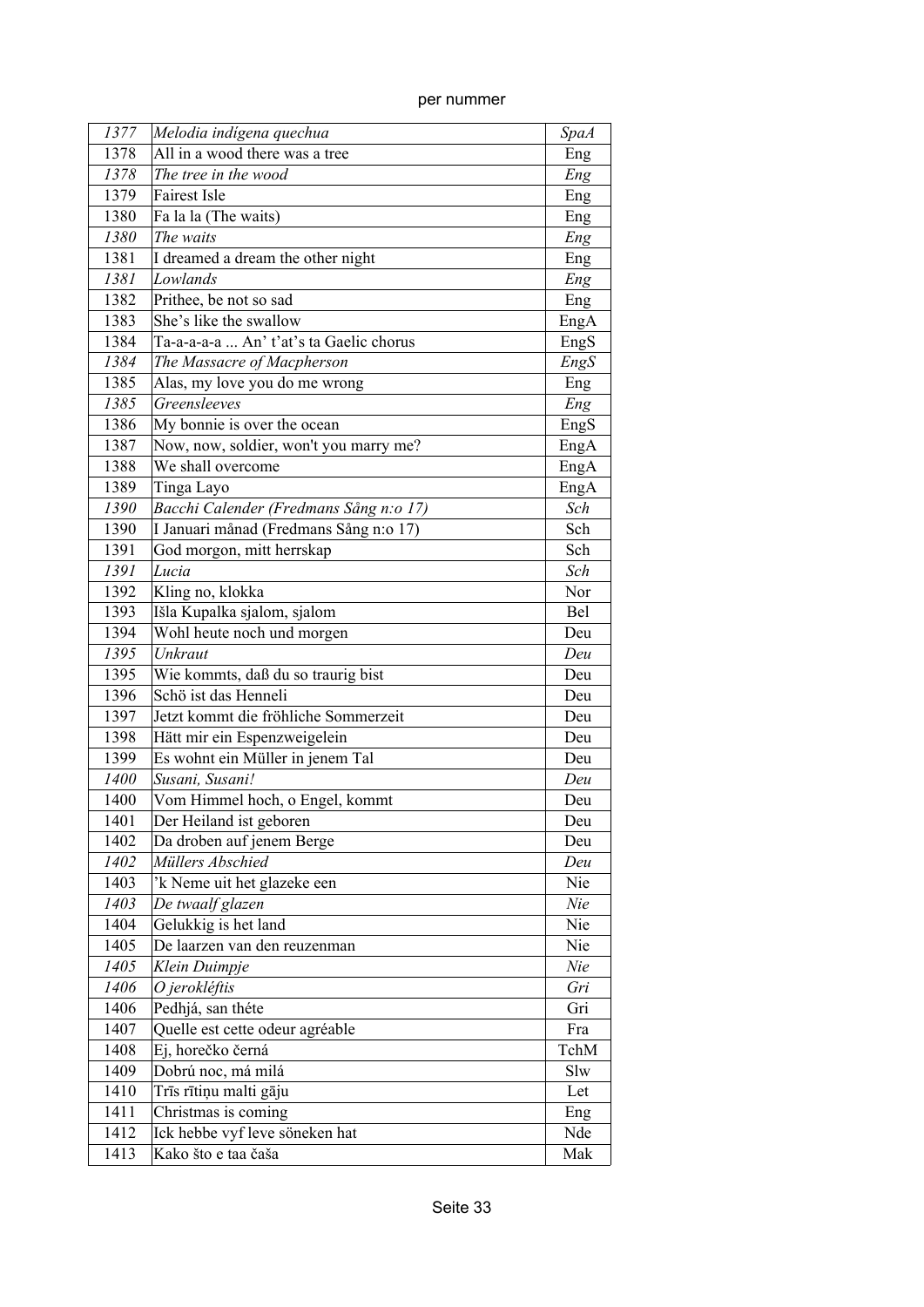| | | |
|---|---|---|
| *1377* | *Melodia indígena quechua* | *SpaA* |
| 1378 | All in a wood there was a tree | Eng |
| *1378* | *The tree in the wood* | *Eng* |
| 1379 | Fairest Isle | Eng |
| 1380 | Fa la la (The waits) | Eng |
| *1380* | *The waits* | *Eng* |
| 1381 | I dreamed a dream the other night | Eng |
| *1381* | *Lowlands* | *Eng* |
| 1382 | Prithee, be not so sad | Eng |
| 1383 | She's like the swallow | EngA |
| 1384 | Ta-a-a-a-a ... An' t'at's ta Gaelic chorus | EngS |
| *1384* | *The Massacre of Macpherson* | *EngS* |
| 1385 | Alas, my love you do me wrong | Eng |
| *1385* | *Greensleeves* | *Eng* |
| 1386 | My bonnie is over the ocean | EngS |
| 1387 | Now, now, soldier, won't you marry me? | EngA |
| 1388 | We shall overcome | EngA |
| 1389 | Tinga Layo | EngA |
| *1390* | *Bacchi Calender (Fredmans Sång n:o 17)* | *Sch* |
| 1390 | I Januari månad (Fredmans Sång n:o 17) | Sch |
| 1391 | God morgon, mitt herrskap | Sch |
| *1391* | *Lucia* | *Sch* |
| 1392 | Kling no, klokka | Nor |
| 1393 | Išla Kupalka sjalom, sjalom | Bel |
| 1394 | Wohl heute noch und morgen | Deu |
| *1395* | *Unkraut* | *Deu* |
| 1395 | Wie kommts, daß du so traurig bist | Deu |
| 1396 | Schö ist das Henneli | Deu |
| 1397 | Jetzt kommt die fröhliche Sommerzeit | Deu |
| 1398 | Hätt mir ein Espenzweigelein | Deu |
| 1399 | Es wohnt ein Müller in jenem Tal | Deu |
| *1400* | *Susani, Susani!* | *Deu* |
| 1400 | Vom Himmel hoch, o Engel, kommt | Deu |
| 1401 | Der Heiland ist geboren | Deu |
| 1402 | Da droben auf jenem Berge | Deu |
| *1402* | *Müllers Abschied* | *Deu* |
| 1403 | 'k Neme uit het glazeke een | Nie |
| *1403* | *De twaalf glazen* | *Nie* |
| 1404 | Gelukkig is het land | Nie |
| 1405 | De laarzen van den reuzenman | Nie |
| *1405* | *Klein Duimpje* | *Nie* |
| *1406* | *O jerokléftis* | *Gri* |
| 1406 | Pedhjá, san théte | Gri |
| 1407 | Quelle est cette odeur agréable | Fra |
| 1408 | Ej, horečko černá | TchM |
| 1409 | Dobrú noc, má milá | Slw |
| 1410 | Trīs rītiņu malti gāju | Let |
| 1411 | Christmas is coming | Eng |
| 1412 | Ick hebbe vyf leve söneken hat | Nde |
| 1413 | Kako što e taa čaša | Mak |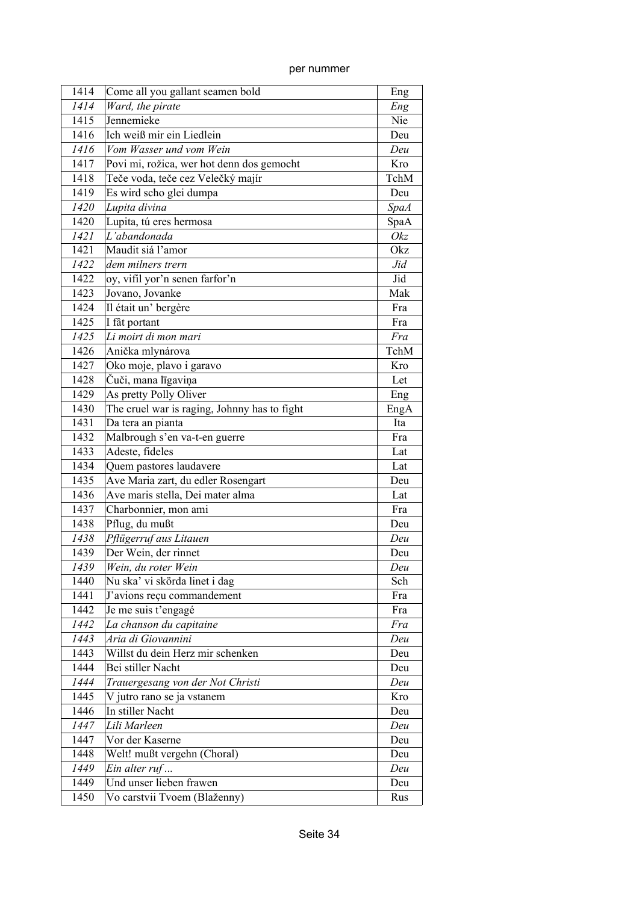per nummer

| | | |
|---|---|---|
| 1414 | Come all you gallant seamen bold | Eng |
| *1414* | *Ward, the pirate* | *Eng* |
| 1415 | Jennemieke | Nie |
| 1416 | Ich weiß mir ein Liedlein | Deu |
| *1416* | *Vom Wasser und vom Wein* | *Deu* |
| 1417 | Povi mi, rožica, wer hot denn dos gemocht | Kro |
| 1418 | Teče voda, teče cez Velečký majír | TchM |
| 1419 | Es wird scho glei dumpa | Deu |
| *1420* | *Lupita divina* | *SpaA* |
| 1420 | Lupita, tú eres hermosa | SpaA |
| *1421* | *L'abandonada* | *Okz* |
| 1421 | Maudit siá l'amor | Okz |
| *1422* | *dem milners trern* | *Jid* |
| 1422 | oy, vifil yor'n senen farfor'n | Jid |
| 1423 | Jovano, Jovanke | Mak |
| 1424 | Il était un' bergère | Fra |
| 1425 | I fât portant | Fra |
| *1425* | *Li moirt di mon mari* | *Fra* |
| 1426 | Anička mlynárova | TchM |
| 1427 | Oko moje, plavo i garavo | Kro |
| 1428 | Čuči, mana līgaviņa | Let |
| 1429 | As pretty Polly Oliver | Eng |
| 1430 | The cruel war is raging, Johnny has to fight | EngA |
| 1431 | Da tera an pianta | Ita |
| 1432 | Malbrough s'en va-t-en guerre | Fra |
| 1433 | Adeste, fideles | Lat |
| 1434 | Quem pastores laudavere | Lat |
| 1435 | Ave Maria zart, du edler Rosengart | Deu |
| 1436 | Ave maris stella, Dei mater alma | Lat |
| 1437 | Charbonnier, mon ami | Fra |
| 1438 | Pflug, du mußt | Deu |
| *1438* | *Pflügerruf aus Litauen* | *Deu* |
| 1439 | Der Wein, der rinnet | Deu |
| *1439* | *Wein, du roter Wein* | *Deu* |
| 1440 | Nu ska' vi skörda linet i dag | Sch |
| 1441 | J'avions reçu commandement | Fra |
| 1442 | Je me suis t'engagé | Fra |
| *1442* | *La chanson du capitaine* | *Fra* |
| *1443* | *Aria di Giovannini* | *Deu* |
| 1443 | Willst du dein Herz mir schenken | Deu |
| 1444 | Bei stiller Nacht | Deu |
| *1444* | *Trauergesang von der Not Christi* | *Deu* |
| 1445 | V jutro rano se ja vstanem | Kro |
| 1446 | In stiller Nacht | Deu |
| *1447* | *Lili Marleen* | *Deu* |
| 1447 | Vor der Kaserne | Deu |
| 1448 | Welt! mußt vergehn (Choral) | Deu |
| *1449* | *Ein alter ruf ...* | *Deu* |
| 1449 | Und unser lieben frawen | Deu |
| 1450 | Vo carstvii Tvoem (Blaženny) | Rus |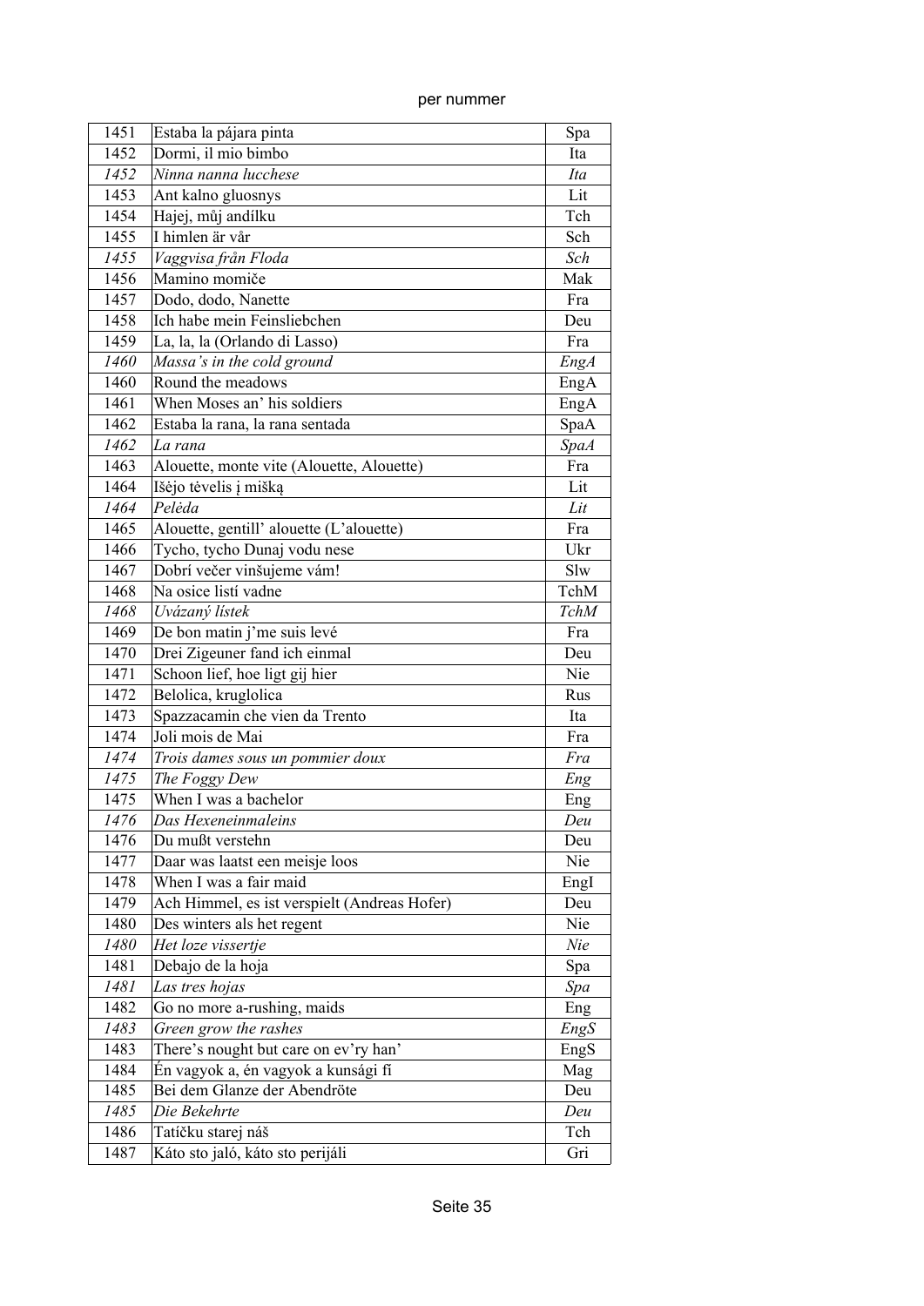| | | |
|---|---|---|
| 1451 | Estaba la pájara pinta | Spa |
| 1452 | Dormi, il mio bimbo | Ita |
| *1452* | *Ninna nanna lucchese* | *Ita* |
| 1453 | Ant kalno gluosnys | Lit |
| 1454 | Hajej, můj andílku | Tch |
| 1455 | I himlen är vår | Sch |
| *1455* | *Vaggvisa från Floda* | *Sch* |
| 1456 | Mamino momiče | Mak |
| 1457 | Dodo, dodo, Nanette | Fra |
| 1458 | Ich habe mein Feinsliebchen | Deu |
| 1459 | La, la, la (Orlando di Lasso) | Fra |
| *1460* | *Massa's in the cold ground* | *EngA* |
| 1460 | Round the meadows | EngA |
| 1461 | When Moses an' his soldiers | EngA |
| 1462 | Estaba la rana, la rana sentada | SpaA |
| *1462* | *La rana* | *SpaA* |
| 1463 | Alouette, monte vite (Alouette, Alouette) | Fra |
| 1464 | Išėjo tėvelis į mišką | Lit |
| *1464* | *Pelėda* | *Lit* |
| 1465 | Alouette, gentill' alouette (L'alouette) | Fra |
| 1466 | Tycho, tycho Dunaj vodu nese | Ukr |
| 1467 | Dobrí večer vinšujeme vám! | Slw |
| 1468 | Na osice listí vadne | TchM |
| *1468* | *Uvázaný lístek* | *TchM* |
| 1469 | De bon matin j'me suis levé | Fra |
| 1470 | Drei Zigeuner fand ich einmal | Deu |
| 1471 | Schoon lief, hoe ligt gij hier | Nie |
| 1472 | Belolica, kruglolica | Rus |
| 1473 | Spazzacamin che vien da Trento | Ita |
| 1474 | Joli mois de Mai | Fra |
| *1474* | *Trois dames sous un pommier doux* | *Fra* |
| *1475* | *The Foggy Dew* | *Eng* |
| 1475 | When I was a bachelor | Eng |
| *1476* | *Das Hexeneinmaleins* | *Deu* |
| 1476 | Du mußt verstehn | Deu |
| 1477 | Daar was laatst een meisje loos | Nie |
| 1478 | When I was a fair maid | EngI |
| 1479 | Ach Himmel, es ist verspielt (Andreas Hofer) | Deu |
| 1480 | Des winters als het regent | Nie |
| *1480* | *Het loze vissertje* | *Nie* |
| 1481 | Debajo de la hoja | Spa |
| *1481* | *Las tres hojas* | *Spa* |
| 1482 | Go no more a-rushing, maids | Eng |
| *1483* | *Green grow the rashes* | *EngS* |
| 1483 | There's nought but care on ev'ry han' | EngS |
| 1484 | Én vagyok a, én vagyok a kunsági fi | Mag |
| 1485 | Bei dem Glanze der Abendröte | Deu |
| *1485* | *Die Bekehrte* | *Deu* |
| 1486 | Tatíčku starej náš | Tch |
| 1487 | Káto sto jaló, káto sto perijáli | Gri |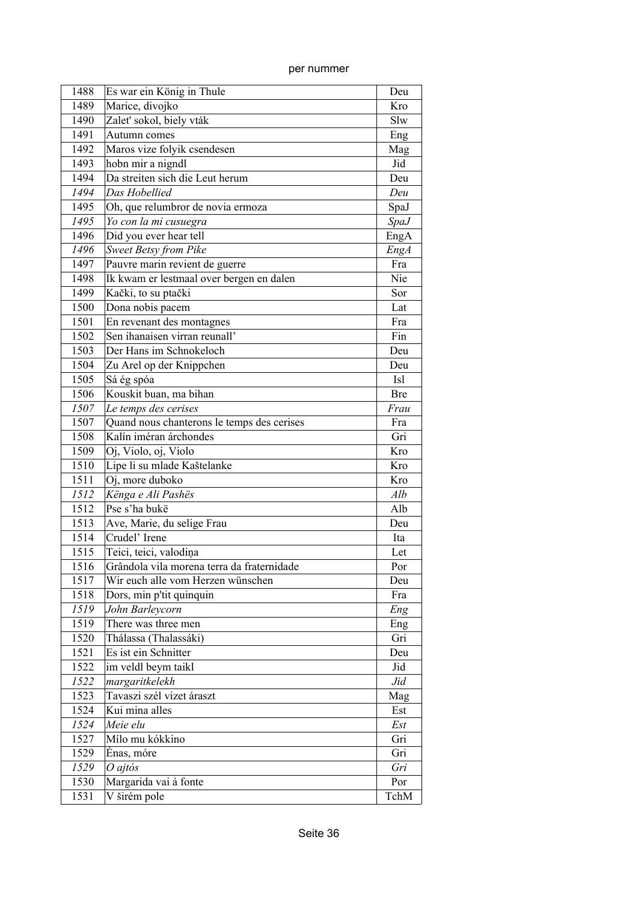per nummer

| | | |
|---|---|---|
| 1488 | Es war ein König in Thule | Deu |
| 1489 | Marice, divojko | Kro |
| 1490 | Zalet' sokol, biely vták | Slw |
| 1491 | Autumn comes | Eng |
| 1492 | Maros vize folyik csendesen | Mag |
| 1493 | hobn mir a nigndl | Jid |
| 1494 | Da streiten sich die Leut herum | Deu |
| *1494* | *Das Hobellied* | *Deu* |
| 1495 | Oh, que relumbror de novia ermoza | SpaJ |
| *1495* | *Yo con la mi cusuegra* | *SpaJ* |
| 1496 | Did you ever hear tell | EngA |
| *1496* | *Sweet Betsy from Pike* | *EngA* |
| 1497 | Pauvre marin revient de guerre | Fra |
| 1498 | Ik kwam er lestmaal over bergen en dalen | Nie |
| 1499 | Kački, to su ptački | Sor |
| 1500 | Dona nobis pacem | Lat |
| 1501 | En revenant des montagnes | Fra |
| 1502 | Sen ihanaisen virran reunall' | Fin |
| 1503 | Der Hans im Schnokeloch | Deu |
| 1504 | Zu Arel op der Knippchen | Deu |
| 1505 | Sá ég spóa | Isl |
| 1506 | Kouskit buan, ma bihan | Bre |
| *1507* | *Le temps des cerises* | *Frau* |
| 1507 | Quand nous chanterons le temps des cerises | Fra |
| 1508 | Kalín iméran árchondes | Gri |
| 1509 | Oj, Violo, oj, Violo | Kro |
| 1510 | Lipe li su mlade Kaštelanke | Kro |
| 1511 | Oj, more duboko | Kro |
| *1512* | *Kënga e Ali Pashës* | *Alb* |
| 1512 | Pse s'ha bukë | Alb |
| 1513 | Ave, Marie, du selige Frau | Deu |
| 1514 | Crudel' Irene | Ita |
| 1515 | Teici, teici, valodiņa | Let |
| 1516 | Grândola vila morena terra da fraternidade | Por |
| 1517 | Wir euch alle vom Herzen wünschen | Deu |
| 1518 | Dors, min p'tit quinquin | Fra |
| *1519* | *John Barleycorn* | *Eng* |
| 1519 | There was three men | Eng |
| 1520 | Thálassa (Thalassáki) | Gri |
| 1521 | Es ist ein Schnitter | Deu |
| 1522 | im veldl beym taikl | Jid |
| *1522* | *margaritkelekh* | *Jid* |
| 1523 | Tavaszi szél vizet áraszt | Mag |
| 1524 | Kui mina alles | Est |
| *1524* | *Meie elu* | *Est* |
| 1527 | Mílo mu kókkino | Gri |
| 1529 | Énas, móre | Gri |
| *1529* | *O ajtós* | *Gri* |
| 1530 | Margarida vai á fonte | Por |
| 1531 | V širém pole | TchM |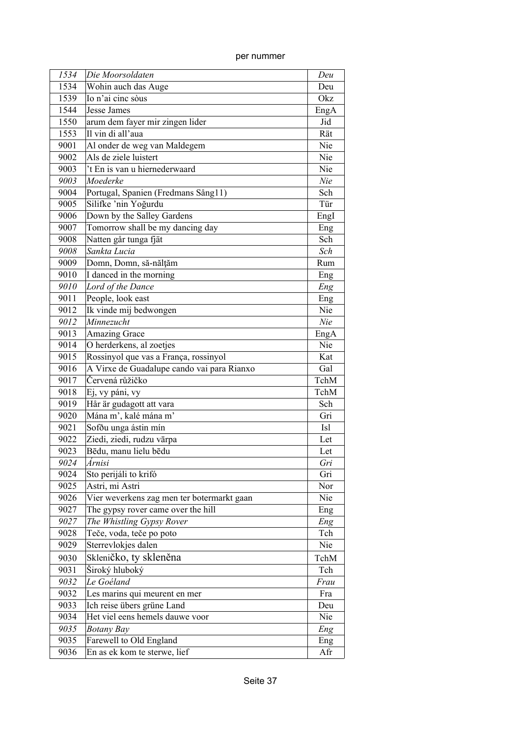per nummer

| | | |
|---|---|---|
| *1534* | *Die Moorsoldaten* | *Deu* |
| 1534 | Wohin auch das Auge | Deu |
| 1539 | Io n'ai cinc sòus | Okz |
| 1544 | Jesse James | EngA |
| 1550 | arum dem fayer mir zingen lider | Jid |
| 1553 | Il vin di all'aua | Rät |
| 9001 | Al onder de weg van Maldegem | Nie |
| 9002 | Als de ziele luistert | Nie |
| 9003 | 't En is van u hiernederwaard | Nie |
| *9003* | *Moederke* | *Nie* |
| 9004 | Portugal, Spanien (Fredmans Sång11) | Sch |
| 9005 | Silifke 'nin Yoğurdu | Tür |
| 9006 | Down by the Salley Gardens | EngI |
| 9007 | Tomorrow shall be my dancing day | Eng |
| 9008 | Natten går tunga fjät | Sch |
| *9008* | *Sankta Lucia* | *Sch* |
| 9009 | Domn, Domn, să-nălţăm | Rum |
| 9010 | I danced in the morning | Eng |
| *9010* | *Lord of the Dance* | *Eng* |
| 9011 | People, look east | Eng |
| 9012 | Ik vinde mij bedwongen | Nie |
| *9012* | *Minnezucht* | *Nie* |
| 9013 | Amazing Grace | EngA |
| 9014 | O herderkens, al zoetjes | Nie |
| 9015 | Rossinyol que vas a França, rossinyol | Kat |
| 9016 | A Virxe de Guadalupe cando vai para Rianxo | Gal |
| 9017 | Červená růžičko | TchM |
| 9018 | Ej, vy páni, vy | TchM |
| 9019 | Hår är gudagott att vara | Sch |
| 9020 | Mána m', kalé mána m' | Gri |
| 9021 | Sofðu unga ástin mín | Isl |
| 9022 | Ziedi, ziedi, rudzu vārpa | Let |
| 9023 | Bēdu, manu lielu bēdu | Let |
| *9024* | *Árnisi* | *Gri* |
| 9024 | Sto perijáli to krifó | Gri |
| 9025 | Astri, mi Astri | Nor |
| 9026 | Vier weverkens zag men ter botermarkt gaan | Nie |
| 9027 | The gypsy rover came over the hill | Eng |
| *9027* | *The Whistling Gypsy Rover* | *Eng* |
| 9028 | Teče, voda, teče po poto | Tch |
| 9029 | Sterrevlokjes dalen | Nie |
| 9030 | Skleničko, ty skleněna | TchM |
| 9031 | Široký hluboký | Tch |
| *9032* | *Le Goéland* | *Frau* |
| 9032 | Les marins qui meurent en mer | Fra |
| 9033 | Ich reise übers grüne Land | Deu |
| 9034 | Het viel eens hemels dauwe voor | Nie |
| *9035* | *Botany Bay* | *Eng* |
| 9035 | Farewell to Old England | Eng |
| 9036 | En as ek kom te sterwe, lief | Afr |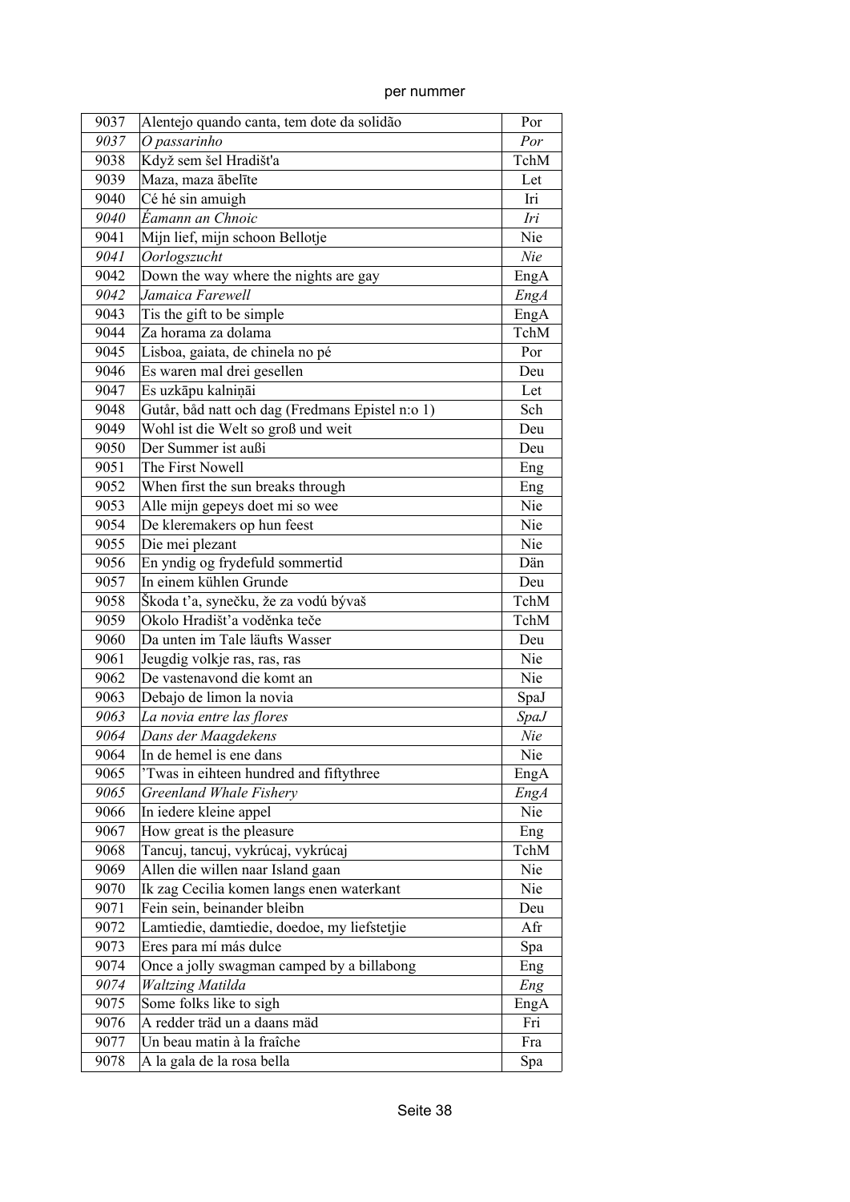per nummer

| | | |
|---|---|---|
| 9037 | Alentejo quando canta, tem dote da solidão | Por |
| *9037* | *O passarinho* | *Por* |
| 9038 | Když sem šel Hradišt'a | TchM |
| 9039 | Maza, maza ābelīte | Let |
| 9040 | Cé hé sin amuigh | Iri |
| *9040* | *Éamann an Chnoic* | *Iri* |
| 9041 | Mijn lief, mijn schoon Bellotje | Nie |
| *9041* | *Oorlogszucht* | *Nie* |
| 9042 | Down the way where the nights are gay | EngA |
| *9042* | *Jamaica Farewell* | *EngA* |
| 9043 | Tis the gift to be simple | EngA |
| 9044 | Za horama za dolama | TchM |
| 9045 | Lisboa, gaiata, de chinela no pé | Por |
| 9046 | Es waren mal drei gesellen | Deu |
| 9047 | Es uzkāpu kalniņāi | Let |
| 9048 | Gutår, båd natt och dag (Fredmans Epistel n:o 1) | Sch |
| 9049 | Wohl ist die Welt so groß und weit | Deu |
| 9050 | Der Summer ist außi | Deu |
| 9051 | The First Nowell | Eng |
| 9052 | When first the sun breaks through | Eng |
| 9053 | Alle mijn gepeys doet mi so wee | Nie |
| 9054 | De kleremakers op hun feest | Nie |
| 9055 | Die mei plezant | Nie |
| 9056 | En yndig og frydefuld sommertid | Dän |
| 9057 | In einem kühlen Grunde | Deu |
| 9058 | Škoda t'a, synečku, že za vodú býváš | TchM |
| 9059 | Okolo Hradišt'a voděnka teče | TchM |
| 9060 | Da unten im Tale läufts Wasser | Deu |
| 9061 | Jeugdig volkje ras, ras, ras | Nie |
| 9062 | De vastenavond die komt an | Nie |
| 9063 | Debajo de limon la novia | SpaJ |
| *9063* | *La novia entre las flores* | *SpaJ* |
| *9064* | *Dans der Maagdekens* | *Nie* |
| 9064 | In de hemel is ene dans | Nie |
| 9065 | 'Twas in eihteen hundred and fiftythree | EngA |
| *9065* | *Greenland Whale Fishery* | *EngA* |
| 9066 | In iedere kleine appel | Nie |
| 9067 | How great is the pleasure | Eng |
| 9068 | Tancuj, tancuj, vykrúcaj, vykrúcaj | TchM |
| 9069 | Allen die willen naar Island gaan | Nie |
| 9070 | Ik zag Cecilia komen langs enen waterkant | Nie |
| 9071 | Fein sein, beinander bleibn | Deu |
| 9072 | Lamtiedie, damtiedie, doedoe, my liefstetjie | Afr |
| 9073 | Eres para mí más dulce | Spa |
| 9074 | Once a jolly swagman camped by a billabong | Eng |
| *9074* | *Waltzing Matilda* | *Eng* |
| 9075 | Some folks like to sigh | EngA |
| 9076 | A redder träd un a daans mäd | Fri |
| 9077 | Un beau matin à la fraîche | Fra |
| 9078 | A la gala de la rosa bella | Spa |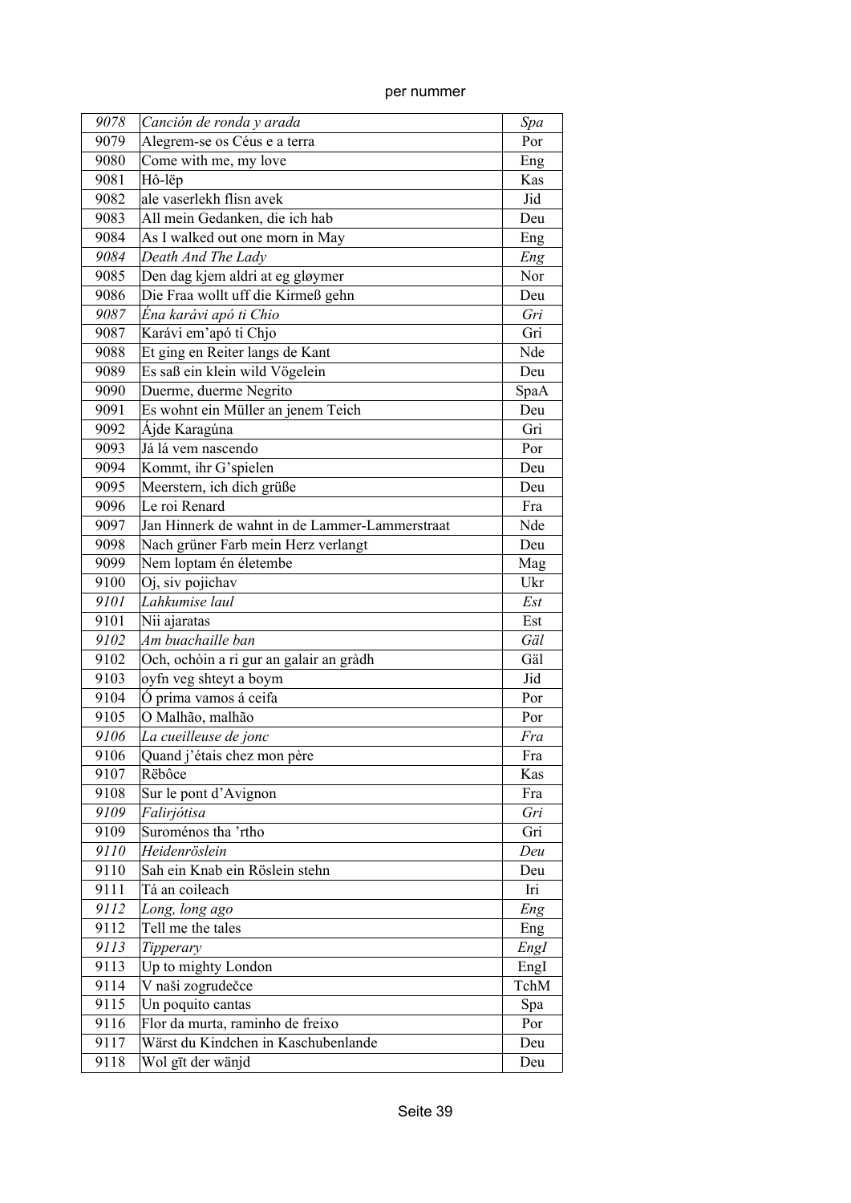| | | |
|---|---|---|
| *9078* | *Canción de ronda y arada* | *Spa* |
| 9079 | Alegrem-se os Céus e a terra | Por |
| 9080 | Come with me, my love | Eng |
| 9081 | Hô-lëp | Kas |
| 9082 | ale vaserlekh flisn avek | Jid |
| 9083 | All mein Gedanken, die ich hab | Deu |
| 9084 | As I walked out one morn in May | Eng |
| *9084* | *Death And The Lady* | *Eng* |
| 9085 | Den dag kjem aldri at eg gløymer | Nor |
| 9086 | Die Fraa wollt uff die Kirmeß gehn | Deu |
| *9087* | *Éna karávi apó ti Chio* | *Gri* |
| 9087 | Karávi em'apó ti Chjo | Gri |
| 9088 | Et ging en Reiter langs de Kant | Nde |
| 9089 | Es saß ein klein wild Vögelein | Deu |
| 9090 | Duerme, duerme Negrito | SpaA |
| 9091 | Es wohnt ein Müller an jenem Teich | Deu |
| 9092 | Ájde Karagúna | Gri |
| 9093 | Já lá vem nascendo | Por |
| 9094 | Kommt, ihr G'spielen | Deu |
| 9095 | Meerstern, ich dich grüße | Deu |
| 9096 | Le roi Renard | Fra |
| 9097 | Jan Hinnerk de wahnt in de Lammer-Lammerstraat | Nde |
| 9098 | Nach grüner Farb mein Herz verlangt | Deu |
| 9099 | Nem loptam én életembe | Mag |
| 9100 | Oj, siv pojichav | Ukr |
| *9101* | *Lahkumise laul* | *Est* |
| 9101 | Nii ajaratas | Est |
| *9102* | *Am buachaille ban* | *Gäl* |
| 9102 | Och, ochòin a ri gur an galair an gràdh | Gäl |
| 9103 | oyfn veg shteyt a boym | Jid |
| 9104 | Ó prima vamos á ceifa | Por |
| 9105 | O Malhão, malhão | Por |
| *9106* | *La cueilleuse de jonc* | *Fra* |
| 9106 | Quand j'étais chez mon père | Fra |
| 9107 | Rëbôce | Kas |
| 9108 | Sur le pont d'Avignon | Fra |
| *9109* | *Falirjótisa* | *Gri* |
| 9109 | Suroménos tha 'rtho | Gri |
| *9110* | *Heidenröslein* | *Deu* |
| 9110 | Sah ein Knab ein Röslein stehn | Deu |
| 9111 | Tá an coileach | Iri |
| *9112* | *Long, long ago* | *Eng* |
| 9112 | Tell me the tales | Eng |
| *9113* | *Tipperary* | *EngI* |
| 9113 | Up to mighty London | EngI |
| 9114 | V naši zogrudečce | TchM |
| 9115 | Un poquito cantas | Spa |
| 9116 | Flor da murta, raminho de freixo | Por |
| 9117 | Wärst du Kindchen in Kaschubenlande | Deu |
| 9118 | Wol gīt der wänjd | Deu |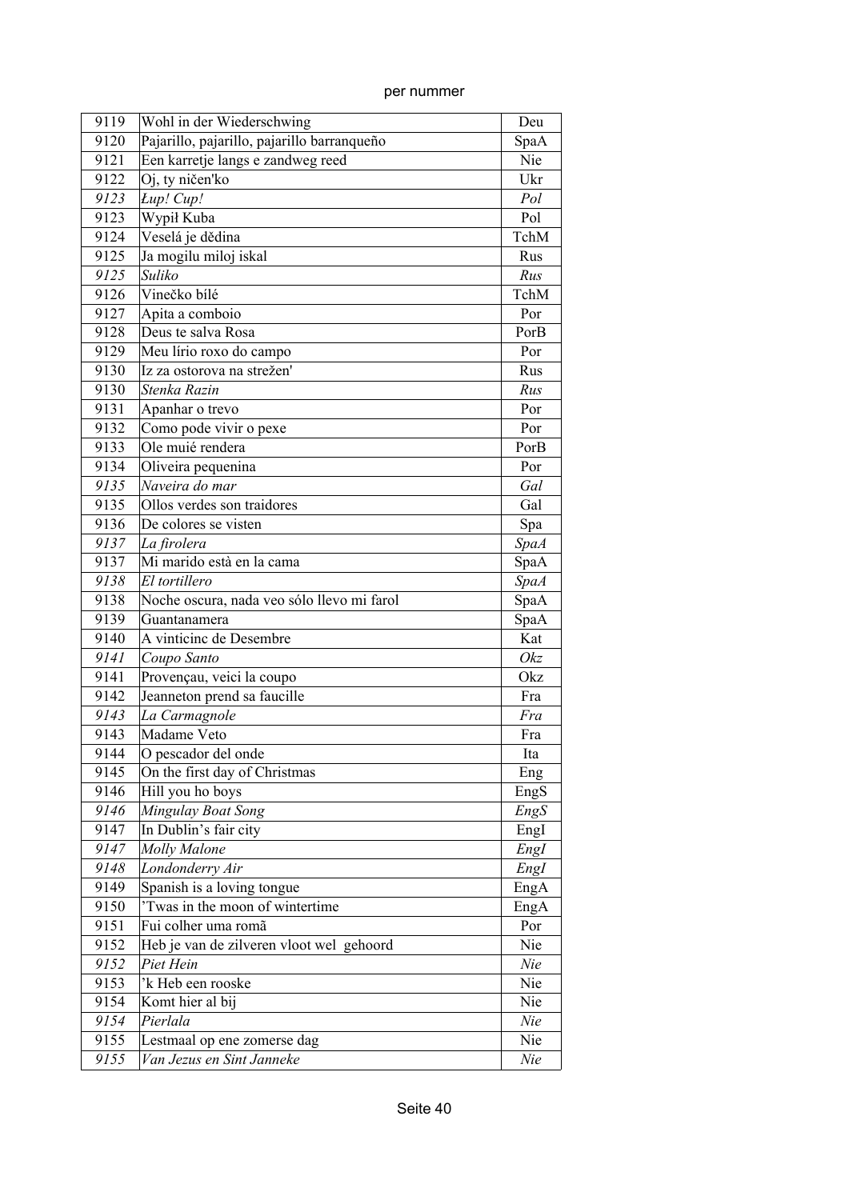| | | |
|---|---|---|
| 9119 | Wohl in der Wiederschwing | Deu |
| 9120 | Pajarillo, pajarillo, pajarillo barranqueño | SpaA |
| 9121 | Een karretje langs e zandweg reed | Nie |
| 9122 | Oj, ty ničen'ko | Ukr |
| *9123* | *Łup! Cup!* | *Pol* |
| 9123 | Wypił Kuba | Pol |
| 9124 | Veselá je dědina | TchM |
| 9125 | Ja mogilu miloj iskal | Rus |
| *9125* | *Suliko* | *Rus* |
| 9126 | Vinečko bílé | TchM |
| 9127 | Apita a comboio | Por |
| 9128 | Deus te salva Rosa | PorB |
| 9129 | Meu lírio roxo do campo | Por |
| 9130 | Iz za ostorova na strežen' | Rus |
| *9130* | *Stenka Razin* | *Rus* |
| 9131 | Apanhar o trevo | Por |
| 9132 | Como pode vivir o pexe | Por |
| 9133 | Ole muié rendera | PorB |
| 9134 | Oliveira pequenina | Por |
| *9135* | *Naveira do mar* | *Gal* |
| 9135 | Ollos verdes son traidores | Gal |
| 9136 | De colores se visten | Spa |
| *9137* | *La firolera* | *SpaA* |
| 9137 | Mi marido està en la cama | SpaA |
| *9138* | *El tortillero* | *SpaA* |
| 9138 | Noche oscura, nada veo sólo llevo mi farol | SpaA |
| 9139 | Guantanamera | SpaA |
| 9140 | A vinticinc de Desembre | Kat |
| *9141* | *Coupo Santo* | *Okz* |
| 9141 | Provençau, veici la coupo | Okz |
| 9142 | Jeanneton prend sa faucille | Fra |
| *9143* | *La Carmagnole* | *Fra* |
| 9143 | Madame Veto | Fra |
| 9144 | O pescador del onde | Ita |
| 9145 | On the first day of Christmas | Eng |
| 9146 | Hill you ho boys | EngS |
| *9146* | *Mingulay Boat Song* | *EngS* |
| 9147 | In Dublin's fair city | EngI |
| *9147* | *Molly Malone* | *EngI* |
| *9148* | *Londonderry Air* | *EngI* |
| 9149 | Spanish is a loving tongue | EngA |
| 9150 | 'Twas in the moon of wintertime | EngA |
| 9151 | Fui colher uma romã | Por |
| 9152 | Heb je van de zilveren vloot wel gehoord | Nie |
| *9152* | *Piet Hein* | *Nie* |
| 9153 | 'k Heb een rooske | Nie |
| 9154 | Komt hier al bij | Nie |
| *9154* | *Pierlala* | *Nie* |
| 9155 | Lestmaal op ene zomerse dag | Nie |
| *9155* | *Van Jezus en Sint Janneke* | *Nie* |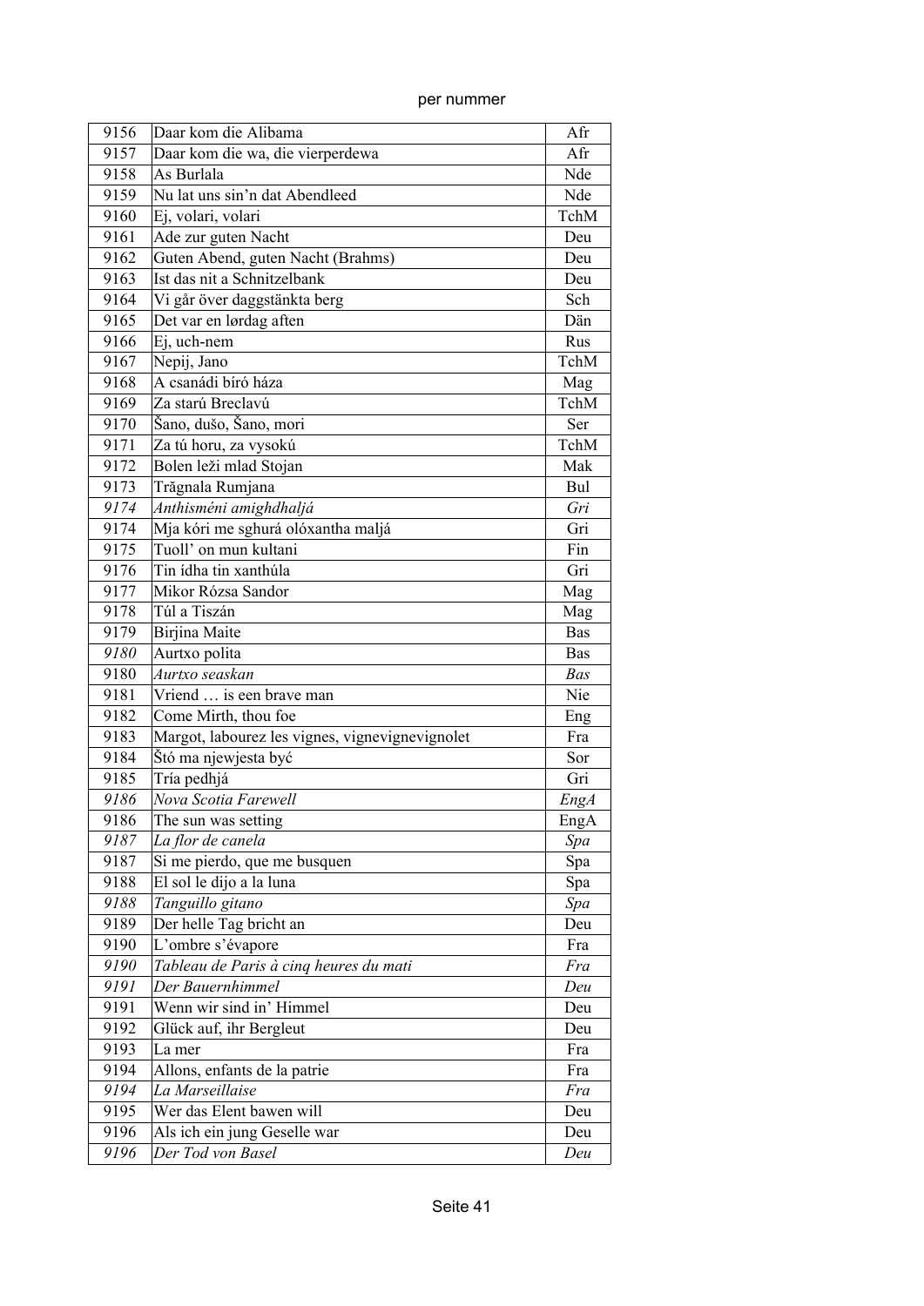per nummer

| | | |
|---|---|---|
| 9156 | Daar kom die Alibama | Afr |
| 9157 | Daar kom die wa, die vierperdewa | Afr |
| 9158 | As Burlala | Nde |
| 9159 | Nu lat uns sin'n dat Abendleed | Nde |
| 9160 | Ej, volari, volari | TchM |
| 9161 | Ade zur guten Nacht | Deu |
| 9162 | Guten Abend, guten Nacht (Brahms) | Deu |
| 9163 | Ist das nit a Schnitzelbank | Deu |
| 9164 | Vi går över daggstänkta berg | Sch |
| 9165 | Det var en lørdag aften | Dän |
| 9166 | Ej, uch-nem | Rus |
| 9167 | Nepij, Jano | TchM |
| 9168 | A csanádi bíró háza | Mag |
| 9169 | Za starú Breclavú | TchM |
| 9170 | Šano, dušo, Šano, mori | Ser |
| 9171 | Za tú horu, za vysokú | TchM |
| 9172 | Bolen leži mlad Stojan | Mak |
| 9173 | Trăgnala Rumjana | Bul |
| *9174* | *Anthisméni amighdhaljá* | *Gri* |
| 9174 | Mja kóri me sghurá olóxantha maljá | Gri |
| 9175 | Tuoll' on mun kultani | Fin |
| 9176 | Tin ídha tin xanthúla | Gri |
| 9177 | Mikor Rózsa Sandor | Mag |
| 9178 | Túl a Tiszán | Mag |
| 9179 | Birjina Maite | Bas |
| *9180* | Aurtxo polita | Bas |
| 9180 | *Aurtxo seaskan* | *Bas* |
| 9181 | Vriend … is een brave man | Nie |
| 9182 | Come Mirth, thou foe | Eng |
| 9183 | Margot, labourez les vignes, vignevignevignolet | Fra |
| 9184 | Štó ma njewjesta być | Sor |
| 9185 | Tría pedhjá | Gri |
| *9186* | *Nova Scotia Farewell* | *EngA* |
| 9186 | The sun was setting | EngA |
| *9187* | *La flor de canela* | *Spa* |
| 9187 | Si me pierdo, que me busquen | Spa |
| 9188 | El sol le dijo a la luna | Spa |
| *9188* | *Tanguillo gitano* | *Spa* |
| 9189 | Der helle Tag bricht an | Deu |
| 9190 | L'ombre s'évapore | Fra |
| *9190* | *Tableau de Paris à cinq heures du mati* | *Fra* |
| *9191* | *Der Bauernhimmel* | *Deu* |
| 9191 | Wenn wir sind in' Himmel | Deu |
| 9192 | Glück auf, ihr Bergleut | Deu |
| 9193 | La mer | Fra |
| 9194 | Allons, enfants de la patrie | Fra |
| *9194* | *La Marseillaise* | *Fra* |
| 9195 | Wer das Elent bawen will | Deu |
| 9196 | Als ich ein jung Geselle war | Deu |
| *9196* | *Der Tod von Basel* | *Deu* |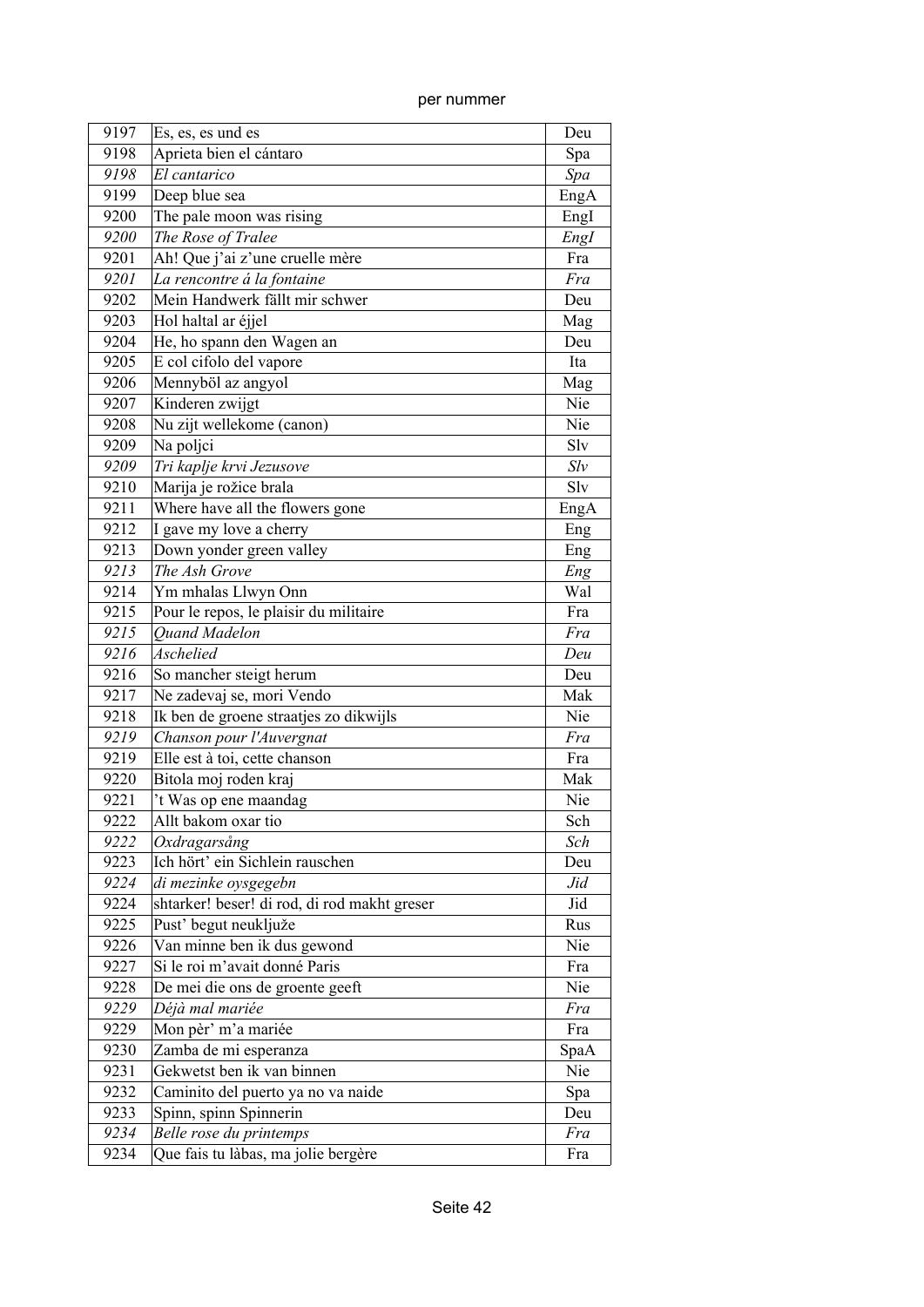per nummer

| 9197 | Es, es, es und es | Deu |
|---|---|---|
| 9198 | Aprieta bien el cántaro | Spa |
| *9198* | *El cantarico* | *Spa* |
| 9199 | Deep blue sea | EngA |
| 9200 | The pale moon was rising | EngI |
| *9200* | *The Rose of Tralee* | *EngI* |
| 9201 | Ah! Que j'ai z'une cruelle mère | Fra |
| *9201* | *La rencontre á la fontaine* | *Fra* |
| 9202 | Mein Handwerk fällt mir schwer | Deu |
| 9203 | Hol haltal ar éjjel | Mag |
| 9204 | He, ho spann den Wagen an | Deu |
| 9205 | E col cifolo del vapore | Ita |
| 9206 | Mennyböl az angyol | Mag |
| 9207 | Kinderen zwijgt | Nie |
| 9208 | Nu zijt wellekome (canon) | Nie |
| 9209 | Na poljci | Slv |
| *9209* | *Tri kaplje krvi Jezusove* | *Slv* |
| 9210 | Marija je rožice brala | Slv |
| 9211 | Where have all the flowers gone | EngA |
| 9212 | I gave my love a cherry | Eng |
| 9213 | Down yonder green valley | Eng |
| *9213* | *The Ash Grove* | *Eng* |
| 9214 | Ym mhalas Llwyn Onn | Wal |
| 9215 | Pour le repos, le plaisir du militaire | Fra |
| *9215* | *Quand Madelon* | *Fra* |
| *9216* | *Aschelied* | *Deu* |
| 9216 | So mancher steigt herum | Deu |
| 9217 | Ne zadevaj se, mori Vendo | Mak |
| 9218 | Ik ben de groene straatjes zo dikwijls | Nie |
| *9219* | *Chanson pour l'Auvergnat* | *Fra* |
| 9219 | Elle est à toi, cette chanson | Fra |
| 9220 | Bitola moj roden kraj | Mak |
| 9221 | 't Was op ene maandag | Nie |
| 9222 | Allt bakom oxar tio | Sch |
| *9222* | *Oxdragarsång* | *Sch* |
| 9223 | Ich hört' ein Sichlein rauschen | Deu |
| *9224* | *di mezinke oysgegebn* | *Jid* |
| 9224 | shtarker! beser! di rod, di rod makht greser | Jid |
| 9225 | Pust' begut neuklјuže | Rus |
| 9226 | Van minne ben ik dus gewond | Nie |
| 9227 | Si le roi m'avait donné Paris | Fra |
| 9228 | De mei die ons de groente geeft | Nie |
| *9229* | *Déjà mal mariée* | *Fra* |
| 9229 | Mon pèr' m'a mariée | Fra |
| 9230 | Zamba de mi esperanza | SpaA |
| 9231 | Gekwetst ben ik van binnen | Nie |
| 9232 | Caminito del puerto ya no va naide | Spa |
| 9233 | Spinn, spinn Spinnerin | Deu |
| *9234* | *Belle rose du printemps* | *Fra* |
| 9234 | Que fais tu làbas, ma jolie bergère | Fra |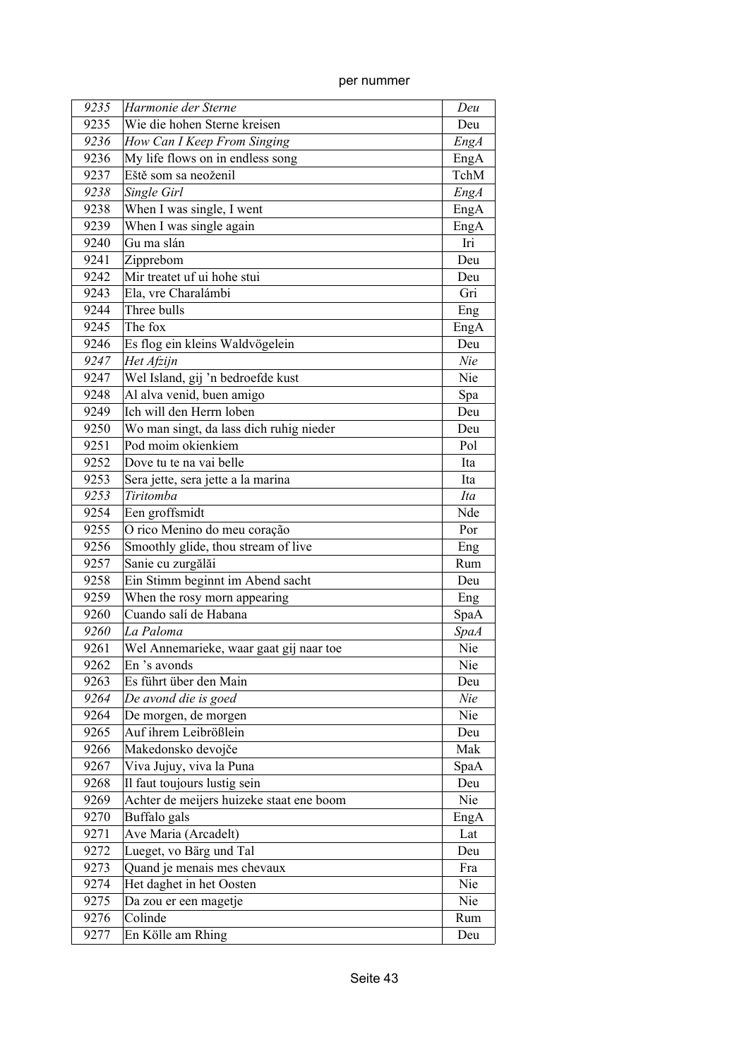| | | |
|---|---|---|
| *9235* | *Harmonie der Sterne* | *Deu* |
| 9235 | Wie die hohen Sterne kreisen | Deu |
| *9236* | *How Can I Keep From Singing* | *EngA* |
| 9236 | My life flows on in endless song | EngA |
| 9237 | Eště som sa neoženil | TchM |
| *9238* | *Single Girl* | *EngA* |
| 9238 | When I was single, I went | EngA |
| 9239 | When I was single again | EngA |
| 9240 | Gu ma slán | Iri |
| 9241 | Zipprebom | Deu |
| 9242 | Mir treatet uf ui hohe stui | Deu |
| 9243 | Ela, vre Charalámbi | Gri |
| 9244 | Three bulls | Eng |
| 9245 | The fox | EngA |
| 9246 | Es flog ein kleins Waldvögelein | Deu |
| *9247* | *Het Afzijn* | *Nie* |
| 9247 | Wel Island, gij 'n bedroefde kust | Nie |
| 9248 | Al alva venid, buen amigo | Spa |
| 9249 | Ich will den Herrn loben | Deu |
| 9250 | Wo man singt, da lass dich ruhig nieder | Deu |
| 9251 | Pod moim okienkiem | Pol |
| 9252 | Dove tu te na vai belle | Ita |
| 9253 | Sera jette, sera jette a la marina | Ita |
| *9253* | *Tiritomba* | *Ita* |
| 9254 | Een groffsmidt | Nde |
| 9255 | O rico Menino do meu coração | Por |
| 9256 | Smoothly glide, thou stream of live | Eng |
| 9257 | Sanie cu zurgălăi | Rum |
| 9258 | Ein Stimm beginnt im Abend sacht | Deu |
| 9259 | When the rosy morn appearing | Eng |
| 9260 | Cuando salí de Habana | SpaA |
| *9260* | *La Paloma* | *SpaA* |
| 9261 | Wel Annemarieke, waar gaat gij naar toe | Nie |
| 9262 | En 's avonds | Nie |
| 9263 | Es führt über den Main | Deu |
| *9264* | *De avond die is goed* | *Nie* |
| 9264 | De morgen, de morgen | Nie |
| 9265 | Auf ihrem Leibrößlein | Deu |
| 9266 | Makedonsko devojče | Mak |
| 9267 | Viva Jujuy, viva la Puna | SpaA |
| 9268 | Il faut toujours lustig sein | Deu |
| 9269 | Achter de meijers huizeke staat ene boom | Nie |
| 9270 | Buffalo gals | EngA |
| 9271 | Ave Maria (Arcadelt) | Lat |
| 9272 | Lueget, vo Bärg und Tal | Deu |
| 9273 | Quand je menais mes chevaux | Fra |
| 9274 | Het daghet in het Oosten | Nie |
| 9275 | Da zou er een magetje | Nie |
| 9276 | Colinde | Rum |
| 9277 | En Kölle am Rhing | Deu |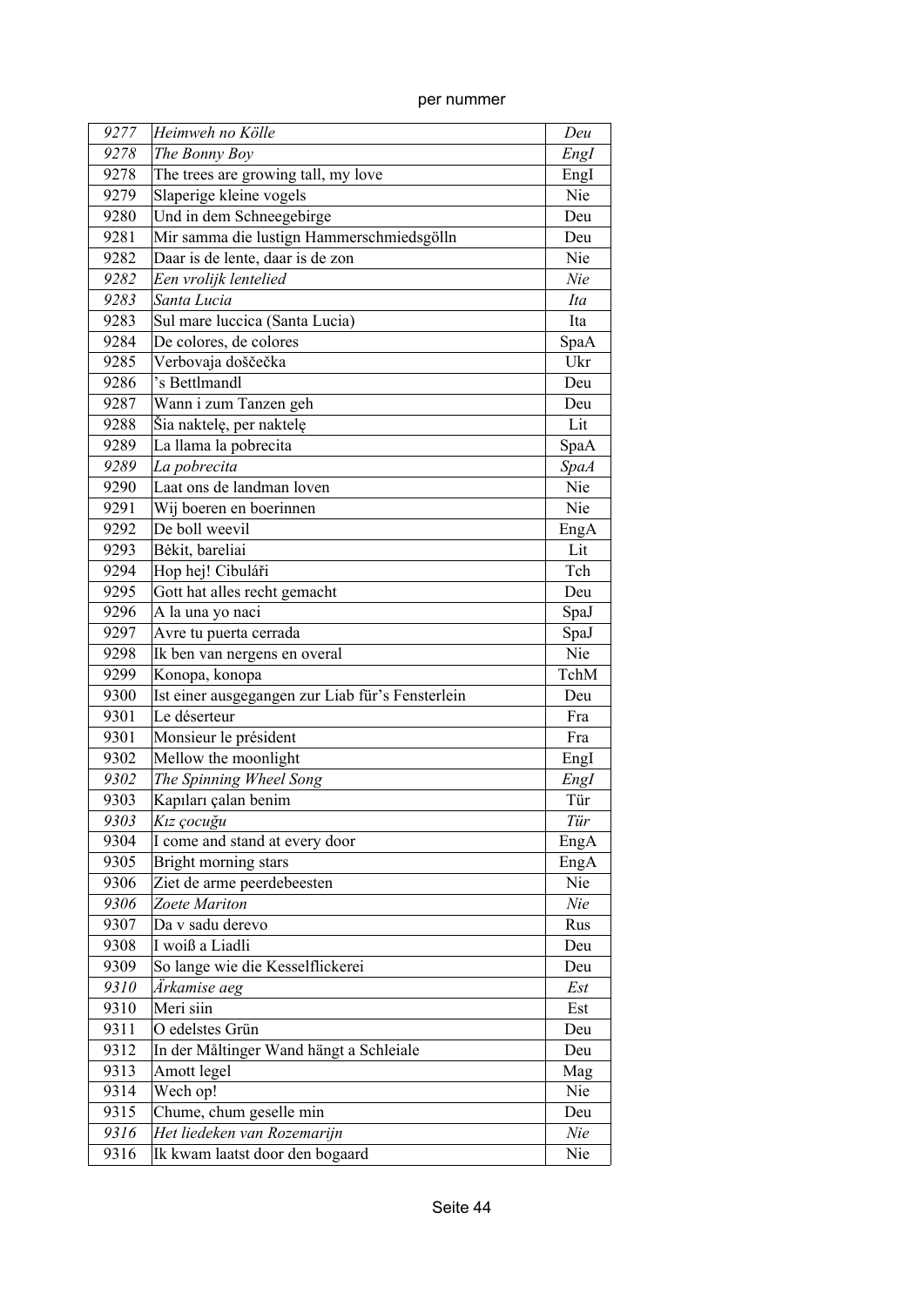per nummer

| | | |
|---|---|---|
| *9277* | *Heimweh no Kölle* | *Deu* |
| *9278* | *The Bonny Boy* | *EngI* |
| 9278 | The trees are growing tall, my love | EngI |
| 9279 | Slaperige kleine vogels | Nie |
| 9280 | Und in dem Schneegebirge | Deu |
| 9281 | Mir samma die lustign Hammerschmiedsgölln | Deu |
| 9282 | Daar is de lente, daar is de zon | Nie |
| *9282* | *Een vrolijk lentelied* | *Nie* |
| *9283* | *Santa Lucia* | *Ita* |
| 9283 | Sul mare luccica (Santa Lucia) | Ita |
| 9284 | De colores, de colores | SpaA |
| 9285 | Verbovaja doščečka | Ukr |
| 9286 | 's Bettlmandl | Deu |
| 9287 | Wann i zum Tanzen geh | Deu |
| 9288 | Šia naktelę, per naktelę | Lit |
| 9289 | La llama la pobrecita | SpaA |
| *9289* | *La pobrecita* | *SpaA* |
| 9290 | Laat ons de landman loven | Nie |
| 9291 | Wij boeren en boerinnen | Nie |
| 9292 | De boll weevil | EngA |
| 9293 | Bėkit, bareliai | Lit |
| 9294 | Hop hej! Cibuláři | Tch |
| 9295 | Gott hat alles recht gemacht | Deu |
| 9296 | A la una yo naci | SpaJ |
| 9297 | Avre tu puerta cerrada | SpaJ |
| 9298 | Ik ben van nergens en overal | Nie |
| 9299 | Konopa, konopa | TchM |
| 9300 | Ist einer ausgegangen zur Liab für's Fensterlein | Deu |
| 9301 | Le déserteur | Fra |
| 9301 | Monsieur le président | Fra |
| 9302 | Mellow the moonlight | EngI |
| *9302* | *The Spinning Wheel Song* | *EngI* |
| 9303 | Kapıları çalan benim | Tür |
| *9303* | *Kız çocuğu* | *Tür* |
| 9304 | I come and stand at every door | EngA |
| 9305 | Bright morning stars | EngA |
| 9306 | Ziet de arme peerdebeesten | Nie |
| *9306* | *Zoete Mariton* | *Nie* |
| 9307 | Da v sadu derevo | Rus |
| 9308 | I woiß a Liadli | Deu |
| 9309 | So lange wie die Kesselflickerei | Deu |
| *9310* | *Ärkamise aeg* | *Est* |
| 9310 | Meri siin | Est |
| 9311 | O edelstes Grün | Deu |
| 9312 | In der Måltinger Wand hängt a Schleiale | Deu |
| 9313 | Amott legel | Mag |
| 9314 | Wech op! | Nie |
| 9315 | Chume, chum geselle min | Deu |
| *9316* | *Het liedeken van Rozemarijn* | *Nie* |
| 9316 | Ik kwam laatst door den bogaard | Nie |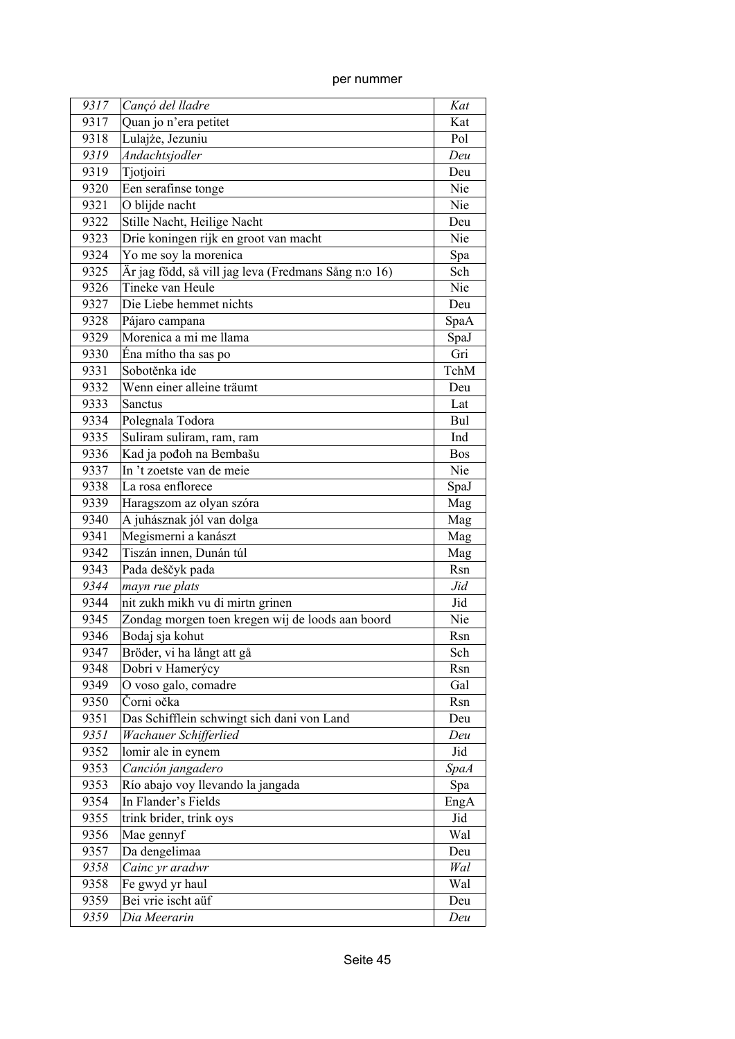| *9317* | *Cançó del lladre* | *Kat* |
|---|---|---|
| 9317 | Quan jo n'era petitet | Kat |
| 9318 | Lulajże, Jezuniu | Pol |
| *9319* | *Andachtsjodler* | *Deu* |
| 9319 | Tjotjoiri | Deu |
| 9320 | Een serafinse tonge | Nie |
| 9321 | O blijde nacht | Nie |
| 9322 | Stille Nacht, Heilige Nacht | Deu |
| 9323 | Drie koningen rijk en groot van macht | Nie |
| 9324 | Yo me soy la morenica | Spa |
| 9325 | Är jag född, så vill jag leva (Fredmans Sång n:o 16) | Sch |
| 9326 | Tineke van Heule | Nie |
| 9327 | Die Liebe hemmet nichts | Deu |
| 9328 | Pájaro campana | SpaA |
| 9329 | Morenica a mi me llama | SpaJ |
| 9330 | Éna mítho tha sas po | Gri |
| 9331 | Sobotěnka ide | TchM |
| 9332 | Wenn einer alleine träumt | Deu |
| 9333 | Sanctus | Lat |
| 9334 | Polegnala Todora | Bul |
| 9335 | Suliram suliram, ram, ram | Ind |
| 9336 | Kad ja pođoh na Bembašu | Bos |
| 9337 | In 't zoetste van de meie | Nie |
| 9338 | La rosa enflorece | SpaJ |
| 9339 | Haragszom az olyan szóra | Mag |
| 9340 | A juhásznak jól van dolga | Mag |
| 9341 | Megismerni a kanászt | Mag |
| 9342 | Tiszán innen, Dunán túl | Mag |
| 9343 | Pada deščyk pada | Rsn |
| *9344* | *mayn rue plats* | *Jid* |
| 9344 | nit zukh mikh vu di mirtn grinen | Jid |
| 9345 | Zondag morgen toen kregen wij de loods aan boord | Nie |
| 9346 | Bodaj sja kohut | Rsn |
| 9347 | Bröder, vi ha långt att gå | Sch |
| 9348 | Dobri v Hamerýcy | Rsn |
| 9349 | O voso galo, comadre | Gal |
| 9350 | Čorni očka | Rsn |
| 9351 | Das Schifflein schwingt sich dani von Land | Deu |
| *9351* | *Wachauer Schifferlied* | *Deu* |
| 9352 | lomir ale in eynem | Jid |
| *9353* | *Canción jangadero* | *SpaA* |
| 9353 | Río abajo voy llevando la jangada | Spa |
| 9354 | In Flander's Fields | EngA |
| 9355 | trink brider, trink oys | Jid |
| 9356 | Mae gennyf | Wal |
| 9357 | Da dengelimaa | Deu |
| *9358* | *Cainc yr aradwr* | *Wal* |
| 9358 | Fe gwyd yr haul | Wal |
| 9359 | Bei vrie ischt aüf | Deu |
| *9359* | *Dia Meerarin* | *Deu* |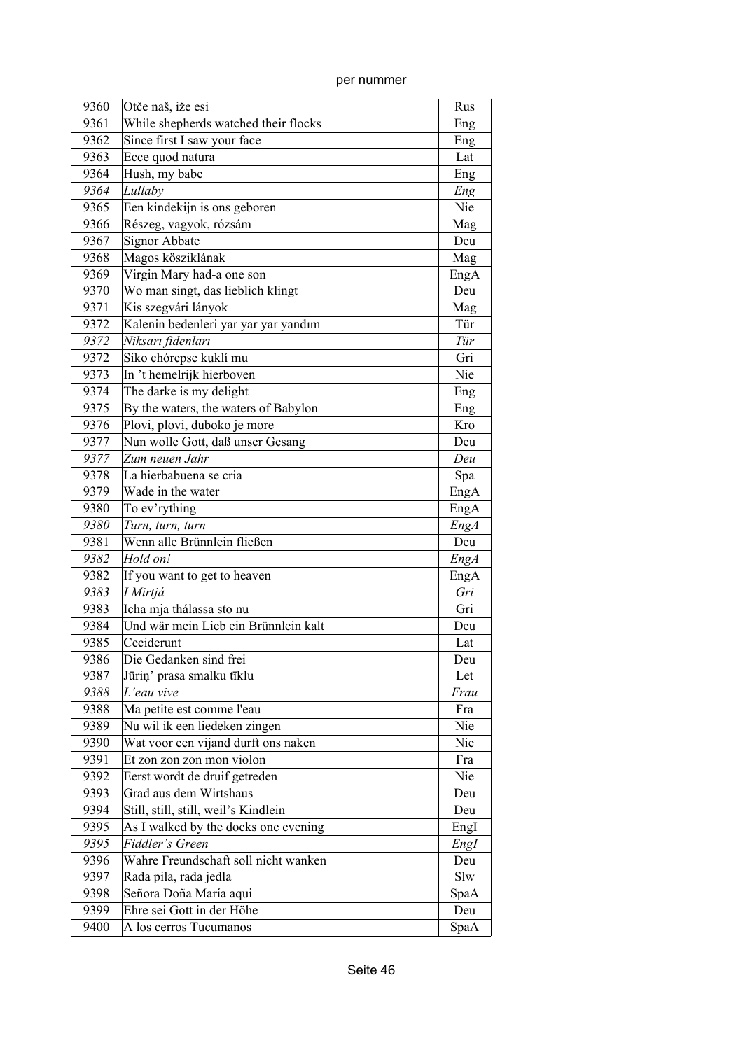| 9360 | Otče naš, iže esi | Rus |
|---|---|---|
| 9361 | While shepherds watched their flocks | Eng |
| 9362 | Since first I saw your face | Eng |
| 9363 | Ecce quod natura | Lat |
| 9364 | Hush, my babe | Eng |
| *9364* | *Lullaby* | *Eng* |
| 9365 | Een kindekijn is ons geboren | Nie |
| 9366 | Részeg, vagyok, rózsám | Mag |
| 9367 | Signor Abbate | Deu |
| 9368 | Magos köszıklának | Mag |
| 9369 | Virgin Mary had-a one son | EngA |
| 9370 | Wo man singt, das lieblich klingt | Deu |
| 9371 | Kis szegvári lányok | Mag |
| 9372 | Kalenin bedenleri yar yar yandım | Tür |
| *9372* | *Niksarı fidenları* | *Tür* |
| 9372 | Síko chórepse kuklí mu | Gri |
| 9373 | In 't hemelrijk hierboven | Nie |
| 9374 | The darke is my delight | Eng |
| 9375 | By the waters, the waters of Babylon | Eng |
| 9376 | Plovi, plovi, duboko je more | Kro |
| 9377 | Nun wolle Gott, daß unser Gesang | Deu |
| *9377* | *Zum neuen Jahr* | *Deu* |
| 9378 | La hierbabuena se cria | Spa |
| 9379 | Wade in the water | EngA |
| 9380 | To ev'rything | EngA |
| *9380* | *Turn, turn, turn* | *EngA* |
| 9381 | Wenn alle Brünnlein fließen | Deu |
| *9382* | *Hold on!* | *EngA* |
| 9382 | If you want to get to heaven | EngA |
| *9383* | *I Mirtjá* | *Gri* |
| 9383 | Icha mja thálassa sto nu | Gri |
| 9384 | Und wär mein Lieb ein Brünnlein kalt | Deu |
| 9385 | Ceciderunt | Lat |
| 9386 | Die Gedanken sind frei | Deu |
| 9387 | Jūriņ' prasa smalku tīklu | Let |
| *9388* | *L'eau vive* | *Frau* |
| 9388 | Ma petite est comme l'eau | Fra |
| 9389 | Nu wil ik een liedeken zingen | Nie |
| 9390 | Wat voor een vijand durft ons naken | Nie |
| 9391 | Et zon zon zon mon violon | Fra |
| 9392 | Eerst wordt de druif getreden | Nie |
| 9393 | Grad aus dem Wirtshaus | Deu |
| 9394 | Still, still, still, weil's Kindlein | Deu |
| 9395 | As I walked by the docks one evening | EngI |
| *9395* | *Fiddler's Green* | *EngI* |
| 9396 | Wahre Freundschaft soll nicht wanken | Deu |
| 9397 | Rada pila, rada jedla | Slw |
| 9398 | Señora Doña María aqui | SpaA |
| 9399 | Ehre sei Gott in der Höhe | Deu |
| 9400 | A los cerros Tucumanos | SpaA |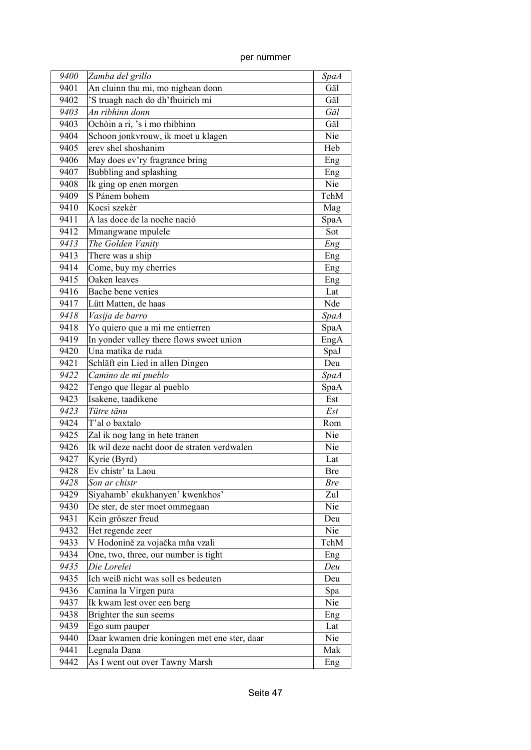| | | |
|---|---|---|
| *9400* | *Zamba del grillo* | *SpaA* |
| 9401 | An cluinn thu mi, mo nighean donn | Gäl |
| 9402 | ’S truagh nach do dh’fhuirich mi | Gäl |
| *9403* | *An ribhinn donn* | *Gäl* |
| 9403 | Ochòin a ri, ’s i mo rhibhinn | Gäl |
| 9404 | Schoon jonkvrouw, ik moet u klagen | Nie |
| 9405 | erev shel shoshanim | Heb |
| 9406 | May does ev’ry fragrance bring | Eng |
| 9407 | Bubbling and splashing | Eng |
| 9408 | Ik ging op enen morgen | Nie |
| 9409 | S Pánem bohem | TchM |
| 9410 | Kocsi szekér | Mag |
| 9411 | A las doce de la noche nació | SpaA |
| 9412 | Mmangwane mpulele | Sot |
| *9413* | *The Golden Vanity* | *Eng* |
| 9413 | There was a ship | Eng |
| 9414 | Come, buy my cherries | Eng |
| 9415 | Oaken leaves | Eng |
| 9416 | Bache bene venies | Lat |
| 9417 | Lütt Matten, de haas | Nde |
| *9418* | *Vasija de barro* | *SpaA* |
| 9418 | Yo quiero que a mi me entierren | SpaA |
| 9419 | In yonder valley there flows sweet union | EngA |
| 9420 | Una matika de ruda | SpaJ |
| 9421 | Schläft ein Lied in allen Dingen | Deu |
| *9422* | *Camino de mi pueblo* | *SpaA* |
| 9422 | Tengo que llegar al pueblo | SpaA |
| 9423 | Isakene, taadikene | Est |
| *9423* | *Tütre tänu* | *Est* |
| 9424 | T’al o baxtalo | Rom |
| 9425 | Zal ik nog lang in hete tranen | Nie |
| 9426 | Ik wil deze nacht door de straten verdwalen | Nie |
| 9427 | Kyrie (Byrd) | Lat |
| 9428 | Ev chistr’ ta Laou | Bre |
| *9428* | *Son ar chistr* | *Bre* |
| 9429 | Siyahamb’ ekukhanyen’ kwenkhos’ | Zul |
| 9430 | De ster, de ster moet ommegaan | Nie |
| 9431 | Kein gröszer freud | Deu |
| 9432 | Het regende zeer | Nie |
| 9433 | V Hodoninĕ za vojačka mňa vzali | TchM |
| 9434 | One, two, three, our number is tight | Eng |
| *9435* | *Die Lorelei* | *Deu* |
| 9435 | Ich weiß nicht was soll es bedeuten | Deu |
| 9436 | Camina la Virgen pura | Spa |
| 9437 | Ik kwam lest over een berg | Nie |
| 9438 | Brighter the sun seems | Eng |
| 9439 | Ego sum pauper | Lat |
| 9440 | Daar kwamen drie koningen met ene ster, daar | Nie |
| 9441 | Legnala Dana | Mak |
| 9442 | As I went out over Tawny Marsh | Eng |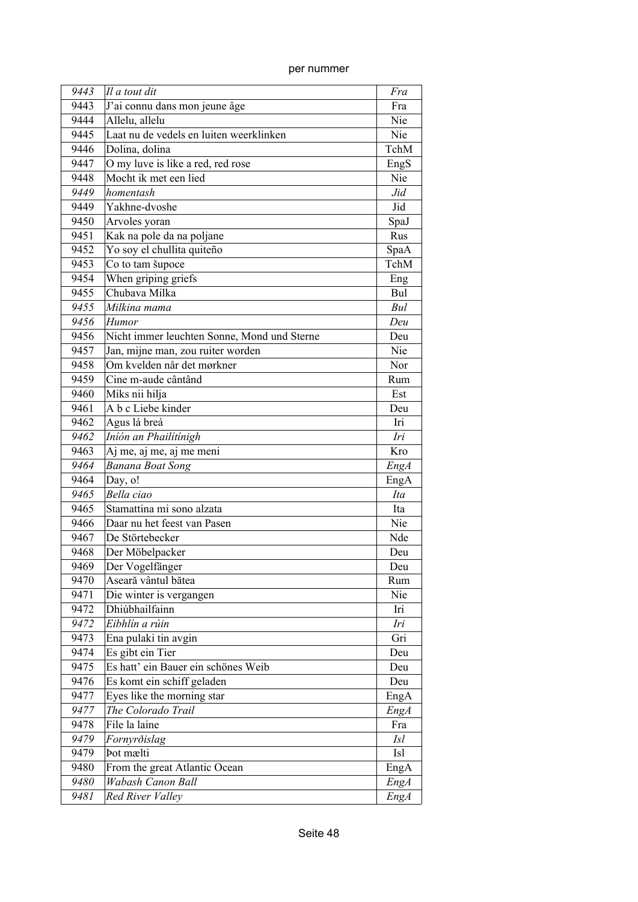| | | |
|---|---|---|
| *9443* | *Il a tout dit* | *Fra* |
| 9443 | J’ai connu dans mon jeune âge | Fra |
| 9444 | Allelu, allelu | Nie |
| 9445 | Laat nu de vedels en luiten weerklinken | Nie |
| 9446 | Dolina, dolina | TchM |
| 9447 | O my luve is like a red, red rose | EngS |
| 9448 | Mocht ik met een lied | Nie |
| *9449* | *homentash* | *Jid* |
| 9449 | Yakhne-dvoshe | Jid |
| 9450 | Arvoles yoran | SpaJ |
| 9451 | Kak na pole da na poljane | Rus |
| 9452 | Yo soy el chullita quiteño | SpaA |
| 9453 | Co to tam šupoce | TchM |
| 9454 | When griping griefs | Eng |
| 9455 | Chubava Milka | Bul |
| *9455* | *Milkina mama* | *Bul* |
| *9456* | *Humor* | *Deu* |
| 9456 | Nicht immer leuchten Sonne, Mond und Sterne | Deu |
| 9457 | Jan, mijne man, zou ruiter worden | Nie |
| 9458 | Om kvelden når det mørkner | Nor |
| 9459 | Cine m-aude cântând | Rum |
| 9460 | Miks nii hilja | Est |
| 9461 | A b c Liebe kinder | Deu |
| 9462 | Agus lá breá | Iri |
| *9462* | *Inión an Phailítínigh* | *Iri* |
| 9463 | Aj me, aj me, aj me meni | Kro |
| *9464* | *Banana Boat Song* | *EngA* |
| 9464 | Day, o! | EngA |
| *9465* | *Bella ciao* | *Ita* |
| 9465 | Stamattina mi sono alzata | Ita |
| 9466 | Daar nu het feest van Pasen | Nie |
| 9467 | De Störtebecker | Nde |
| 9468 | Der Möbelpacker | Deu |
| 9469 | Der Vogelfänger | Deu |
| 9470 | Aseară vântul bătea | Rum |
| 9471 | Die winter is vergangen | Nie |
| 9472 | Dhiúbhailfainn | Iri |
| *9472* | *Eibhlín a rúin* | *Iri* |
| 9473 | Ena pulaki tin avgin | Gri |
| 9474 | Es gibt ein Tier | Deu |
| 9475 | Es hatt’ ein Bauer ein schönes Weib | Deu |
| 9476 | Es komt ein schiff geladen | Deu |
| 9477 | Eyes like the morning star | EngA |
| *9477* | *The Colorado Trail* | *EngA* |
| 9478 | File la laine | Fra |
| *9479* | *Fornyrðislag* | *Isl* |
| 9479 | Þot mælti | Isl |
| 9480 | From the great Atlantic Ocean | EngA |
| *9480* | *Wabash Canon Ball* | *EngA* |
| *9481* | *Red River Valley* | *EngA* |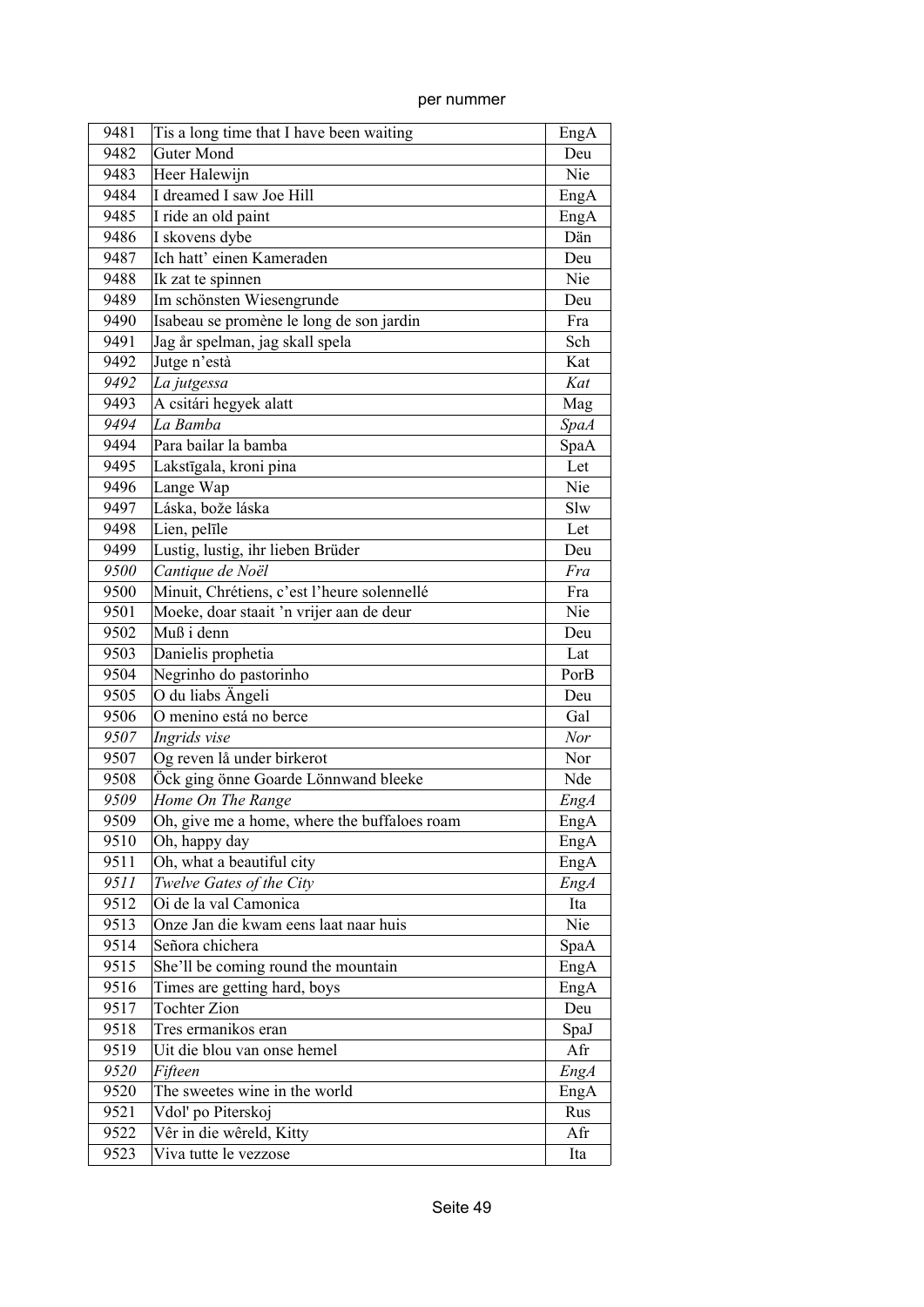| | | |
|---|---|---|
| 9481 | Tis a long time that I have been waiting | EngA |
| 9482 | Guter Mond | Deu |
| 9483 | Heer Halewijn | Nie |
| 9484 | I dreamed I saw Joe Hill | EngA |
| 9485 | I ride an old paint | EngA |
| 9486 | I skovens dybe | Dän |
| 9487 | Ich hatt' einen Kameraden | Deu |
| 9488 | Ik zat te spinnen | Nie |
| 9489 | Im schönsten Wiesengrunde | Deu |
| 9490 | Isabeau se promène le long de son jardin | Fra |
| 9491 | Jag år spelman, jag skall spela | Sch |
| 9492 | Jutge n'està | Kat |
| *9492* | *La jutgessa* | *Kat* |
| 9493 | A csitári hegyek alatt | Mag |
| *9494* | *La Bamba* | *SpaA* |
| 9494 | Para bailar la bamba | SpaA |
| 9495 | Lakstīgala, kroni pina | Let |
| 9496 | Lange Wap | Nie |
| 9497 | Láska, bože láska | Slw |
| 9498 | Lien, pelīle | Let |
| 9499 | Lustig, lustig, ihr lieben Brüder | Deu |
| *9500* | *Cantique de Noël* | *Fra* |
| 9500 | Minuit, Chrétiens, c'est l'heure solennellé | Fra |
| 9501 | Moeke, doar staait 'n vrijer aan de deur | Nie |
| 9502 | Muß i denn | Deu |
| 9503 | Danielis prophetia | Lat |
| 9504 | Negrinho do pastorinho | PorB |
| 9505 | O du liabs Ängeli | Deu |
| 9506 | O menino está no berce | Gal |
| *9507* | *Ingrids vise* | *Nor* |
| 9507 | Og reven lå under birkerot | Nor |
| 9508 | Öck ging önne Goarde Lönnwand bleeke | Nde |
| *9509* | *Home On The Range* | *EngA* |
| 9509 | Oh, give me a home, where the buffaloes roam | EngA |
| 9510 | Oh, happy day | EngA |
| 9511 | Oh, what a beautiful city | EngA |
| *9511* | *Twelve Gates of the City* | *EngA* |
| 9512 | Oi de la val Camonica | Ita |
| 9513 | Onze Jan die kwam eens laat naar huis | Nie |
| 9514 | Señora chichera | SpaA |
| 9515 | She'll be coming round the mountain | EngA |
| 9516 | Times are getting hard, boys | EngA |
| 9517 | Tochter Zion | Deu |
| 9518 | Tres ermanikos eran | SpaJ |
| 9519 | Uit die blou van onse hemel | Afr |
| *9520* | *Fifteen* | *EngA* |
| 9520 | The sweetes wine in the world | EngA |
| 9521 | Vdol' po Piterskoj | Rus |
| 9522 | Vêr in die wêreld, Kitty | Afr |
| 9523 | Viva tutte le vezzose | Ita |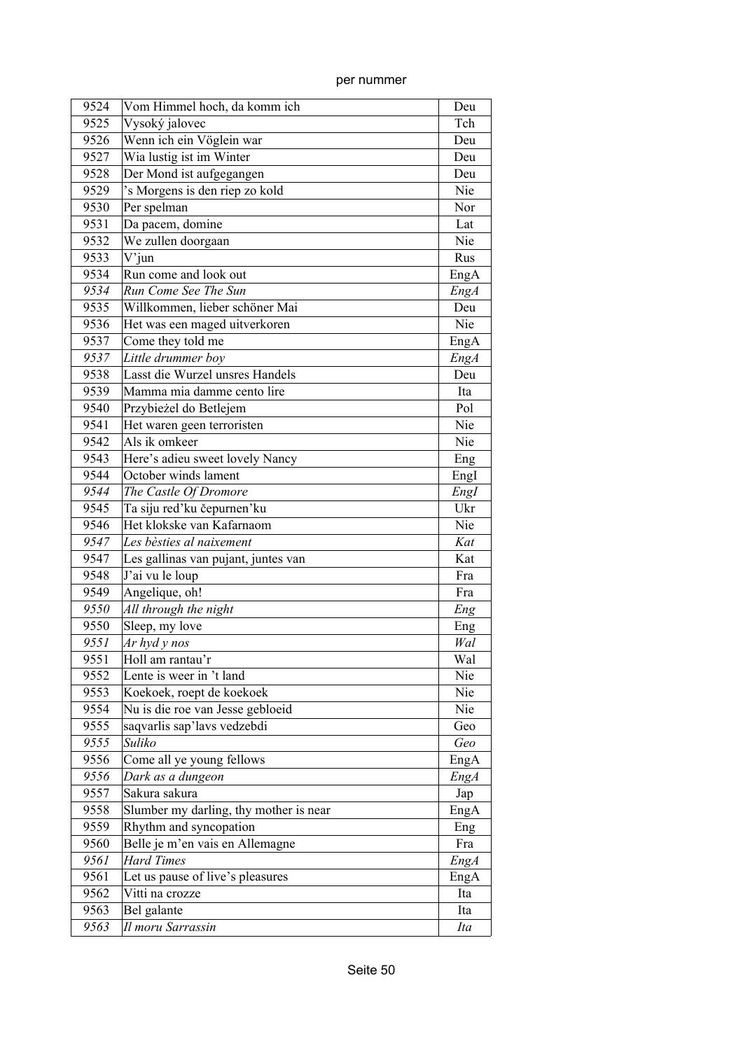| | | |
|---|---|---|
| 9524 | Vom Himmel hoch, da komm ich | Deu |
| 9525 | Vysoký jalovec | Tch |
| 9526 | Wenn ich ein Vöglein war | Deu |
| 9527 | Wia lustig ist im Winter | Deu |
| 9528 | Der Mond ist aufgegangen | Deu |
| 9529 | ’s Morgens is den riep zo kold | Nie |
| 9530 | Per spelman | Nor |
| 9531 | Da pacem, domine | Lat |
| 9532 | We zullen doorgaan | Nie |
| 9533 | V’jun | Rus |
| 9534 | Run come and look out | EngA |
| *9534* | *Run Come See The Sun* | *EngA* |
| 9535 | Willkommen, lieber schöner Mai | Deu |
| 9536 | Het was een maged uitverkoren | Nie |
| 9537 | Come they told me | EngA |
| *9537* | *Little drummer boy* | *EngA* |
| 9538 | Lasst die Wurzel unsres Handels | Deu |
| 9539 | Mamma mia damme cento lire | Ita |
| 9540 | Przybieżel do Betlejem | Pol |
| 9541 | Het waren geen terroristen | Nie |
| 9542 | Als ik omkeer | Nie |
| 9543 | Here’s adieu sweet lovely Nancy | Eng |
| 9544 | October winds lament | EngI |
| *9544* | *The Castle Of Dromore* | *EngI* |
| 9545 | Ta siju red’ku čepurnen’ku | Ukr |
| 9546 | Het klokske van Kafarnaom | Nie |
| *9547* | *Les bèsties al naixement* | *Kat* |
| 9547 | Les gallinas van pujant, juntes van | Kat |
| 9548 | J’ai vu le loup | Fra |
| 9549 | Angelique, oh! | Fra |
| *9550* | *All through the night* | *Eng* |
| 9550 | Sleep, my love | Eng |
| *9551* | *Ar hyd y nos* | *Wal* |
| 9551 | Holl am rantau’r | Wal |
| 9552 | Lente is weer in ’t land | Nie |
| 9553 | Koekoek, roept de koekoek | Nie |
| 9554 | Nu is die roe van Jesse gebloeid | Nie |
| 9555 | saqvarlis sap’lavs vedzebdi | Geo |
| *9555* | *Suliko* | *Geo* |
| 9556 | Come all ye young fellows | EngA |
| *9556* | *Dark as a dungeon* | *EngA* |
| 9557 | Sakura sakura | Jap |
| 9558 | Slumber my darling, thy mother is near | EngA |
| 9559 | Rhythm and syncopation | Eng |
| 9560 | Belle je m’en vais en Allemagne | Fra |
| *9561* | *Hard Times* | *EngA* |
| 9561 | Let us pause of live’s pleasures | EngA |
| 9562 | Vitti na crozze | Ita |
| 9563 | Bel galante | Ita |
| *9563* | *Il moru Sarrassin* | *Ita* |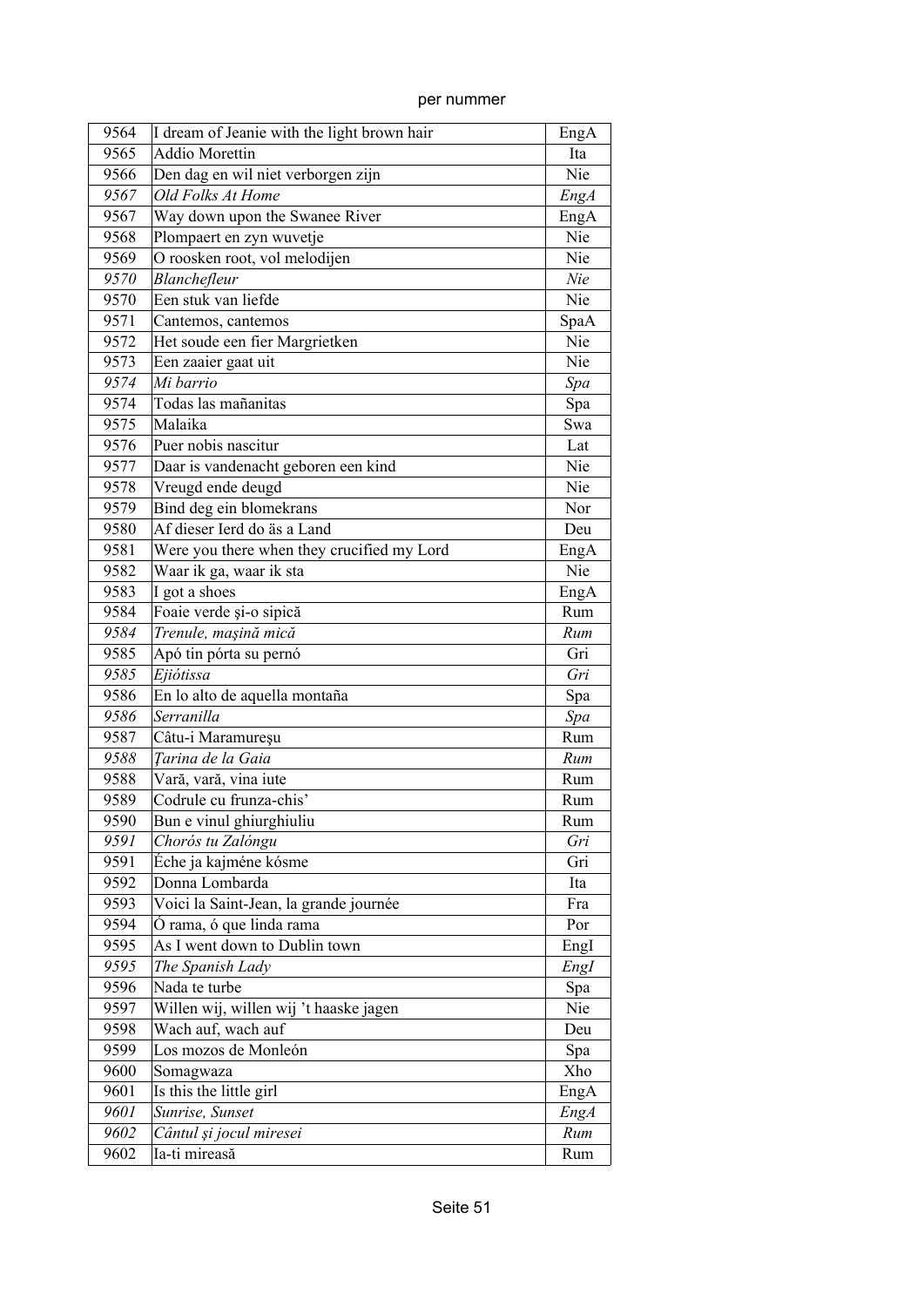| 9564 | I dream of Jeanie with the light brown hair | EngA |
|---|---|---|
| 9565 | Addio Morettin | Ita |
| 9566 | Den dag en wil niet verborgen zijn | Nie |
| *9567* | *Old Folks At Home* | *EngA* |
| 9567 | Way down upon the Swanee River | EngA |
| 9568 | Plompaert en zyn wuvetje | Nie |
| 9569 | O roosken root, vol melodijen | Nie |
| *9570* | *Blanchefleur* | *Nie* |
| 9570 | Een stuk van liefde | Nie |
| 9571 | Cantemos, cantemos | SpaA |
| 9572 | Het soude een fier Margrietken | Nie |
| 9573 | Een zaaier gaat uit | Nie |
| *9574* | *Mi barrio* | *Spa* |
| 9574 | Todas las mañanitas | Spa |
| 9575 | Malaika | Swa |
| 9576 | Puer nobis nascitur | Lat |
| 9577 | Daar is vandenacht geboren een kind | Nie |
| 9578 | Vreugd ende deugd | Nie |
| 9579 | Bind deg ein blomekrans | Nor |
| 9580 | Af dieser Ierd do äs a Land | Deu |
| 9581 | Were you there when they crucified my Lord | EngA |
| 9582 | Waar ik ga, waar ik sta | Nie |
| 9583 | I got a shoes | EngA |
| 9584 | Foaie verde şi-o sipică | Rum |
| *9584* | *Trenule, maşină mică* | *Rum* |
| 9585 | Apó tin pórta su pernó | Gri |
| *9585* | *Ejiótissa* | *Gri* |
| 9586 | En lo alto de aquella montaña | Spa |
| *9586* | *Serranilla* | *Spa* |
| 9587 | Câtu-i Maramureşu | Rum |
| *9588* | *Ţarina de la Gaia* | *Rum* |
| 9588 | Vară, vară, vina iute | Rum |
| 9589 | Codrule cu frunza-chis' | Rum |
| 9590 | Bun e vinul ghiurghiuliu | Rum |
| *9591* | *Chorós tu Zalóngu* | *Gri* |
| 9591 | Éche ja kajméne kósme | Gri |
| 9592 | Donna Lombarda | Ita |
| 9593 | Voici la Saint-Jean, la grande journée | Fra |
| 9594 | Ó rama, ó que linda rama | Por |
| 9595 | As I went down to Dublin town | EngI |
| *9595* | *The Spanish Lady* | *EngI* |
| 9596 | Nada te turbe | Spa |
| 9597 | Willen wij, willen wij 't haaske jagen | Nie |
| 9598 | Wach auf, wach auf | Deu |
| 9599 | Los mozos de Monleón | Spa |
| 9600 | Somagwaza | Xho |
| 9601 | Is this the little girl | EngA |
| *9601* | *Sunrise, Sunset* | *EngA* |
| *9602* | *Cântul şi jocul miresei* | *Rum* |
| 9602 | Ia-ti mireasă | Rum |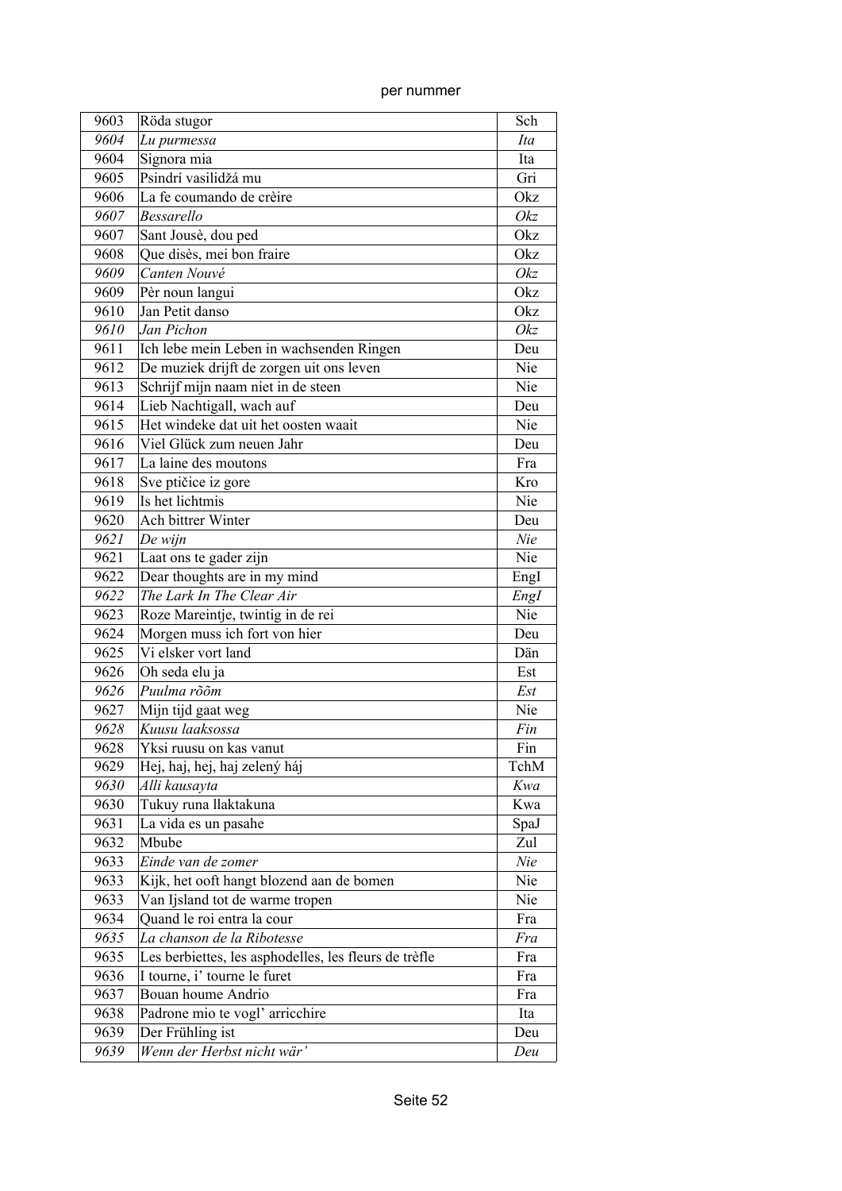| | | |
|---|---|---|
| 9603 | Röda stugor | Sch |
| *9604* | *Lu purmessa* | *Ita* |
| 9604 | Signora mia | Ita |
| 9605 | Psindrí vasilidžá mu | Gri |
| 9606 | La fe coumando de crèire | Okz |
| *9607* | *Bessarello* | *Okz* |
| 9607 | Sant Jousè, dou ped | Okz |
| 9608 | Que disès, mei bon fraire | Okz |
| *9609* | *Canten Nouvé* | *Okz* |
| 9609 | Pèr noun langui | Okz |
| 9610 | Jan Petit danso | Okz |
| *9610* | *Jan Pichon* | *Okz* |
| 9611 | Ich lebe mein Leben in wachsenden Ringen | Deu |
| 9612 | De muziek drijft de zorgen uit ons leven | Nie |
| 9613 | Schrijf mijn naam niet in de steen | Nie |
| 9614 | Lieb Nachtigall, wach auf | Deu |
| 9615 | Het windeke dat uit het oosten waait | Nie |
| 9616 | Viel Glück zum neuen Jahr | Deu |
| 9617 | La laine des moutons | Fra |
| 9618 | Sve ptičice iz gore | Kro |
| 9619 | Is het lichtmis | Nie |
| 9620 | Ach bittrer Winter | Deu |
| *9621* | *De wijn* | *Nie* |
| 9621 | Laat ons te gader zijn | Nie |
| 9622 | Dear thoughts are in my mind | EngI |
| *9622* | *The Lark In The Clear Air* | *EngI* |
| 9623 | Roze Mareintje, twintig in de rei | Nie |
| 9624 | Morgen muss ich fort von hier | Deu |
| 9625 | Vi elsker vort land | Dän |
| 9626 | Oh seda elu ja | Est |
| *9626* | *Puulma rõõm* | *Est* |
| 9627 | Mijn tijd gaat weg | Nie |
| *9628* | *Kuusu laaksossa* | *Fin* |
| 9628 | Yksi ruusu on kas vanut | Fin |
| 9629 | Hej, haj, hej, haj zelený háj | TchM |
| *9630* | *Alli kausayta* | *Kwa* |
| 9630 | Tukuy runa llaktakuna | Kwa |
| 9631 | La vida es un pasahe | SpaJ |
| 9632 | Mbube | Zul |
| *9633* | *Einde van de zomer* | *Nie* |
| 9633 | Kijk, het ooft hangt blozend aan de bomen | Nie |
| 9633 | Van Ijsland tot de warme tropen | Nie |
| 9634 | Quand le roi entra la cour | Fra |
| *9635* | *La chanson de la Ribotesse* | *Fra* |
| 9635 | Les berbiettes, les asphodelles, les fleurs de trèfle | Fra |
| 9636 | I tourne, i' tourne le furet | Fra |
| 9637 | Bouan houme Andrio | Fra |
| 9638 | Padrone mio te vogl' arricchire | Ita |
| 9639 | Der Frühling ist | Deu |
| *9639* | *Wenn der Herbst nicht wär'* | *Deu* |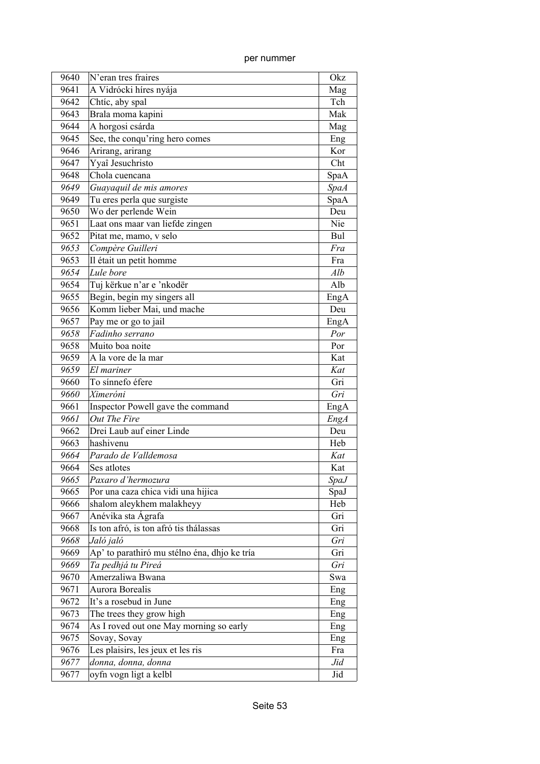| | | |
|---|---|---|
| 9640 | N'eran tres fraires | Okz |
| 9641 | A Vidrócki híres nyája | Mag |
| 9642 | Chtíc, aby spal | Tch |
| 9643 | Brala moma kapini | Mak |
| 9644 | A horgosi csárda | Mag |
| 9645 | See, the conqu'ring hero comes | Eng |
| 9646 | Arirang, arirang | Kor |
| 9647 | Yyaî Jesuchristo | Cht |
| 9648 | Chola cuencana | SpaA |
| *9649* | *Guayaquil de mis amores* | *SpaA* |
| 9649 | Tu eres perla que surgiste | SpaA |
| 9650 | Wo der perlende Wein | Deu |
| 9651 | Laat ons maar van liefde zingen | Nie |
| 9652 | Pitat me, mamo, v selo | Bul |
| *9653* | *Compère Guilleri* | *Fra* |
| 9653 | Il était un petit homme | Fra |
| *9654* | *Lule bore* | *Alb* |
| 9654 | Tuj kërkue n'ar e 'nkodër | Alb |
| 9655 | Begin, begin my singers all | EngA |
| 9656 | Komm lieber Mai, und mache | Deu |
| 9657 | Pay me or go to jail | EngA |
| *9658* | *Fadinho serrano* | *Por* |
| 9658 | Muito boa noite | Por |
| 9659 | A la vore de la mar | Kat |
| *9659* | *El mariner* | *Kat* |
| 9660 | To sínnefo éfere | Gri |
| *9660* | *Ximeróni* | *Gri* |
| 9661 | Inspector Powell gave the command | EngA |
| *9661* | *Out The Fire* | *EngA* |
| 9662 | Drei Laub auf einer Linde | Deu |
| 9663 | hashivenu | Heb |
| *9664* | *Parado de Valldemosa* | *Kat* |
| 9664 | Ses atlotes | Kat |
| *9665* | *Paxaro d'hermozura* | *SpaJ* |
| 9665 | Por una caza chica vidi una hijica | SpaJ |
| 9666 | shalom aleykhem malakheyy | Heb |
| 9667 | Anévika sta Ágrafa | Gri |
| 9668 | Is ton afró, is ton afró tis thálassas | Gri |
| *9668* | *Jaló jaló* | *Gri* |
| 9669 | Ap' to parathiró mu stélno éna, dhjo ke tría | Gri |
| *9669* | *Ta pedhjá tu Pireá* | *Gri* |
| 9670 | Amerzaliwa Bwana | Swa |
| 9671 | Aurora Borealis | Eng |
| 9672 | It's a rosebud in June | Eng |
| 9673 | The trees they grow high | Eng |
| 9674 | As I roved out one May morning so early | Eng |
| 9675 | Sovay, Sovay | Eng |
| 9676 | Les plaisirs, les jeux et les ris | Fra |
| *9677* | *donna, donna, donna* | *Jid* |
| 9677 | oyfn vogn ligt a kelbl | Jid |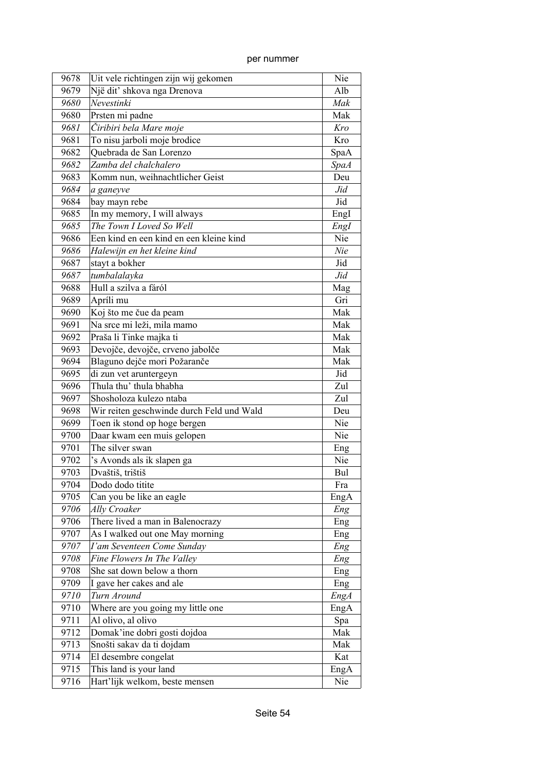per nummer

| | | |
|---|---|---|
| 9678 | Uit vele richtingen zijn wij gekomen | Nie |
| 9679 | Një dit' shkova nga Drenova | Alb |
| *9680* | *Nevestinki* | *Mak* |
| 9680 | Prsten mi padne | Mak |
| *9681* | *Čiribiri bela Mare moje* | *Kro* |
| 9681 | To nisu jarboli moje brodice | Kro |
| 9682 | Quebrada de San Lorenzo | SpaA |
| *9682* | *Zamba del chalchalero* | *SpaA* |
| 9683 | Komm nun, weihnachtlicher Geist | Deu |
| *9684* | *a ganeyve* | *Jid* |
| 9684 | bay mayn rebe | Jid |
| 9685 | In my memory, I will always | EngI |
| *9685* | *The Town I Loved So Well* | *EngI* |
| 9686 | Een kind en een kind en een kleine kind | Nie |
| *9686* | *Halewijn en het kleine kind* | *Nie* |
| 9687 | stayt a bokher | Jid |
| *9687* | *tumbalalayka* | *Jid* |
| 9688 | Hull a szilva a fáról | Mag |
| 9689 | Apríli mu | Gri |
| 9690 | Koj što me čue da peam | Mak |
| 9691 | Na srce mi leži, mila mamo | Mak |
| 9692 | Praša li Tinke majka ti | Mak |
| 9693 | Devojče, devojče, crveno jabolče | Mak |
| 9694 | Blaguno dejče mori Požaranče | Mak |
| 9695 | di zun vet aruntergeyn | Jid |
| 9696 | Thula thu' thula bhabha | Zul |
| 9697 | Shosholoza kulezo ntaba | Zul |
| 9698 | Wir reiten geschwinde durch Feld und Wald | Deu |
| 9699 | Toen ik stond op hoge bergen | Nie |
| 9700 | Daar kwam een muis gelopen | Nie |
| 9701 | The silver swan | Eng |
| 9702 | 's Avonds als ik slapen ga | Nie |
| 9703 | Dvaštiš, trištiš | Bul |
| 9704 | Dodo dodo titite | Fra |
| 9705 | Can you be like an eagle | EngA |
| *9706* | *Ally Croaker* | *Eng* |
| 9706 | There lived a man in Balenocrazy | Eng |
| 9707 | As I walked out one May morning | Eng |
| *9707* | *I'am Seventeen Come Sunday* | *Eng* |
| *9708* | *Fine Flowers In The Valley* | *Eng* |
| 9708 | She sat down below a thorn | Eng |
| 9709 | I gave her cakes and ale | Eng |
| *9710* | *Turn Around* | *EngA* |
| 9710 | Where are you going my little one | EngA |
| 9711 | Al olivo, al olivo | Spa |
| 9712 | Domak'ine dobri gosti dojdoa | Mak |
| 9713 | Snošti sakav da ti dojdam | Mak |
| 9714 | El desembre congelat | Kat |
| 9715 | This land is your land | EngA |
| 9716 | Hart'lijk welkom, beste mensen | Nie |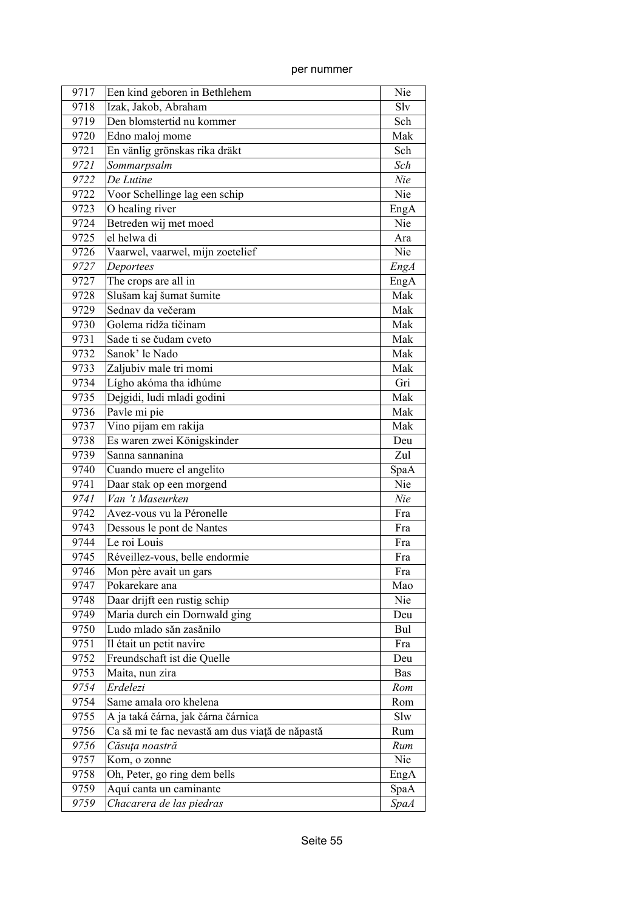| | | |
|---|---|---|
| 9717 | Een kind geboren in Bethlehem | Nie |
| 9718 | Izak, Jakob, Abraham | Slv |
| 9719 | Den blomstertid nu kommer | Sch |
| 9720 | Edno maloj mome | Mak |
| 9721 | En vänlig grönskas rika dräkt | Sch |
| *9721* | *Sommarpsalm* | *Sch* |
| *9722* | *De Lutine* | *Nie* |
| 9722 | Voor Schellinge lag een schip | Nie |
| 9723 | O healing river | EngA |
| 9724 | Betreden wij met moed | Nie |
| 9725 | el helwa di | Ara |
| 9726 | Vaarwel, vaarwel, mijn zoetelief | Nie |
| *9727* | *Deportees* | *EngA* |
| 9727 | The crops are all in | EngA |
| 9728 | Slušam kaj šumat šumite | Mak |
| 9729 | Sednav da večeram | Mak |
| 9730 | Golema ridža tičinam | Mak |
| 9731 | Sade ti se čudam cveto | Mak |
| 9732 | Sanok' le Nado | Mak |
| 9733 | Zaljubiv male tri momi | Mak |
| 9734 | Lígho akóma tha idhúme | Gri |
| 9735 | Dejgidi, ludi mladi godini | Mak |
| 9736 | Pavle mi pie | Mak |
| 9737 | Vino pijam em rakija | Mak |
| 9738 | Es waren zwei Königskinder | Deu |
| 9739 | Sanna sannanina | Zul |
| 9740 | Cuando muere el angelito | SpaA |
| 9741 | Daar stak op een morgend | Nie |
| *9741* | *Van 't Maseurken* | *Nie* |
| 9742 | Avez-vous vu la Péronelle | Fra |
| 9743 | Dessous le pont de Nantes | Fra |
| 9744 | Le roi Louis | Fra |
| 9745 | Réveillez-vous, belle endormie | Fra |
| 9746 | Mon père avait un gars | Fra |
| 9747 | Pokarekare ana | Mao |
| 9748 | Daar drijft een rustig schip | Nie |
| 9749 | Maria durch ein Dornwald ging | Deu |
| 9750 | Ludo mlado săn zasănilo | Bul |
| 9751 | Il était un petit navire | Fra |
| 9752 | Freundschaft ist die Quelle | Deu |
| 9753 | Maita, nun zira | Bas |
| *9754* | *Erdelezi* | *Rom* |
| 9754 | Same amala oro khelena | Rom |
| 9755 | A ja taká čárna, jak čárna čárnica | Slw |
| 9756 | Ca să mi te fac nevastă am dus viaţă de năpastă | Rum |
| *9756* | *Căsuţa noastră* | *Rum* |
| 9757 | Kom, o zonne | Nie |
| 9758 | Oh, Peter, go ring dem bells | EngA |
| 9759 | Aquí canta un caminante | SpaA |
| *9759* | *Chacarera de las piedras* | *SpaA* |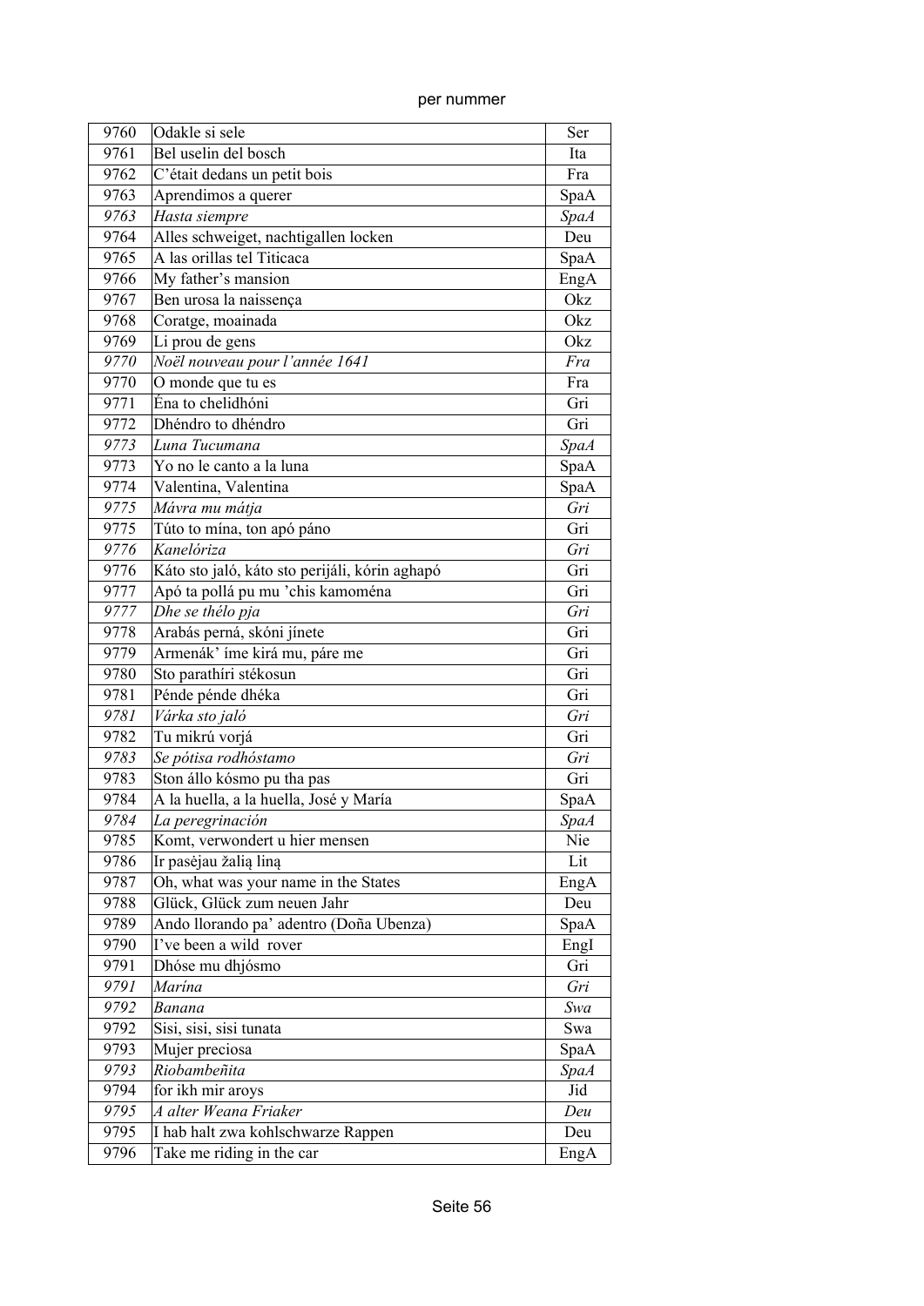| 9760 | Odakle si sele | Ser |
|---|---|---|
| 9761 | Bel uselin del bosch | Ita |
| 9762 | C’était dedans un petit bois | Fra |
| 9763 | Aprendimos a querer | SpaA |
| *9763* | *Hasta siempre* | *SpaA* |
| 9764 | Alles schweiget, nachtigallen locken | Deu |
| 9765 | A las orillas tel Titicaca | SpaA |
| 9766 | My father’s mansion | EngA |
| 9767 | Ben urosa la naissença | Okz |
| 9768 | Coratge, moainada | Okz |
| 9769 | Li prou de gens | Okz |
| *9770* | *Noël nouveau pour l’année 1641* | *Fra* |
| 9770 | O monde que tu es | Fra |
| 9771 | Éna to chelidhóni | Gri |
| 9772 | Dhéndro to dhéndro | Gri |
| *9773* | *Luna Tucumana* | *SpaA* |
| 9773 | Yo no le canto a la luna | SpaA |
| 9774 | Valentina, Valentina | SpaA |
| *9775* | *Mávra mu mátja* | *Gri* |
| 9775 | Túto to mína, ton apó páno | Gri |
| *9776* | *Kanelóriza* | *Gri* |
| 9776 | Káto sto jaló, káto sto perijáli, kórin aghapó | Gri |
| 9777 | Apó ta pollá pu mu ’chis kamoména | Gri |
| *9777* | *Dhe se thélo pja* | *Gri* |
| 9778 | Arabás perná, skóni jínete | Gri |
| 9779 | Armenák’ íme kirá mu, páre me | Gri |
| 9780 | Sto parathíri stékosun | Gri |
| 9781 | Pénde pénde dhéka | Gri |
| *9781* | *Várka sto jaló* | *Gri* |
| 9782 | Tu mikrú vorjá | Gri |
| *9783* | *Se pótisa rodhóstamo* | *Gri* |
| 9783 | Ston állo kósmo pu tha pas | Gri |
| 9784 | A la huella, a la huella, José y María | SpaA |
| *9784* | *La peregrinación* | *SpaA* |
| 9785 | Komt, verwondert u hier mensen | Nie |
| 9786 | Ir pasėjau žalią liną | Lit |
| 9787 | Oh, what was your name in the States | EngA |
| 9788 | Glück, Glück zum neuen Jahr | Deu |
| 9789 | Ando llorando pa’ adentro (Doña Ubenza) | SpaA |
| 9790 | I’ve been a wild rover | EngI |
| 9791 | Dhóse mu dhjósmo | Gri |
| *9791* | *Marína* | *Gri* |
| *9792* | *Banana* | *Swa* |
| 9792 | Sisi, sisi, sisi tunata | Swa |
| 9793 | Mujer preciosa | SpaA |
| *9793* | *Riobambeñita* | *SpaA* |
| 9794 | for ikh mir aroys | Jid |
| *9795* | *A alter Weana Friaker* | *Deu* |
| 9795 | I hab halt zwa kohlschwarze Rappen | Deu |
| 9796 | Take me riding in the car | EngA |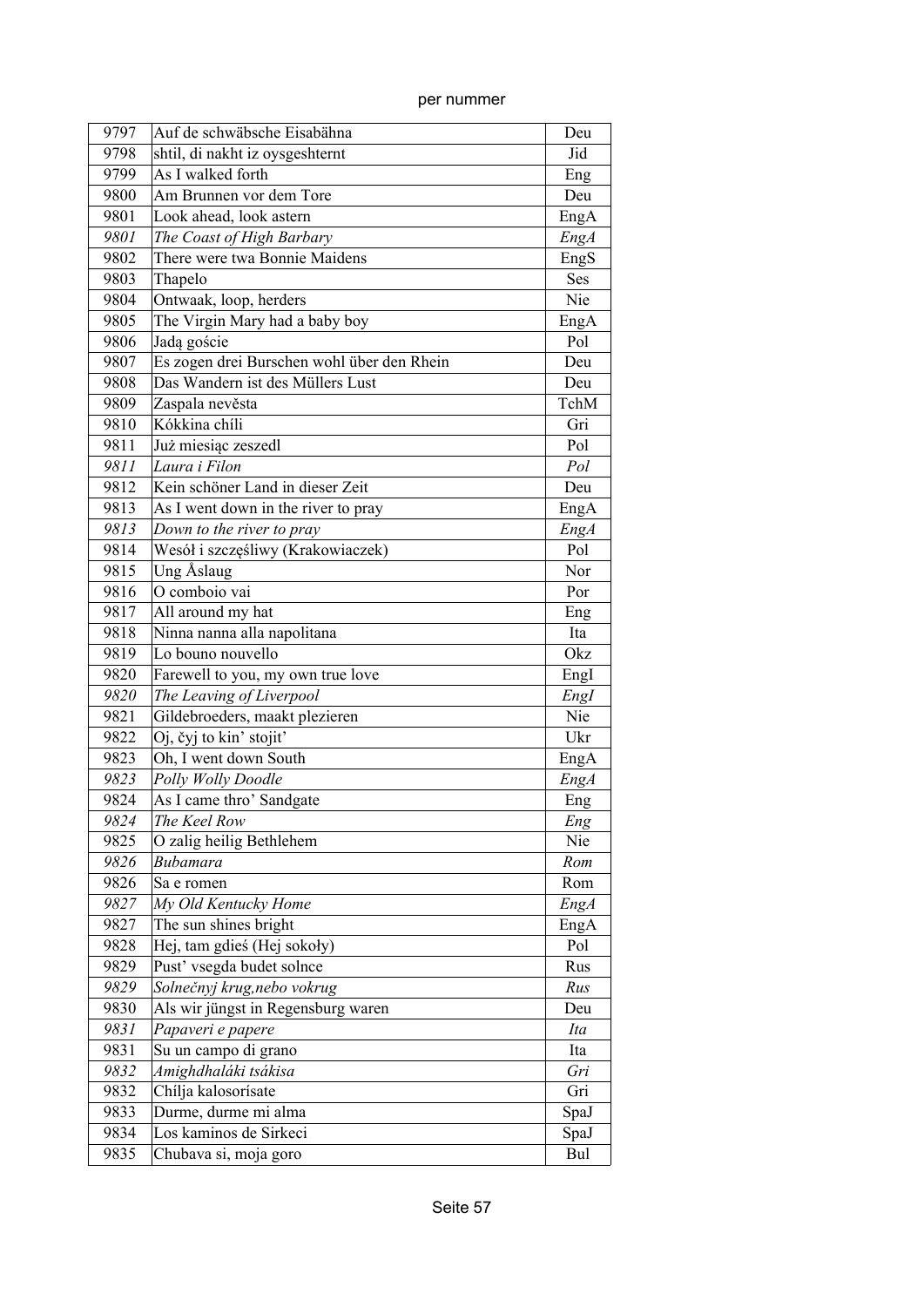| | | |
|---|---|---|
| 9797 | Auf de schwäbsche Eisabähna | Deu |
| 9798 | shtil, di nakht iz oysgeshternt | Jid |
| 9799 | As I walked forth | Eng |
| 9800 | Am Brunnen vor dem Tore | Deu |
| 9801 | Look ahead, look astern | EngA |
| *9801* | *The Coast of High Barbary* | *EngA* |
| 9802 | There were twa Bonnie Maidens | EngS |
| 9803 | Thapelo | Ses |
| 9804 | Ontwaak, loop, herders | Nie |
| 9805 | The Virgin Mary had a baby boy | EngA |
| 9806 | Jadą goście | Pol |
| 9807 | Es zogen drei Burschen wohl über den Rhein | Deu |
| 9808 | Das Wandern ist des Müllers Lust | Deu |
| 9809 | Zaspala nevěsta | TchM |
| 9810 | Kókkina chíli | Gri |
| 9811 | Już miesiąc zeszedl | Pol |
| *9811* | *Laura i Filon* | *Pol* |
| 9812 | Kein schöner Land in dieser Zeit | Deu |
| 9813 | As I went down in the river to pray | EngA |
| *9813* | *Down to the river to pray* | *EngA* |
| 9814 | Wesół i szczęśliwy (Krakowiaczek) | Pol |
| 9815 | Ung Åslaug | Nor |
| 9816 | O comboio vai | Por |
| 9817 | All around my hat | Eng |
| 9818 | Ninna nanna alla napolitana | Ita |
| 9819 | Lo bouno nouvello | Okz |
| 9820 | Farewell to you, my own true love | EngI |
| *9820* | *The Leaving of Liverpool* | *EngI* |
| 9821 | Gildebroeders, maakt plezieren | Nie |
| 9822 | Oj, čyj to kin' stojit' | Ukr |
| 9823 | Oh, I went down South | EngA |
| *9823* | *Polly Wolly Doodle* | *EngA* |
| 9824 | As I came thro' Sandgate | Eng |
| *9824* | *The Keel Row* | *Eng* |
| 9825 | O zalig heilig Bethlehem | Nie |
| *9826* | *Bubamara* | *Rom* |
| 9826 | Sa e romen | Rom |
| *9827* | *My Old Kentucky Home* | *EngA* |
| 9827 | The sun shines bright | EngA |
| 9828 | Hej, tam gdieś (Hej sokoły) | Pol |
| 9829 | Pust' vsegda budet solnce | Rus |
| *9829* | *Solnečnyj krug,nebo vokrug* | *Rus* |
| 9830 | Als wir jüngst in Regensburg waren | Deu |
| *9831* | *Papaveri e papere* | *Ita* |
| 9831 | Su un campo di grano | Ita |
| *9832* | *Amighdhaláki tsákisa* | *Gri* |
| 9832 | Chílja kalosorísate | Gri |
| 9833 | Durme, durme mi alma | SpaJ |
| 9834 | Los kaminos de Sirkeci | SpaJ |
| 9835 | Chubava si, moja goro | Bul |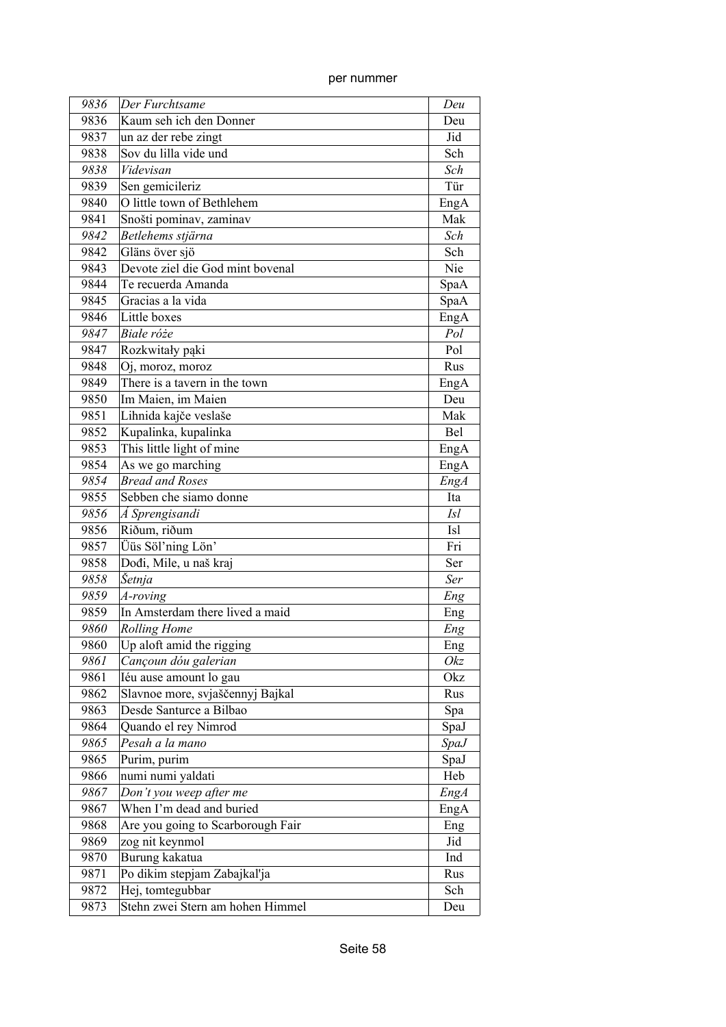| | | |
|---|---|---|
| *9836* | *Der Furchtsame* | *Deu* |
| 9836 | Kaum seh ich den Donner | Deu |
| 9837 | un az der rebe zingt | Jid |
| 9838 | Sov du lilla vide und | Sch |
| *9838* | *Videvisan* | *Sch* |
| 9839 | Sen gemicileriz | Tür |
| 9840 | O little town of Bethlehem | EngA |
| 9841 | Snošti pominav, zaminav | Mak |
| *9842* | *Betlehems stjärna* | *Sch* |
| 9842 | Gläns över sjö | Sch |
| 9843 | Devote ziel die God mint bovenal | Nie |
| 9844 | Te recuerda Amanda | SpaA |
| 9845 | Gracias a la vida | SpaA |
| 9846 | Little boxes | EngA |
| *9847* | *Białe róże* | *Pol* |
| 9847 | Rozkwitały pąki | Pol |
| 9848 | Oj, moroz, moroz | Rus |
| 9849 | There is a tavern in the town | EngA |
| 9850 | Im Maien, im Maien | Deu |
| 9851 | Lihnida kajče veslaše | Mak |
| 9852 | Kupalinka, kupalinka | Bel |
| 9853 | This little light of mine | EngA |
| 9854 | As we go marching | EngA |
| *9854* | *Bread and Roses* | *EngA* |
| 9855 | Sebben che siamo donne | Ita |
| *9856* | *Á Sprengisandi* | *Isl* |
| 9856 | Riðum, riðum | Isl |
| 9857 | Üüs Söl'ning Lön' | Fri |
| 9858 | Dođi, Mile, u naš kraj | Ser |
| *9858* | *Šetnja* | *Ser* |
| *9859* | *A-roving* | *Eng* |
| 9859 | In Amsterdam there lived a maid | Eng |
| *9860* | *Rolling Home* | *Eng* |
| 9860 | Up aloft amid the rigging | Eng |
| *9861* | *Cançoun dóu galerian* | *Okz* |
| 9861 | Iéu ause amount lo gau | Okz |
| 9862 | Slavnoe more, svjaščennyj Bajkal | Rus |
| 9863 | Desde Santurce a Bilbao | Spa |
| 9864 | Quando el rey Nimrod | SpaJ |
| *9865* | *Pesah a la mano* | *SpaJ* |
| 9865 | Purim, purim | SpaJ |
| 9866 | numi numi yaldati | Heb |
| *9867* | *Don't you weep after me* | *EngA* |
| 9867 | When I'm dead and buried | EngA |
| 9868 | Are you going to Scarborough Fair | Eng |
| 9869 | zog nit keynmol | Jid |
| 9870 | Burung kakatua | Ind |
| 9871 | Po dikim stepjam Zabajkal'ja | Rus |
| 9872 | Hej, tomtegubbar | Sch |
| 9873 | Stehn zwei Stern am hohen Himmel | Deu |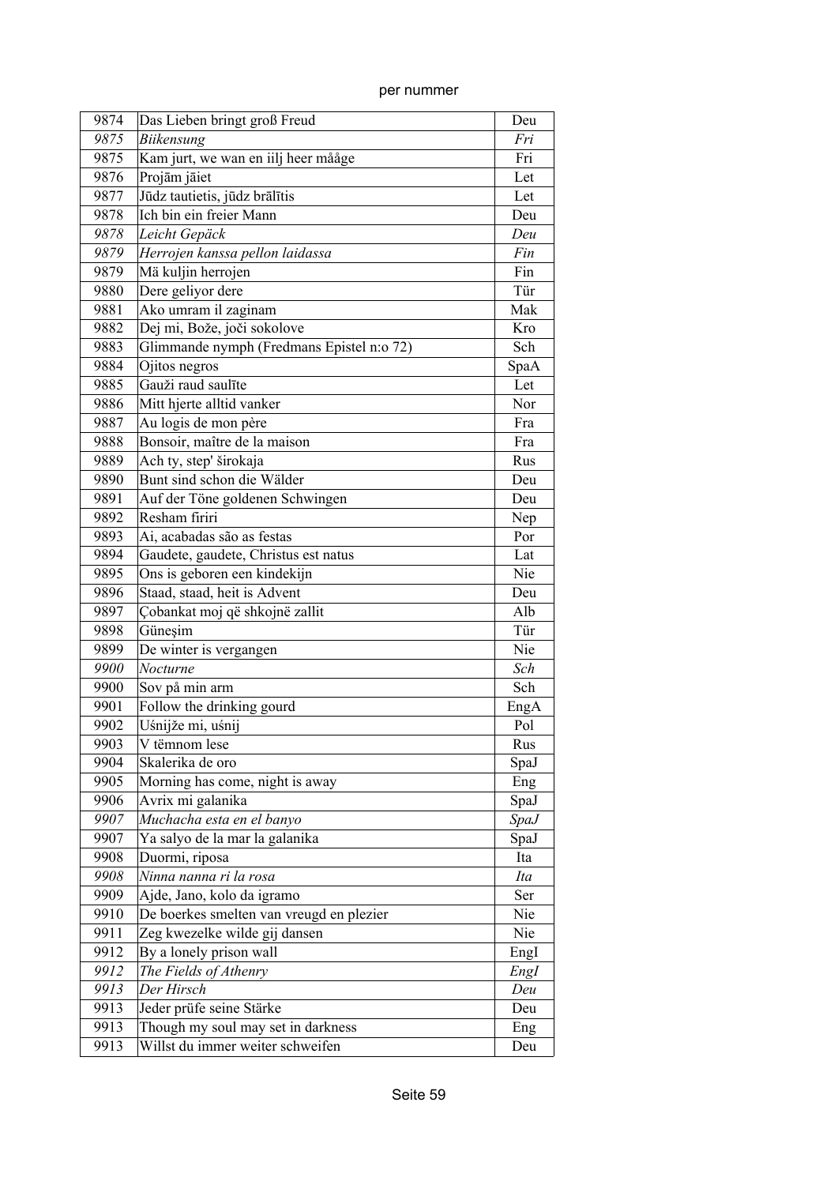| 9874 | Das Lieben bringt groß Freud | Deu |
|---|---|---|
| *9875* | *Biikensung* | *Fri* |
| 9875 | Kam jurt, we wan en iilj heer mååge | Fri |
| 9876 | Projām jāiet | Let |
| 9877 | Jūdz tautietis, jūdz brālītis | Let |
| 9878 | Ich bin ein freier Mann | Deu |
| *9878* | *Leicht Gepäck* | *Deu* |
| *9879* | *Herrojen kanssa pellon laidassa* | *Fin* |
| 9879 | Mä kuljin herrojen | Fin |
| 9880 | Dere geliyor dere | Tür |
| 9881 | Ako umram il zaginam | Mak |
| 9882 | Dej mi, Bože, joči sokolove | Kro |
| 9883 | Glimmande nymph (Fredmans Epistel n:o 72) | Sch |
| 9884 | Ojitos negros | SpaA |
| 9885 | Gauži raud saulīte | Let |
| 9886 | Mitt hjerte alltid vanker | Nor |
| 9887 | Au logis de mon père | Fra |
| 9888 | Bonsoir, maître de la maison | Fra |
| 9889 | Ach ty, step' širokaja | Rus |
| 9890 | Bunt sind schon die Wälder | Deu |
| 9891 | Auf der Töne goldenen Schwingen | Deu |
| 9892 | Resham firiri | Nep |
| 9893 | Ai, acabadas são as festas | Por |
| 9894 | Gaudete, gaudete, Christus est natus | Lat |
| 9895 | Ons is geboren een kindekijn | Nie |
| 9896 | Staad, staad, heit is Advent | Deu |
| 9897 | Çobankat moj që shkojnë zallit | Alb |
| 9898 | Güneşim | Tür |
| 9899 | De winter is vergangen | Nie |
| *9900* | *Nocturne* | *Sch* |
| 9900 | Sov på min arm | Sch |
| 9901 | Follow the drinking gourd | EngA |
| 9902 | Uśnijże mi, uśnij | Pol |
| 9903 | V tëmnom lese | Rus |
| 9904 | Skalerika de oro | SpaJ |
| 9905 | Morning has come, night is away | Eng |
| 9906 | Avrix mi galanika | SpaJ |
| *9907* | *Muchacha esta en el banyo* | *SpaJ* |
| 9907 | Ya salyo de la mar la galanika | SpaJ |
| 9908 | Duormi, riposa | Ita |
| *9908* | *Ninna nanna ri la rosa* | *Ita* |
| 9909 | Ajde, Jano, kolo da igramo | Ser |
| 9910 | De boerkes smelten van vreugd en plezier | Nie |
| 9911 | Zeg kwezelke wilde gij dansen | Nie |
| 9912 | By a lonely prison wall | EngI |
| *9912* | *The Fields of Athenry* | *EngI* |
| *9913* | *Der Hirsch* | *Deu* |
| 9913 | Jeder prüfe seine Stärke | Deu |
| 9913 | Though my soul may set in darkness | Eng |
| 9913 | Willst du immer weiter schweifen | Deu |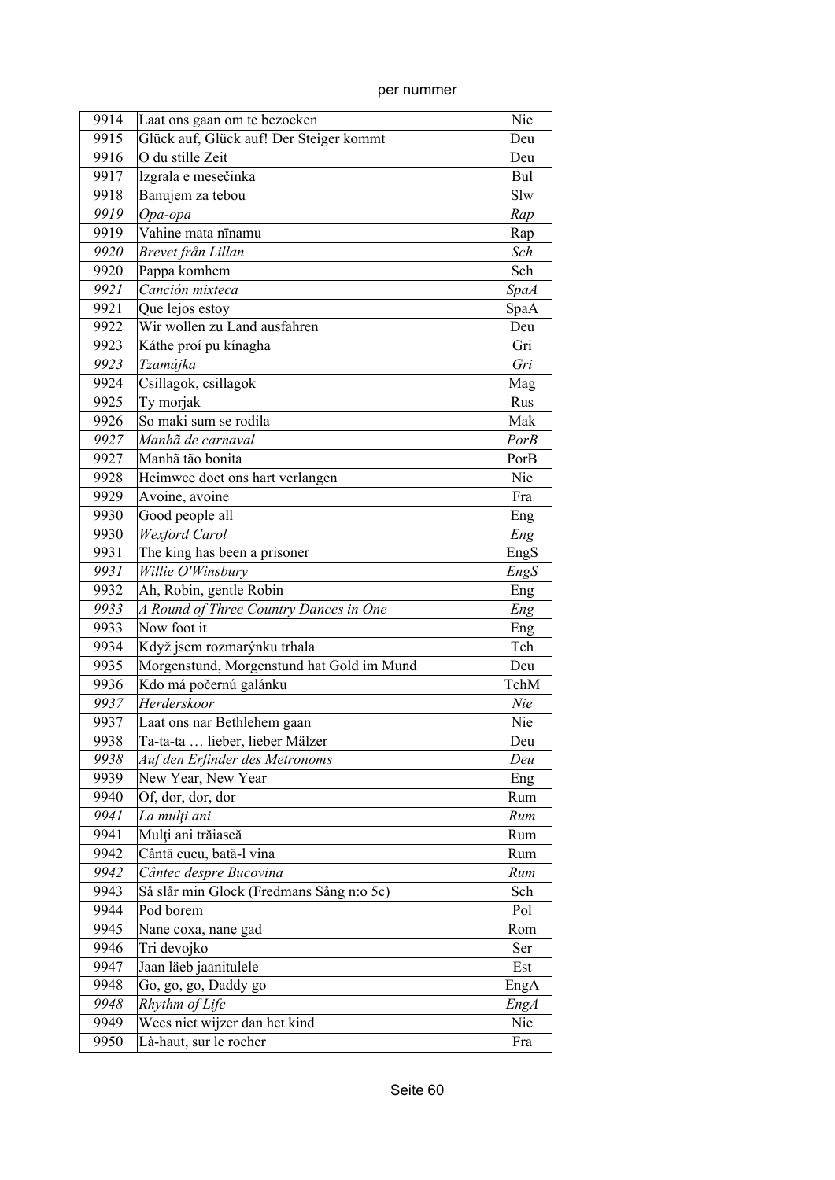| | | |
|---|---|---|
| 9914 | Laat ons gaan om te bezoeken | Nie |
| 9915 | Glück auf, Glück auf! Der Steiger kommt | Deu |
| 9916 | O du stille Zeit | Deu |
| 9917 | Izgrala e mesečinka | Bul |
| 9918 | Banujem za tebou | Slw |
| *9919* | *Opa-opa* | *Rap* |
| 9919 | Vahine mata nīnamu | Rap |
| *9920* | *Brevet från Lillan* | *Sch* |
| 9920 | Pappa komhem | Sch |
| *9921* | *Canción mixteca* | *SpaA* |
| 9921 | Que lejos estoy | SpaA |
| 9922 | Wir wollen zu Land ausfahren | Deu |
| 9923 | Káthe proí pu kínagha | Gri |
| *9923* | *Tzamájka* | *Gri* |
| 9924 | Csillagok, csillagok | Mag |
| 9925 | Ty morjak | Rus |
| 9926 | So maki sum se rodila | Mak |
| *9927* | *Manhã de carnaval* | *PorB* |
| 9927 | Manhã tão bonita | PorB |
| 9928 | Heimwee doet ons hart verlangen | Nie |
| 9929 | Avoine, avoine | Fra |
| 9930 | Good people all | Eng |
| 9930 | *Wexford Carol* | *Eng* |
| 9931 | The king has been a prisoner | EngS |
| *9931* | *Willie O'Winsbury* | *EngS* |
| 9932 | Ah, Robin, gentle Robin | Eng |
| *9933* | *A Round of Three Country Dances in One* | *Eng* |
| 9933 | Now foot it | Eng |
| 9934 | Když jsem rozmarýnku trhala | Tch |
| 9935 | Morgenstund, Morgenstund hat Gold im Mund | Deu |
| 9936 | Kdo má počernú galánku | TchM |
| *9937* | *Herderskoor* | *Nie* |
| 9937 | Laat ons nar Bethlehem gaan | Nie |
| 9938 | Ta-ta-ta … lieber, lieber Mälzer | Deu |
| *9938* | *Auf den Erfinder des Metronoms* | *Deu* |
| 9939 | New Year, New Year | Eng |
| 9940 | Of, dor, dor, dor | Rum |
| *9941* | *La mulţi ani* | *Rum* |
| 9941 | Mulţi ani trăiască | Rum |
| 9942 | Cântă cucu, bată-l vina | Rum |
| *9942* | *Cântec despre Bucovina* | *Rum* |
| 9943 | Så slår min Glock (Fredmans Sång n:o 5c) | Sch |
| 9944 | Pod borem | Pol |
| 9945 | Nane coxa, nane gad | Rom |
| 9946 | Tri devojko | Ser |
| 9947 | Jaan läeb jaanitulele | Est |
| 9948 | Go, go, go, Daddy go | EngA |
| *9948* | *Rhythm of Life* | *EngA* |
| 9949 | Wees niet wijzer dan het kind | Nie |
| 9950 | Là-haut, sur le rocher | Fra |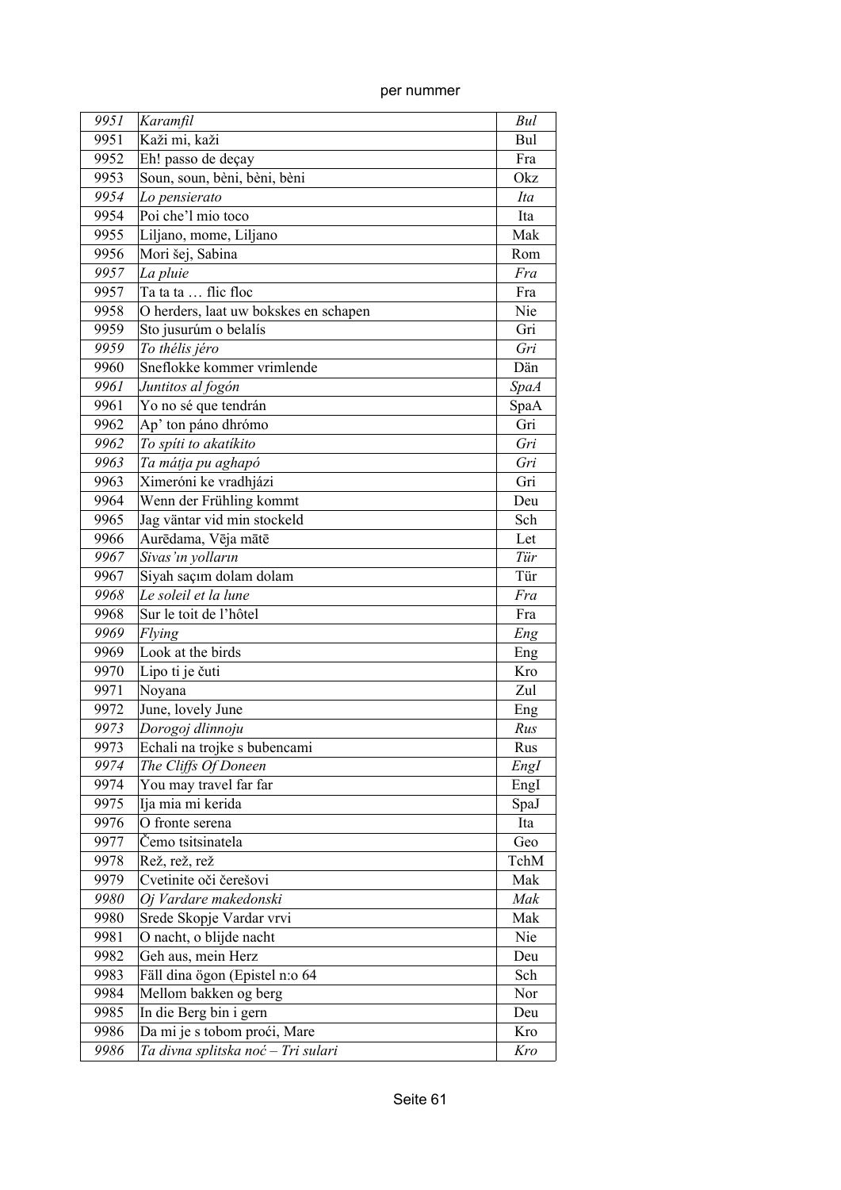| | | |
|---|---|---|
| *9951* | *Karamfil* | *Bul* |
| 9951 | Kaži mi, kaži | Bul |
| 9952 | Eh! passo de deçay | Fra |
| 9953 | Soun, soun, bèni, bèni, bèni | Okz |
| *9954* | *Lo pensierato* | *Ita* |
| 9954 | Poi che'l mio toco | Ita |
| 9955 | Liljano, mome, Liljano | Mak |
| 9956 | Mori šej, Sabina | Rom |
| *9957* | *La pluie* | *Fra* |
| 9957 | Ta ta ta … flic floc | Fra |
| 9958 | O herders, laat uw bokskes en schapen | Nie |
| 9959 | Sto jusurúm o belalís | Gri |
| *9959* | *To thélis jéro* | *Gri* |
| 9960 | Sneflokke kommer vrimlende | Dän |
| *9961* | *Juntitos al fogón* | *SpaA* |
| 9961 | Yo no sé que tendrán | SpaA |
| 9962 | Ap' ton páno dhrómo | Gri |
| *9962* | *To spíti to akatíkito* | *Gri* |
| *9963* | *Ta mátja pu aghapó* | *Gri* |
| 9963 | Ximeróni ke vradhjázi | Gri |
| 9964 | Wenn der Frühling kommt | Deu |
| 9965 | Jag väntar vid min stockeld | Sch |
| 9966 | Aurēdama, Vēja mātē | Let |
| *9967* | *Sivas'ın yolların* | *Tür* |
| 9967 | Siyah saçım dolam dolam | Tür |
| *9968* | *Le soleil et la lune* | *Fra* |
| 9968 | Sur le toit de l'hôtel | Fra |
| *9969* | *Flying* | *Eng* |
| 9969 | Look at the birds | Eng |
| 9970 | Lipo ti je čuti | Kro |
| 9971 | Noyana | Zul |
| 9972 | June, lovely June | Eng |
| *9973* | *Dorogoj dlinnoju* | *Rus* |
| 9973 | Echali na trojke s bubencami | Rus |
| *9974* | *The Cliffs Of Doneen* | *EngI* |
| 9974 | You may travel far far | EngI |
| 9975 | Ija mia mi kerida | SpaJ |
| 9976 | O fronte serena | Ita |
| 9977 | Čemo tsitsinatela | Geo |
| 9978 | Rež, rež, rež | TchM |
| 9979 | Cvetinite oči čerešovi | Mak |
| *9980* | *Oj Vardare makedonski* | *Mak* |
| 9980 | Srede Skopje Vardar vrvi | Mak |
| 9981 | O nacht, o blijde nacht | Nie |
| 9982 | Geh aus, mein Herz | Deu |
| 9983 | Fäll dina ögon (Epistel n:o 64 | Sch |
| 9984 | Mellom bakken og berg | Nor |
| 9985 | In die Berg bin i gern | Deu |
| 9986 | Da mi je s tobom proći, Mare | Kro |
| *9986* | *Ta divna splitska noć – Tri sulari* | *Kro* |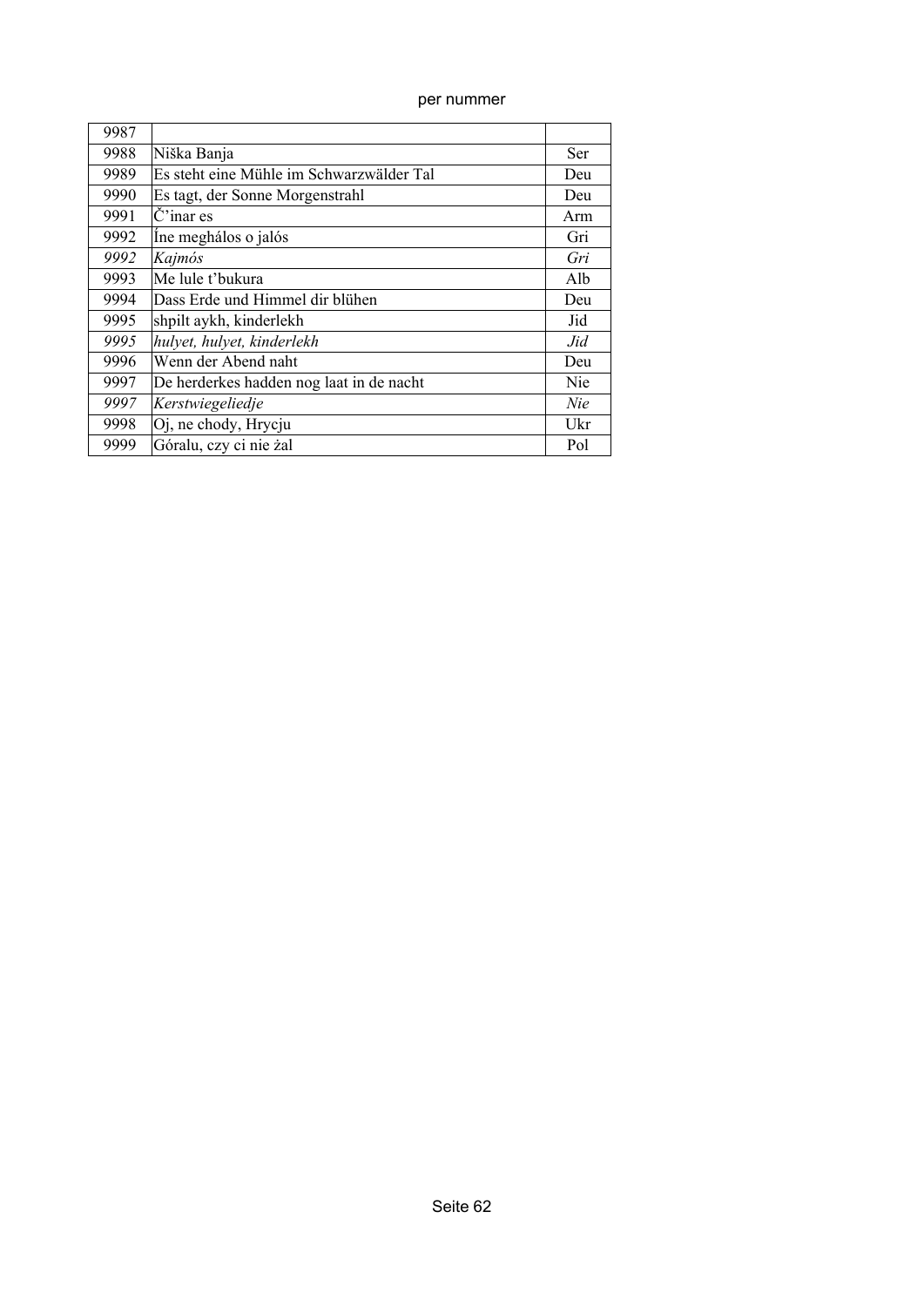per nummer

| | | |
|---|---|---|
| 9987 | | |
| 9988 | Niška Banja | Ser |
| 9989 | Es steht eine Mühle im Schwarzwälder Tal | Deu |
| 9990 | Es tagt, der Sonne Morgenstrahl | Deu |
| 9991 | Č'inar es | Arm |
| 9992 | Íne meghálos o jalós | Gri |
| *9992* | *Kajmós* | *Gri* |
| 9993 | Me lule t'bukura | Alb |
| 9994 | Dass Erde und Himmel dir blühen | Deu |
| 9995 | shpilt aykh, kinderlekh | Jid |
| *9995* | *hulyet, hulyet, kinderlekh* | *Jid* |
| 9996 | Wenn der Abend naht | Deu |
| 9997 | De herderkes hadden nog laat in de nacht | Nie |
| *9997* | *Kerstwiegeliedje* | *Nie* |
| 9998 | Oj, ne chody, Hrycju | Ukr |
| 9999 | Góralu, czy ci nie żal | Pol |